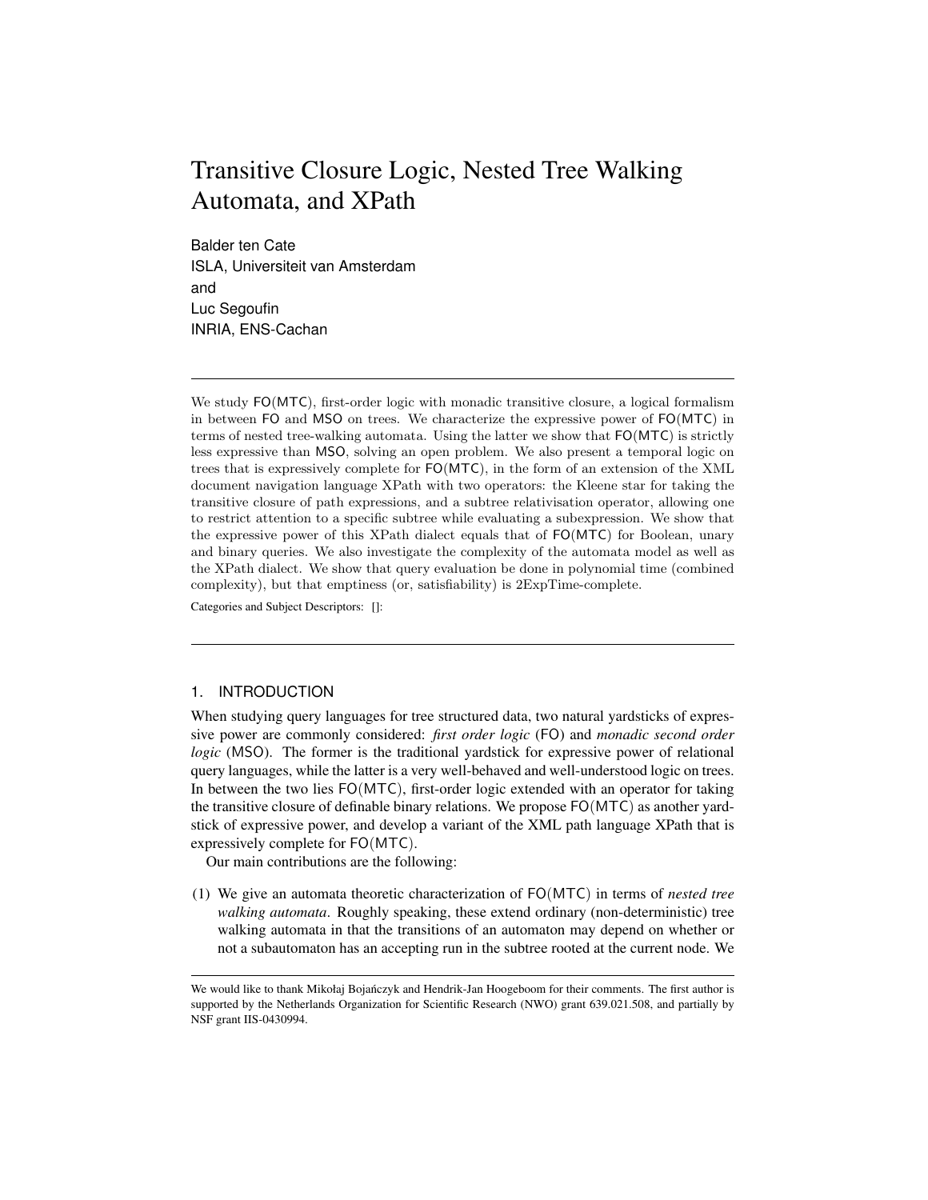# Transitive Closure Logic, Nested Tree Walking Automata, and XPath

Balder ten Cate
ISLA, Universiteit van Amsterdam
and
Luc Segoufin
INRIA, ENS-Cachan

---

We study FO(MTC), first-order logic with monadic transitive closure, a logical formalism in between FO and MSO on trees. We characterize the expressive power of FO(MTC) in terms of nested tree-walking automata. Using the latter we show that FO(MTC) is strictly less expressive than MSO, solving an open problem. We also present a temporal logic on trees that is expressively complete for FO(MTC), in the form of an extension of the XML document navigation language XPath with two operators: the Kleene star for taking the transitive closure of path expressions, and a subtree relativisation operator, allowing one to restrict attention to a specific subtree while evaluating a subexpression. We show that the expressive power of this XPath dialect equals that of FO(MTC) for Boolean, unary and binary queries. We also investigate the complexity of the automata model as well as the XPath dialect. We show that query evaluation be done in polynomial time (combined complexity), but that emptiness (or, satisfiability) is 2ExpTime-complete.

Categories and Subject Descriptors: []:

---

## 1. INTRODUCTION

When studying query languages for tree structured data, two natural yardsticks of expressive power are commonly considered: *first order logic* (FO) and *monadic second order logic* (MSO). The former is the traditional yardstick for expressive power of relational query languages, while the latter is a very well-behaved and well-understood logic on trees. In between the two lies FO(MTC), first-order logic extended with an operator for taking the transitive closure of definable binary relations. We propose FO(MTC) as another yardstick of expressive power, and develop a variant of the XML path language XPath that is expressively complete for FO(MTC).

Our main contributions are the following:

(1) We give an automata theoretic characterization of FO(MTC) in terms of *nested tree walking automata*. Roughly speaking, these extend ordinary (non-deterministic) tree walking automata in that the transitions of an automaton may depend on whether or not a subautomaton has an accepting run in the subtree rooted at the current node. We

---

We would like to thank Mikołaj Bojańczyk and Hendrik-Jan Hoogeboom for their comments. The first author is supported by the Netherlands Organization for Scientific Research (NWO) grant 639.021.508, and partially by NSF grant IIS-0430994.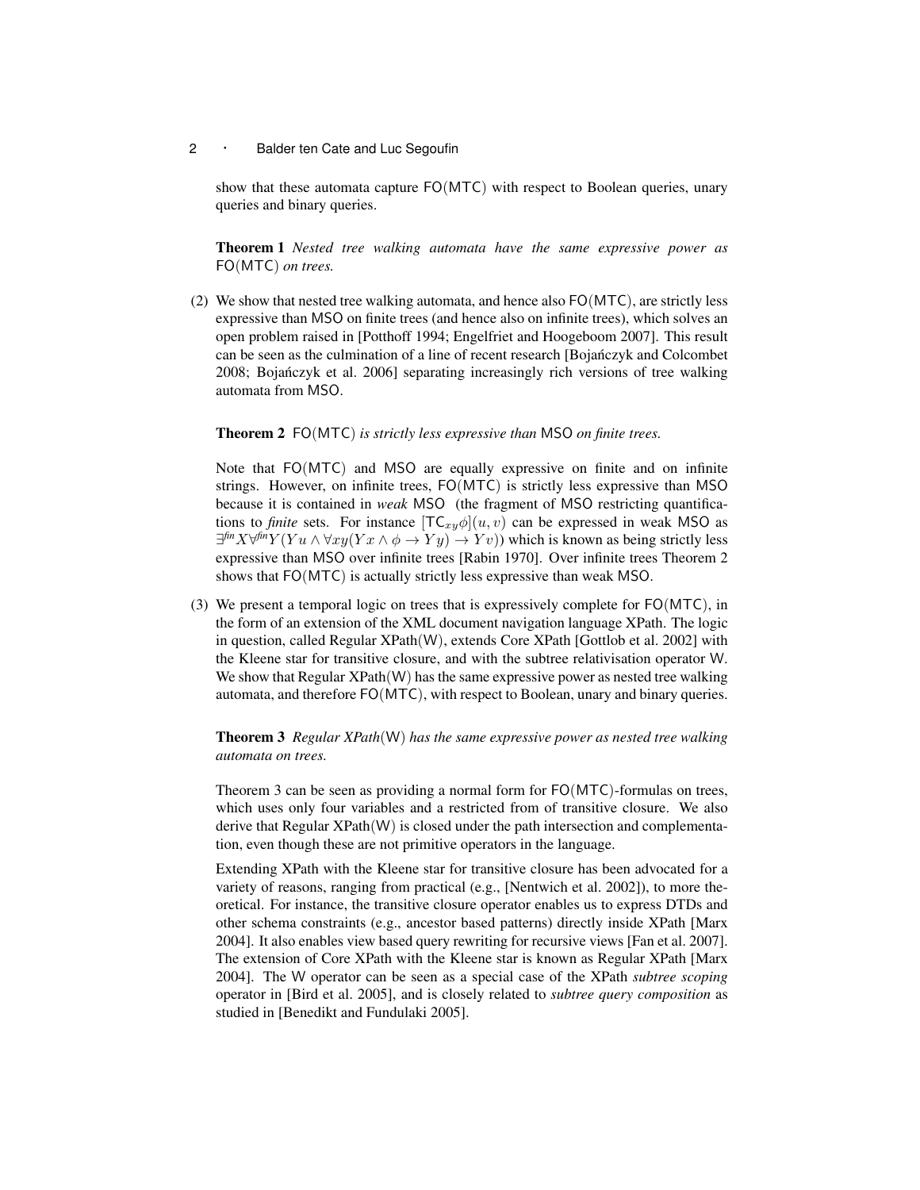show that these automata capture FO(MTC) with respect to Boolean queries, unary queries and binary queries.

**Theorem 1** *Nested tree walking automata have the same expressive power as* FO(MTC) *on trees.*

(2) We show that nested tree walking automata, and hence also FO(MTC), are strictly less expressive than MSO on finite trees (and hence also on infinite trees), which solves an open problem raised in [Potthoff 1994; Engelfriet and Hoogeboom 2007]. This result can be seen as the culmination of a line of recent research [Bojańczyk and Colcombet 2008; Bojańczyk et al. 2006] separating increasingly rich versions of tree walking automata from MSO.

**Theorem 2** FO(MTC) *is strictly less expressive than* MSO *on finite trees.*

Note that FO(MTC) and MSO are equally expressive on finite and on infinite strings. However, on infinite trees, FO(MTC) is strictly less expressive than MSO because it is contained in *weak* MSO (the fragment of MSO restricting quantifications to *finite* sets. For instance $[\mathsf{TC}_{xy}\phi](u,v)$ can be expressed in weak MSO as $\exists^{fin} X \forall^{fin} Y (Yu \wedge \forall xy(Yx \wedge \phi \rightarrow Yy) \rightarrow Yv))$ which is known as being strictly less expressive than MSO over infinite trees [Rabin 1970]. Over infinite trees Theorem 2 shows that FO(MTC) is actually strictly less expressive than weak MSO.

(3) We present a temporal logic on trees that is expressively complete for FO(MTC), in the form of an extension of the XML document navigation language XPath. The logic in question, called Regular XPath(W), extends Core XPath [Gottlob et al. 2002] with the Kleene star for transitive closure, and with the subtree relativisation operator W. We show that Regular XPath(W) has the same expressive power as nested tree walking automata, and therefore FO(MTC), with respect to Boolean, unary and binary queries.

**Theorem 3** *Regular XPath*(W) *has the same expressive power as nested tree walking automata on trees.*

Theorem 3 can be seen as providing a normal form for FO(MTC)-formulas on trees, which uses only four variables and a restricted from of transitive closure. We also derive that Regular XPath(W) is closed under the path intersection and complementation, even though these are not primitive operators in the language.

Extending XPath with the Kleene star for transitive closure has been advocated for a variety of reasons, ranging from practical (e.g., [Nentwich et al. 2002]), to more theoretical. For instance, the transitive closure operator enables us to express DTDs and other schema constraints (e.g., ancestor based patterns) directly inside XPath [Marx 2004]. It also enables view based query rewriting for recursive views [Fan et al. 2007]. The extension of Core XPath with the Kleene star is known as Regular XPath [Marx 2004]. The W operator can be seen as a special case of the XPath *subtree scoping* operator in [Bird et al. 2005], and is closely related to *subtree query composition* as studied in [Benedikt and Fundulaki 2005].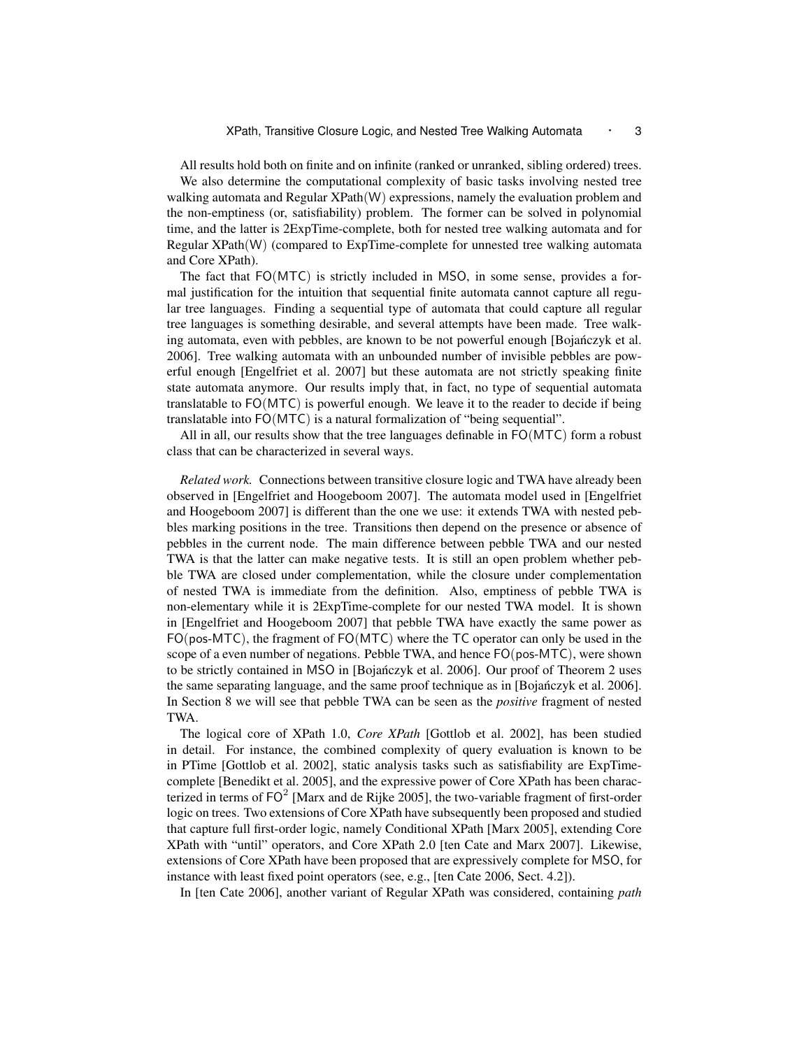All results hold both on finite and on infinite (ranked or unranked, sibling ordered) trees.

We also determine the computational complexity of basic tasks involving nested tree walking automata and Regular XPath(W) expressions, namely the evaluation problem and the non-emptiness (or, satisfiability) problem. The former can be solved in polynomial time, and the latter is 2ExpTime-complete, both for nested tree walking automata and for Regular XPath(W) (compared to ExpTime-complete for unnested tree walking automata and Core XPath).

The fact that FO(MTC) is strictly included in MSO, in some sense, provides a formal justification for the intuition that sequential finite automata cannot capture all regular tree languages. Finding a sequential type of automata that could capture all regular tree languages is something desirable, and several attempts have been made. Tree walking automata, even with pebbles, are known to be not powerful enough [Bojańczyk et al. 2006]. Tree walking automata with an unbounded number of invisible pebbles are powerful enough [Engelfriet et al. 2007] but these automata are not strictly speaking finite state automata anymore. Our results imply that, in fact, no type of sequential automata translatable to FO(MTC) is powerful enough. We leave it to the reader to decide if being translatable into FO(MTC) is a natural formalization of "being sequential".

All in all, our results show that the tree languages definable in FO(MTC) form a robust class that can be characterized in several ways.

*Related work.* Connections between transitive closure logic and TWA have already been observed in [Engelfriet and Hoogeboom 2007]. The automata model used in [Engelfriet and Hoogeboom 2007] is different than the one we use: it extends TWA with nested pebbles marking positions in the tree. Transitions then depend on the presence or absence of pebbles in the current node. The main difference between pebble TWA and our nested TWA is that the latter can make negative tests. It is still an open problem whether pebble TWA are closed under complementation, while the closure under complementation of nested TWA is immediate from the definition. Also, emptiness of pebble TWA is non-elementary while it is 2ExpTime-complete for our nested TWA model. It is shown in [Engelfriet and Hoogeboom 2007] that pebble TWA have exactly the same power as FO(pos-MTC), the fragment of FO(MTC) where the TC operator can only be used in the scope of a even number of negations. Pebble TWA, and hence FO(pos-MTC), were shown to be strictly contained in MSO in [Bojańczyk et al. 2006]. Our proof of Theorem 2 uses the same separating language, and the same proof technique as in [Bojańczyk et al. 2006]. In Section 8 we will see that pebble TWA can be seen as the *positive* fragment of nested TWA.

The logical core of XPath 1.0, *Core XPath* [Gottlob et al. 2002], has been studied in detail. For instance, the combined complexity of query evaluation is known to be in PTime [Gottlob et al. 2002], static analysis tasks such as satisfiability are ExpTime-complete [Benedikt et al. 2005], and the expressive power of Core XPath has been characterized in terms of $\mathsf{FO}^2$ [Marx and de Rijke 2005], the two-variable fragment of first-order logic on trees. Two extensions of Core XPath have subsequently been proposed and studied that capture full first-order logic, namely Conditional XPath [Marx 2005], extending Core XPath with "until" operators, and Core XPath 2.0 [ten Cate and Marx 2007]. Likewise, extensions of Core XPath have been proposed that are expressively complete for MSO, for instance with least fixed point operators (see, e.g., [ten Cate 2006, Sect. 4.2]).

In [ten Cate 2006], another variant of Regular XPath was considered, containing *path*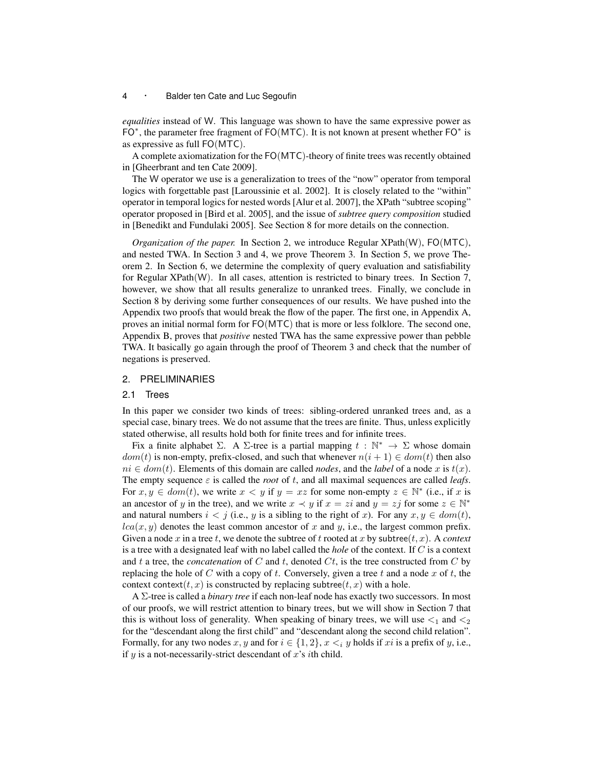*equalities* instead of W. This language was shown to have the same expressive power as $\mathsf{FO}^*$, the parameter free fragment of $\mathsf{FO(MTC)}$. It is not known at present whether $\mathsf{FO}^*$ is as expressive as full $\mathsf{FO(MTC)}$.

A complete axiomatization for the $\mathsf{FO(MTC)}$-theory of finite trees was recently obtained in [Gheerbrant and ten Cate 2009].

The W operator we use is a generalization to trees of the "now" operator from temporal logics with forgettable past [Laroussinie et al. 2002]. It is closely related to the "within" operator in temporal logics for nested words [Alur et al. 2007], the XPath "subtree scoping" operator proposed in [Bird et al. 2005], and the issue of *subtree query composition* studied in [Benedikt and Fundulaki 2005]. See Section 8 for more details on the connection.

*Organization of the paper.* In Section 2, we introduce Regular XPath(W), $\mathsf{FO(MTC)}$, and nested TWA. In Section 3 and 4, we prove Theorem 3. In Section 5, we prove Theorem 2. In Section 6, we determine the complexity of query evaluation and satisfiability for Regular XPath(W). In all cases, attention is restricted to binary trees. In Section 7, however, we show that all results generalize to unranked trees. Finally, we conclude in Section 8 by deriving some further consequences of our results. We have pushed into the Appendix two proofs that would break the flow of the paper. The first one, in Appendix A, proves an initial normal form for $\mathsf{FO(MTC)}$ that is more or less folklore. The second one, Appendix B, proves that *positive* nested TWA has the same expressive power than pebble TWA. It basically go again through the proof of Theorem 3 and check that the number of negations is preserved.

## 2. PRELIMINARIES

### 2.1 Trees

In this paper we consider two kinds of trees: sibling-ordered unranked trees and, as a special case, binary trees. We do not assume that the trees are finite. Thus, unless explicitly stated otherwise, all results hold both for finite trees and for infinite trees.

Fix a finite alphabet $\Sigma$. A $\Sigma$-tree is a partial mapping $t : \mathbb{N}^* \to \Sigma$ whose domain $dom(t)$ is non-empty, prefix-closed, and such that whenever $n(i+1) \in dom(t)$ then also $ni \in dom(t)$. Elements of this domain are called *nodes*, and the *label* of a node $x$ is $t(x)$. The empty sequence $\varepsilon$ is called the *root* of $t$, and all maximal sequences are called *leafs*. For $x, y \in dom(t)$, we write $x < y$ if $y = xz$ for some non-empty $z \in \mathbb{N}^*$ (i.e., if $x$ is an ancestor of $y$ in the tree), and we write $x \prec y$ if $x = zi$ and $y = zj$ for some $z \in \mathbb{N}^*$ and natural numbers $i < j$ (i.e., $y$ is a sibling to the right of $x$). For any $x, y \in dom(t)$, $lca(x, y)$ denotes the least common ancestor of $x$ and $y$, i.e., the largest common prefix. Given a node $x$ in a tree $t$, we denote the subtree of $t$ rooted at $x$ by $\mathsf{subtree}(t, x)$. A *context* is a tree with a designated leaf with no label called the *hole* of the context. If $C$ is a context and $t$ a tree, the *concatenation* of $C$ and $t$, denoted $Ct$, is the tree constructed from $C$ by replacing the hole of $C$ with a copy of $t$. Conversely, given a tree $t$ and a node $x$ of $t$, the context $\mathsf{context}(t, x)$ is constructed by replacing $\mathsf{subtree}(t, x)$ with a hole.

A $\Sigma$-tree is called a *binary tree* if each non-leaf node has exactly two successors. In most of our proofs, we will restrict attention to binary trees, but we will show in Section 7 that this is without loss of generality. When speaking of binary trees, we will use $<_1$ and $<_2$ for the "descendant along the first child" and "descendant along the second child relation". Formally, for any two nodes $x, y$ and for $i \in \{1, 2\}$, $x <_i y$ holds if $xi$ is a prefix of $y$, i.e., if $y$ is a not-necessarily-strict descendant of $x$'s $i$th child.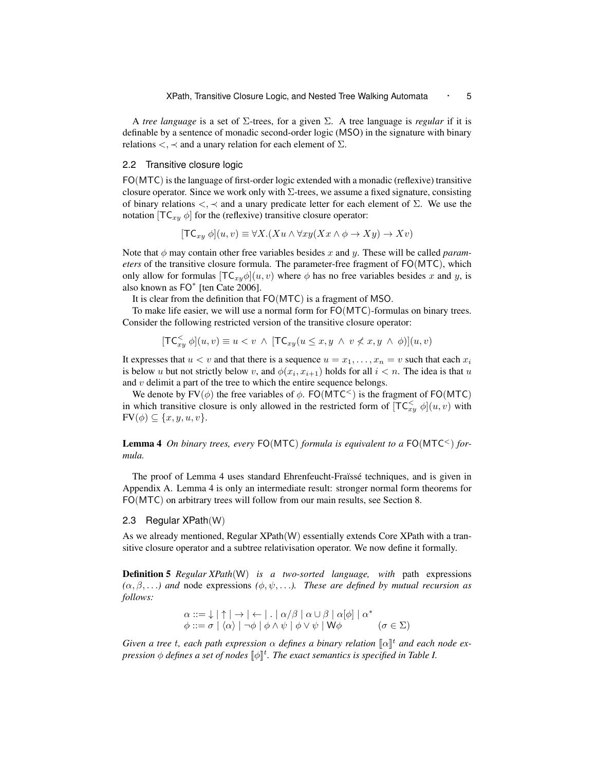A *tree language* is a set of $\Sigma$-trees, for a given $\Sigma$. A tree language is *regular* if it is definable by a sentence of monadic second-order logic (MSO) in the signature with binary relations $<, \prec$ and a unary relation for each element of $\Sigma$.

### 2.2 Transitive closure logic

FO(MTC) is the language of first-order logic extended with a monadic (reflexive) transitive closure operator. Since we work only with $\Sigma$-trees, we assume a fixed signature, consisting of binary relations $<, \prec$ and a unary predicate letter for each element of $\Sigma$. We use the notation $[\mathsf{TC}_{xy}\ \phi]$ for the (reflexive) transitive closure operator:

$$[\mathsf{TC}_{xy}\ \phi](u, v) \equiv \forall X.(Xu \wedge \forall xy(Xx \wedge \phi \to Xy) \to Xv)$$

Note that $\phi$ may contain other free variables besides $x$ and $y$. These will be called *parameters* of the transitive closure formula. The parameter-free fragment of FO(MTC), which only allow for formulas $[\mathsf{TC}_{xy}\phi](u, v)$ where $\phi$ has no free variables besides $x$ and $y$, is also known as $\mathsf{FO}^*$ [ten Cate 2006].

It is clear from the definition that FO(MTC) is a fragment of MSO.

To make life easier, we will use a normal form for FO(MTC)-formulas on binary trees. Consider the following restricted version of the transitive closure operator:

$$[\mathsf{TC}^{<}_{xy}\ \phi](u, v) \equiv u < v\ \wedge\ [\mathsf{TC}_{xy}(u \leq x, y\ \wedge\ v \not< x, y\ \wedge\ \phi)](u, v)$$

It expresses that $u < v$ and that there is a sequence $u = x_1, \ldots, x_n = v$ such that each $x_i$ is below $u$ but not strictly below $v$, and $\phi(x_i, x_{i+1})$ holds for all $i < n$. The idea is that $u$ and $v$ delimit a part of the tree to which the entire sequence belongs.

We denote by $\mathrm{FV}(\phi)$ the free variables of $\phi$. $\mathsf{FO}(\mathsf{MTC}^{<})$ is the fragment of FO(MTC) in which transitive closure is only allowed in the restricted form of $[\mathsf{TC}^{<}_{xy}\ \phi](u, v)$ with $\mathrm{FV}(\phi) \subseteq \{x, y, u, v\}$.

**Lemma 4** *On binary trees, every* FO(MTC) *formula is equivalent to a* $\mathsf{FO}(\mathsf{MTC}^{<})$ *formula.*

The proof of Lemma 4 uses standard Ehrenfeucht-Fraïssé techniques, and is given in Appendix A. Lemma 4 is only an intermediate result: stronger normal form theorems for FO(MTC) on arbitrary trees will follow from our main results, see Section 8.

### 2.3 Regular XPath(W)

As we already mentioned, Regular XPath(W) essentially extends Core XPath with a transitive closure operator and a subtree relativisation operator. We now define it formally.

**Definition 5** *Regular XPath*(W) *is a two-sorted language, with* path expressions *($\alpha, \beta, \ldots$) and* node expressions *($\phi, \psi, \ldots$). These are defined by mutual recursion as follows:*

$$\begin{aligned} \alpha &::= \downarrow \mid \uparrow \mid \to \mid \leftarrow \mid . \mid \alpha/\beta \mid \alpha \cup \beta \mid \alpha[\phi] \mid \alpha^* \\ \phi &::= \sigma \mid \langle\alpha\rangle \mid \neg\phi \mid \phi \wedge \psi \mid \phi \vee \psi \mid \mathsf{W}\phi \qquad (\sigma \in \Sigma) \end{aligned}$$

*Given a tree $t$, each path expression $\alpha$ defines a binary relation $[\![\alpha]\!]^t$ and each node expression $\phi$ defines a set of nodes $[\![\phi]\!]^t$. The exact semantics is specified in Table I.*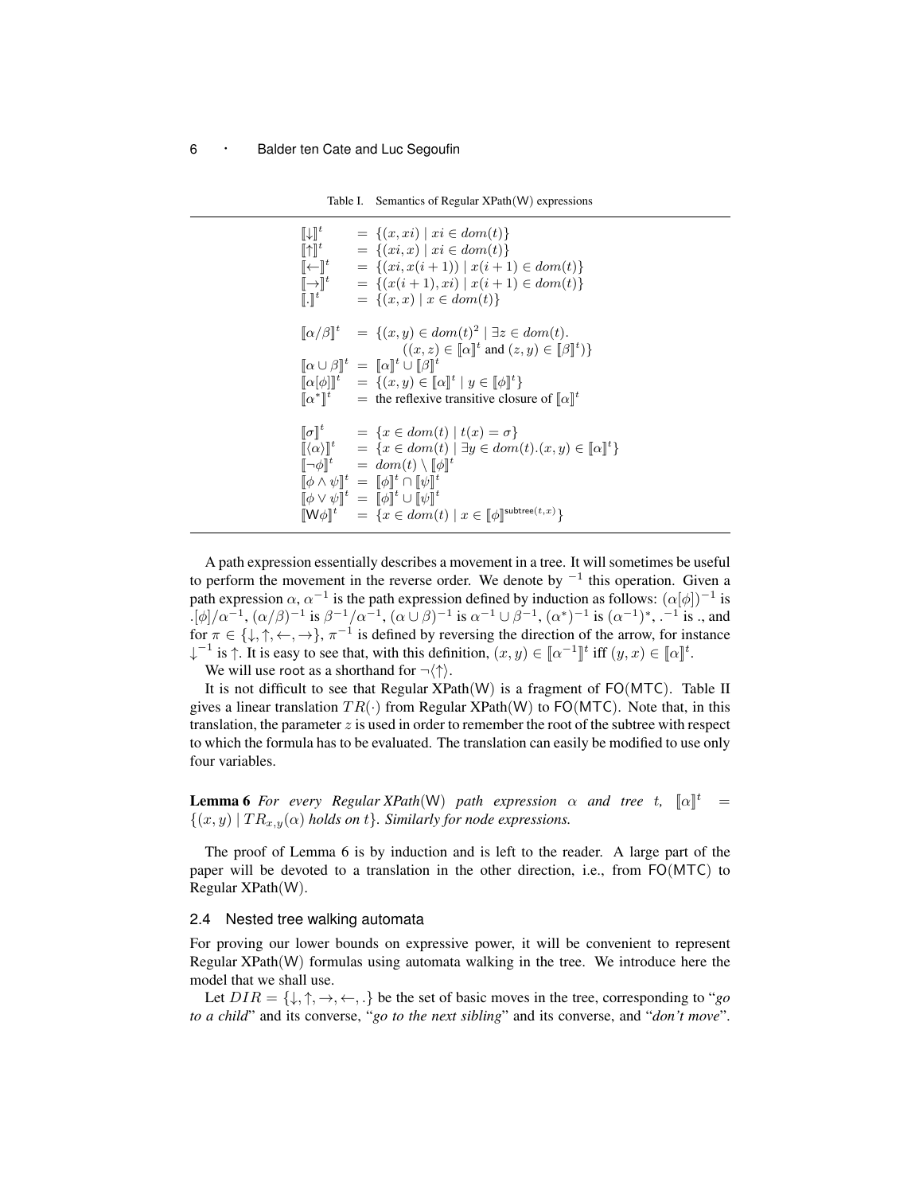Table I. Semantics of Regular XPath(W) expressions

$$
\begin{array}{lcl}
[\![\downarrow]\!]^t & = & \{(x, xi) \mid xi \in dom(t)\} \\
[\![\uparrow]\!]^t & = & \{(xi, x) \mid xi \in dom(t)\} \\
[\![\leftarrow]\!]^t & = & \{(xi, x(i+1)) \mid x(i+1) \in dom(t)\} \\
[\![\rightarrow]\!]^t & = & \{(x(i+1), xi) \mid x(i+1) \in dom(t)\} \\
[\![.]\!]^t & = & \{(x, x) \mid x \in dom(t)\} \\
 & & \\
[\![\alpha/\beta]\!]^t & = & \{(x, y) \in dom(t)^2 \mid \exists z \in dom(t). \\
 & & \quad ((x, z) \in [\![\alpha]\!]^t \text{ and } (z, y) \in [\![\beta]\!]^t)\} \\
[\![\alpha \cup \beta]\!]^t & = & [\![\alpha]\!]^t \cup [\![\beta]\!]^t \\
[\![\alpha[\phi]]\!]^t & = & \{(x, y) \in [\![\alpha]\!]^t \mid y \in [\![\phi]\!]^t\} \\
[\![\alpha^*]\!]^t & = & \text{the reflexive transitive closure of } [\![\alpha]\!]^t \\
 & & \\
[\![\sigma]\!]^t & = & \{x \in dom(t) \mid t(x) = \sigma\} \\
[\![\langle\alpha\rangle]\!]^t & = & \{x \in dom(t) \mid \exists y \in dom(t).(x, y) \in [\![\alpha]\!]^t\} \\
[\![\neg\phi]\!]^t & = & dom(t) \setminus [\![\phi]\!]^t \\
[\![\phi \wedge \psi]\!]^t & = & [\![\phi]\!]^t \cap [\![\psi]\!]^t \\
[\![\phi \vee \psi]\!]^t & = & [\![\phi]\!]^t \cup [\![\psi]\!]^t \\
[\![\mathsf{W}\phi]\!]^t & = & \{x \in dom(t) \mid x \in [\![\phi]\!]^{\mathsf{subtree}(t,x)}\}
\end{array}
$$

A path expression essentially describes a movement in a tree. It will sometimes be useful to perform the movement in the reverse order. We denote by $^{-1}$ this operation. Given a path expression $\alpha$, $\alpha^{-1}$ is the path expression defined by induction as follows: $(\alpha[\phi])^{-1}$ is $.[\phi]/\alpha^{-1}$, $(\alpha/\beta)^{-1}$ is $\beta^{-1}/\alpha^{-1}$, $(\alpha \cup \beta)^{-1}$ is $\alpha^{-1} \cup \beta^{-1}$, $(\alpha^*)^{-1}$ is $(\alpha^{-1})^*$, $.^{-1}$ is ., and for $\pi \in \{\downarrow, \uparrow, \leftarrow, \rightarrow\}$, $\pi^{-1}$ is defined by reversing the direction of the arrow, for instance $\downarrow^{-1}$ is $\uparrow$. It is easy to see that, with this definition, $(x, y) \in [\![\alpha^{-1}]\!]^t$ iff $(y, x) \in [\![\alpha]\!]^t$.

We will use root as a shorthand for $\neg\langle\uparrow\rangle$.

It is not difficult to see that Regular XPath(W) is a fragment of FO(MTC). Table II gives a linear translation $TR(\cdot)$ from Regular XPath(W) to FO(MTC). Note that, in this translation, the parameter $z$ is used in order to remember the root of the subtree with respect to which the formula has to be evaluated. The translation can easily be modified to use only four variables.

**Lemma 6** *For every Regular XPath(W) path expression $\alpha$ and tree $t$, $[\![\alpha]\!]^t = \{(x, y) \mid TR_{x,y}(\alpha)$ holds on $t\}$. Similarly for node expressions.*

The proof of Lemma 6 is by induction and is left to the reader. A large part of the paper will be devoted to a translation in the other direction, i.e., from FO(MTC) to Regular XPath(W).

## 2.4 Nested tree walking automata

For proving our lower bounds on expressive power, it will be convenient to represent Regular XPath(W) formulas using automata walking in the tree. We introduce here the model that we shall use.

Let $DIR = \{\downarrow, \uparrow, \rightarrow, \leftarrow, .\}$ be the set of basic moves in the tree, corresponding to "*go to a child*" and its converse, "*go to the next sibling*" and its converse, and "*don't move*".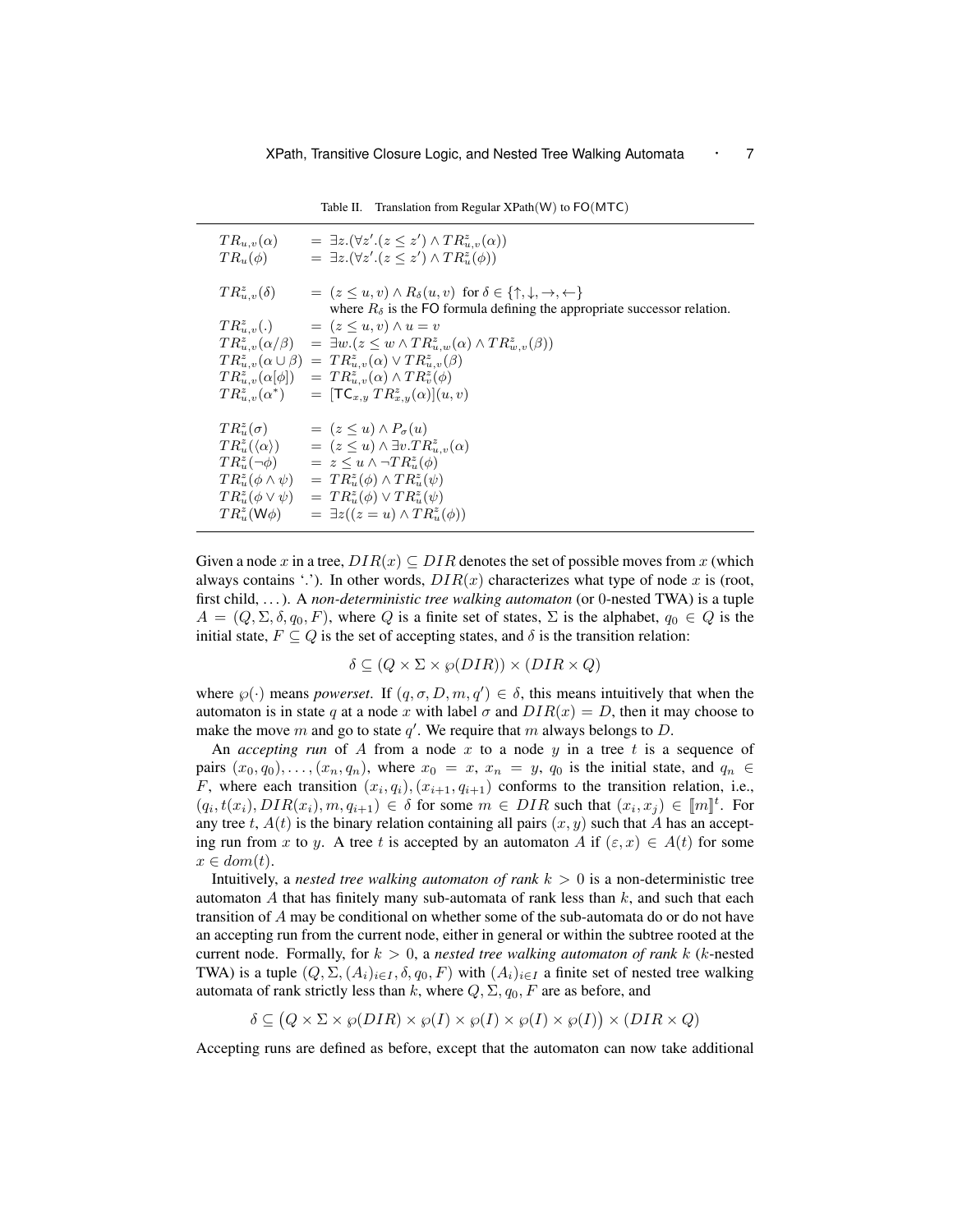Table II. Translation from Regular XPath(W) to FO(MTC)

$$
\begin{array}{lcl}
TR_{u,v}(\alpha) & = & \exists z.(\forall z'.(z \leq z') \wedge TR^z_{u,v}(\alpha)) \\
TR_u(\phi) & = & \exists z.(\forall z'.(z \leq z') \wedge TR^z_u(\phi)) \\
 & & \\
TR^z_{u,v}(\delta) & = & (z \leq u, v) \wedge R_\delta(u,v) \;\text{ for } \delta \in \{\uparrow, \downarrow, \rightarrow, \leftarrow\} \\
 & & \text{where } R_\delta \text{ is the FO formula defining the appropriate successor relation.} \\
TR^z_{u,v}(.) & = & (z \leq u, v) \wedge u = v \\
TR^z_{u,v}(\alpha/\beta) & = & \exists w.(z \leq w \wedge TR^z_{u,w}(\alpha) \wedge TR^z_{w,v}(\beta)) \\
TR^z_{u,v}(\alpha \cup \beta) & = & TR^z_{u,v}(\alpha) \vee TR^z_{u,v}(\beta) \\
TR^z_{u,v}(\alpha[\phi]) & = & TR^z_{u,v}(\alpha) \wedge TR^z_v(\phi) \\
TR^z_{u,v}(\alpha^*) & = & [\mathsf{TC}_{x,y}\, TR^z_{x,y}(\alpha)](u,v) \\
 & & \\
TR^z_u(\sigma) & = & (z \leq u) \wedge P_\sigma(u) \\
TR^z_u(\langle\alpha\rangle) & = & (z \leq u) \wedge \exists v. TR^z_{u,v}(\alpha) \\
TR^z_u(\neg\phi) & = & z \leq u \wedge \neg TR^z_u(\phi) \\
TR^z_u(\phi \wedge \psi) & = & TR^z_u(\phi) \wedge TR^z_u(\psi) \\
TR^z_u(\phi \vee \psi) & = & TR^z_u(\phi) \vee TR^z_u(\psi) \\
TR^z_u(\mathsf{W}\phi) & = & \exists z((z = u) \wedge TR^z_u(\phi))
\end{array}
$$

Given a node $x$ in a tree, $DIR(x) \subseteq DIR$ denotes the set of possible moves from $x$ (which always contains '.'). In other words, $DIR(x)$ characterizes what type of node $x$ is (root, first child, ...). A *non-deterministic tree walking automaton* (or 0-nested TWA) is a tuple $A = (Q, \Sigma, \delta, q_0, F)$, where $Q$ is a finite set of states, $\Sigma$ is the alphabet, $q_0 \in Q$ is the initial state, $F \subseteq Q$ is the set of accepting states, and $\delta$ is the transition relation:

$$\delta \subseteq (Q \times \Sigma \times \wp(DIR)) \times (DIR \times Q)$$

where $\wp(\cdot)$ means *powerset*. If $(q, \sigma, D, m, q') \in \delta$, this means intuitively that when the automaton is in state $q$ at a node $x$ with label $\sigma$ and $DIR(x) = D$, then it may choose to make the move $m$ and go to state $q'$. We require that $m$ always belongs to $D$.

An *accepting run* of $A$ from a node $x$ to a node $y$ in a tree $t$ is a sequence of pairs $(x_0, q_0), \ldots, (x_n, q_n)$, where $x_0 = x$, $x_n = y$, $q_0$ is the initial state, and $q_n \in F$, where each transition $(x_i, q_i), (x_{i+1}, q_{i+1})$ conforms to the transition relation, i.e., $(q_i, t(x_i), DIR(x_i), m, q_{i+1}) \in \delta$ for some $m \in DIR$ such that $(x_i, x_j) \in [\![m]\!]^t$. For any tree $t$, $A(t)$ is the binary relation containing all pairs $(x, y)$ such that $A$ has an accepting run from $x$ to $y$. A tree $t$ is accepted by an automaton $A$ if $(\varepsilon, x) \in A(t)$ for some $x \in dom(t)$.

Intuitively, a *nested tree walking automaton of rank* $k > 0$ is a non-deterministic tree automaton $A$ that has finitely many sub-automata of rank less than $k$, and such that each transition of $A$ may be conditional on whether some of the sub-automata do or do not have an accepting run from the current node, either in general or within the subtree rooted at the current node. Formally, for $k > 0$, a *nested tree walking automaton of rank* $k$ ($k$-nested TWA) is a tuple $(Q, \Sigma, (A_i)_{i \in I}, \delta, q_0, F)$ with $(A_i)_{i \in I}$ a finite set of nested tree walking automata of rank strictly less than $k$, where $Q, \Sigma, q_0, F$ are as before, and

$$\delta \subseteq \big(Q \times \Sigma \times \wp(DIR) \times \wp(I) \times \wp(I) \times \wp(I) \times \wp(I)\big) \times (DIR \times Q)$$

Accepting runs are defined as before, except that the automaton can now take additional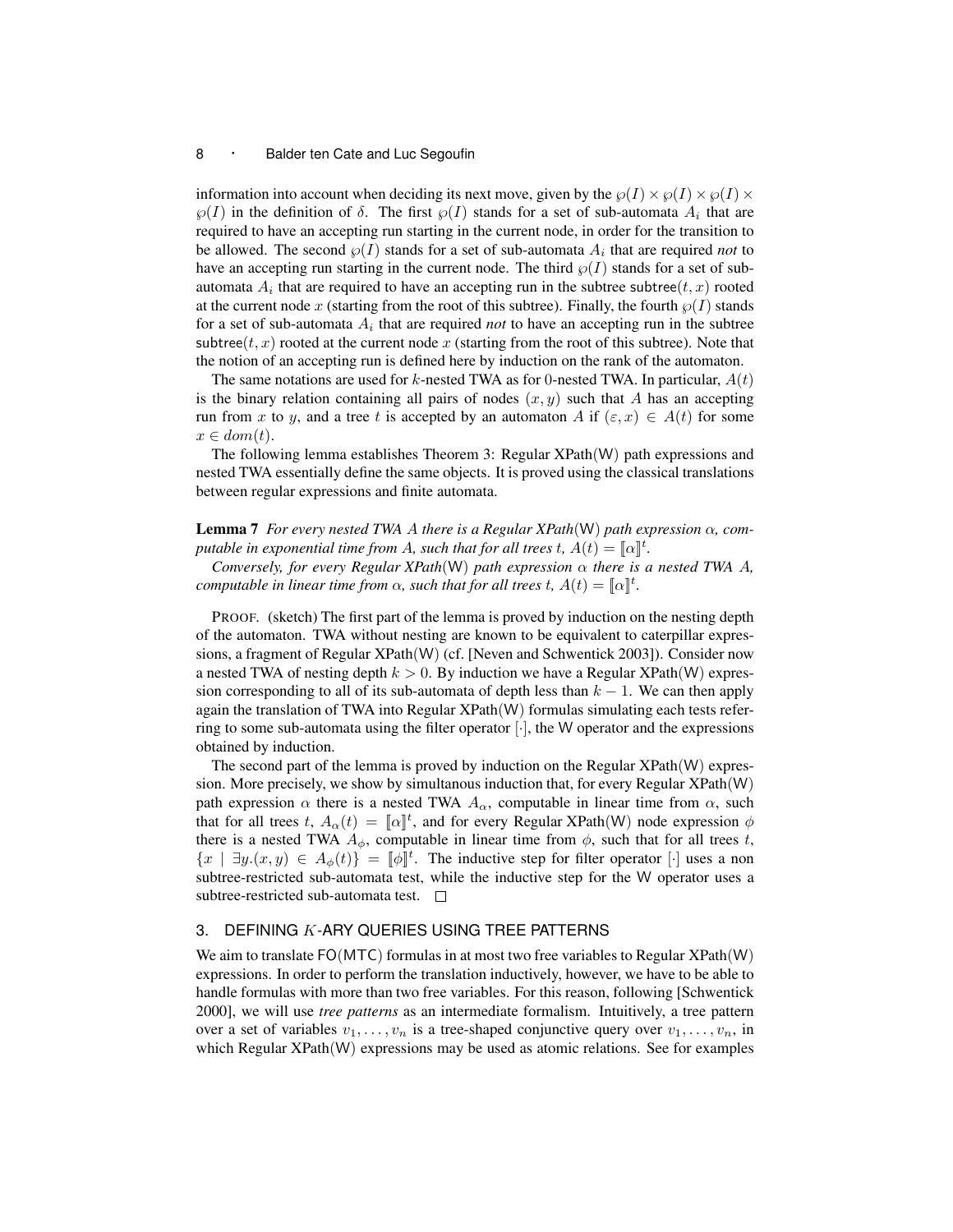information into account when deciding its next move, given by the $\wp(I) \times \wp(I) \times \wp(I) \times \wp(I)$ in the definition of $\delta$. The first $\wp(I)$ stands for a set of sub-automata $A_i$ that are required to have an accepting run starting in the current node, in order for the transition to be allowed. The second $\wp(I)$ stands for a set of sub-automata $A_i$ that are required *not* to have an accepting run starting in the current node. The third $\wp(I)$ stands for a set of sub-automata $A_i$ that are required to have an accepting run in the subtree $\mathsf{subtree}(t, x)$ rooted at the current node $x$ (starting from the root of this subtree). Finally, the fourth $\wp(I)$ stands for a set of sub-automata $A_i$ that are required *not* to have an accepting run in the subtree $\mathsf{subtree}(t, x)$ rooted at the current node $x$ (starting from the root of this subtree). Note that the notion of an accepting run is defined here by induction on the rank of the automaton.

The same notations are used for $k$-nested TWA as for 0-nested TWA. In particular, $A(t)$ is the binary relation containing all pairs of nodes $(x, y)$ such that $A$ has an accepting run from $x$ to $y$, and a tree $t$ is accepted by an automaton $A$ if $(\varepsilon, x) \in A(t)$ for some $x \in dom(t)$.

The following lemma establishes Theorem 3: Regular XPath(W) path expressions and nested TWA essentially define the same objects. It is proved using the classical translations between regular expressions and finite automata.

**Lemma 7** *For every nested TWA $A$ there is a Regular XPath(W) path expression $\alpha$, computable in exponential time from $A$, such that for all trees $t$, $A(t) = [\![\alpha]\!]^t$.*

*Conversely, for every Regular XPath(W) path expression $\alpha$ there is a nested TWA $A$, computable in linear time from $\alpha$, such that for all trees $t$, $A(t) = [\![\alpha]\!]^t$.*

PROOF. (sketch) The first part of the lemma is proved by induction on the nesting depth of the automaton. TWA without nesting are known to be equivalent to caterpillar expressions, a fragment of Regular XPath(W) (cf. [Neven and Schwentick 2003]). Consider now a nested TWA of nesting depth $k > 0$. By induction we have a Regular XPath(W) expression corresponding to all of its sub-automata of depth less than $k - 1$. We can then apply again the translation of TWA into Regular XPath(W) formulas simulating each tests referring to some sub-automata using the filter operator $[\cdot]$, the W operator and the expressions obtained by induction.

The second part of the lemma is proved by induction on the Regular XPath(W) expression. More precisely, we show by simultanous induction that, for every Regular XPath(W) path expression $\alpha$ there is a nested TWA $A_\alpha$, computable in linear time from $\alpha$, such that for all trees $t$, $A_\alpha(t) = [\![\alpha]\!]^t$, and for every Regular XPath(W) node expression $\phi$ there is a nested TWA $A_\phi$, computable in linear time from $\phi$, such that for all trees $t$, $\{x \mid \exists y.(x, y) \in A_\phi(t)\} = [\![\phi]\!]^t$. The inductive step for filter operator $[\cdot]$ uses a non subtree-restricted sub-automata test, while the inductive step for the W operator uses a subtree-restricted sub-automata test. $\square$

## 3. DEFINING $K$-ARY QUERIES USING TREE PATTERNS

We aim to translate FO(MTC) formulas in at most two free variables to Regular XPath(W) expressions. In order to perform the translation inductively, however, we have to be able to handle formulas with more than two free variables. For this reason, following [Schwentick 2000], we will use *tree patterns* as an intermediate formalism. Intuitively, a tree pattern over a set of variables $v_1, \ldots, v_n$ is a tree-shaped conjunctive query over $v_1, \ldots, v_n$, in which Regular XPath(W) expressions may be used as atomic relations. See for examples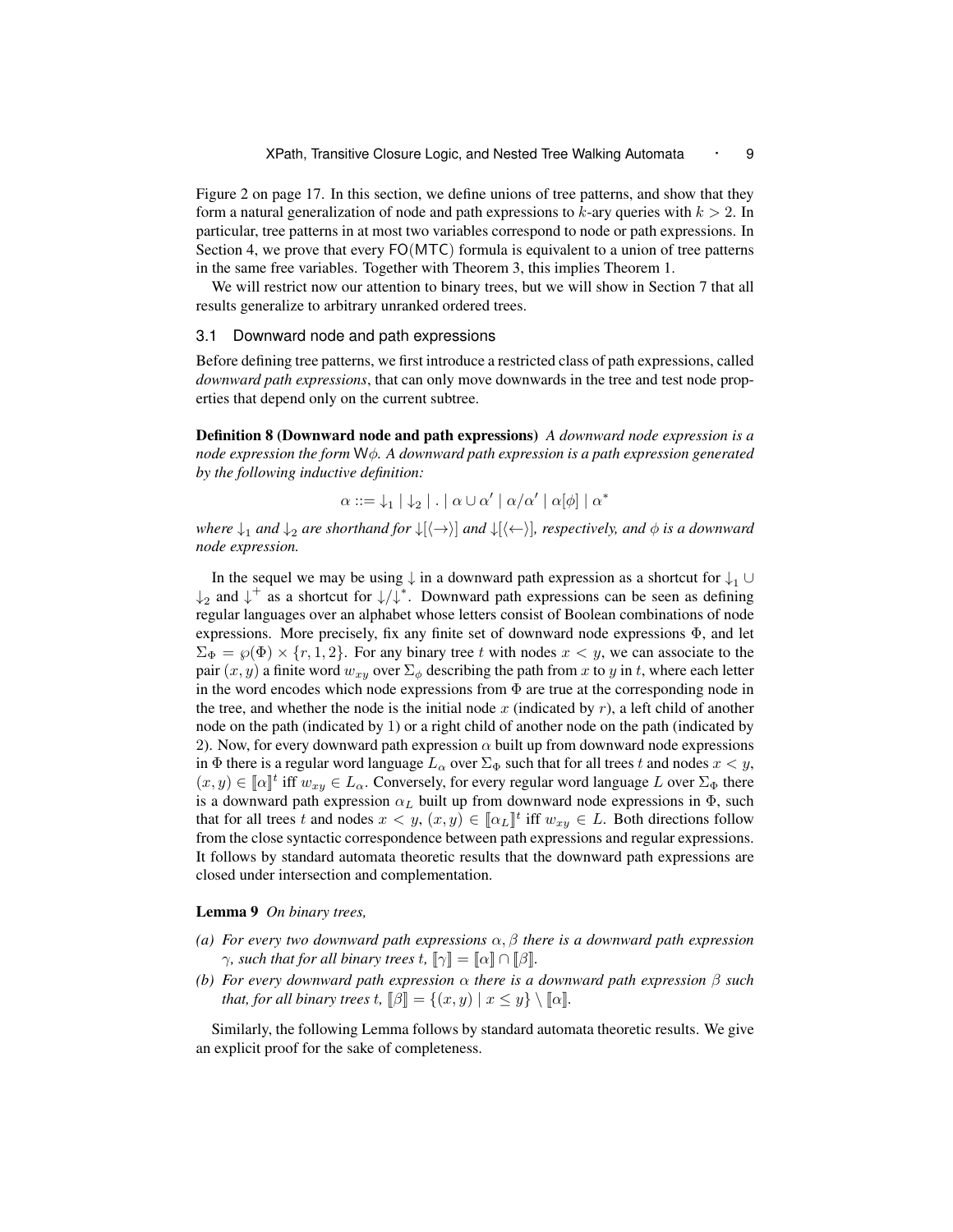Figure 2 on page 17. In this section, we define unions of tree patterns, and show that they form a natural generalization of node and path expressions to $k$-ary queries with $k > 2$. In particular, tree patterns in at most two variables correspond to node or path expressions. In Section 4, we prove that every FO(MTC) formula is equivalent to a union of tree patterns in the same free variables. Together with Theorem 3, this implies Theorem 1.

We will restrict now our attention to binary trees, but we will show in Section 7 that all results generalize to arbitrary unranked ordered trees.

### 3.1 Downward node and path expressions

Before defining tree patterns, we first introduce a restricted class of path expressions, called *downward path expressions*, that can only move downwards in the tree and test node properties that depend only on the current subtree.

**Definition 8 (Downward node and path expressions)** *A downward node expression is a node expression the form $\mathsf{W}\phi$. A downward path expression is a path expression generated by the following inductive definition:*

$$\alpha ::= \downarrow_1 \mid \downarrow_2 \mid . \mid \alpha \cup \alpha' \mid \alpha/\alpha' \mid \alpha[\phi] \mid \alpha^*$$

*where $\downarrow_1$ and $\downarrow_2$ are shorthand for $\downarrow[\langle\rightarrow\rangle]$ and $\downarrow[\langle\leftarrow\rangle]$, respectively, and $\phi$ is a downward node expression.*

In the sequel we may be using $\downarrow$ in a downward path expression as a shortcut for $\downarrow_1 \cup \downarrow_2$ and $\downarrow^+$ as a shortcut for $\downarrow/\downarrow^*$. Downward path expressions can be seen as defining regular languages over an alphabet whose letters consist of Boolean combinations of node expressions. More precisely, fix any finite set of downward node expressions $\Phi$, and let $\Sigma_\Phi = \wp(\Phi) \times \{r, 1, 2\}$. For any binary tree $t$ with nodes $x < y$, we can associate to the pair $(x, y)$ a finite word $w_{xy}$ over $\Sigma_\phi$ describing the path from $x$ to $y$ in $t$, where each letter in the word encodes which node expressions from $\Phi$ are true at the corresponding node in the tree, and whether the node is the initial node $x$ (indicated by $r$), a left child of another node on the path (indicated by 1) or a right child of another node on the path (indicated by 2). Now, for every downward path expression $\alpha$ built up from downward node expressions in $\Phi$ there is a regular word language $L_\alpha$ over $\Sigma_\Phi$ such that for all trees $t$ and nodes $x < y$, $(x, y) \in [\![\alpha]\!]^t$ iff $w_{xy} \in L_\alpha$. Conversely, for every regular word language $L$ over $\Sigma_\Phi$ there is a downward path expression $\alpha_L$ built up from downward node expressions in $\Phi$, such that for all trees $t$ and nodes $x < y$, $(x, y) \in [\![\alpha_L]\!]^t$ iff $w_{xy} \in L$. Both directions follow from the close syntactic correspondence between path expressions and regular expressions. It follows by standard automata theoretic results that the downward path expressions are closed under intersection and complementation.

**Lemma 9** *On binary trees,*

*(a) For every two downward path expressions $\alpha, \beta$ there is a downward path expression $\gamma$, such that for all binary trees $t$, $[\![\gamma]\!] = [\![\alpha]\!] \cap [\![\beta]\!]$.*

*(b) For every downward path expression $\alpha$ there is a downward path expression $\beta$ such that, for all binary trees $t$, $[\![\beta]\!] = \{(x, y) \mid x \leq y\} \setminus [\![\alpha]\!]$.*

Similarly, the following Lemma follows by standard automata theoretic results. We give an explicit proof for the sake of completeness.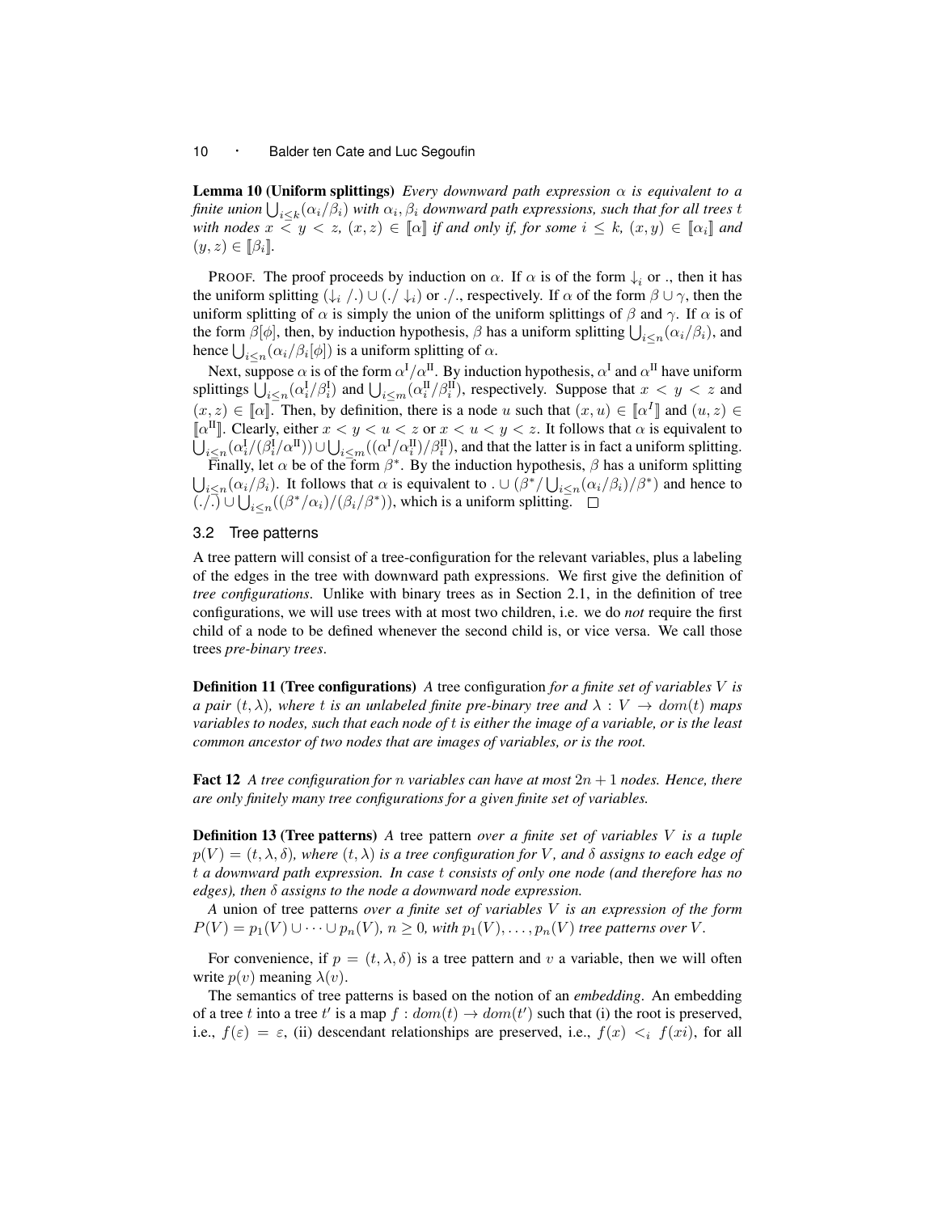**Lemma 10 (Uniform splittings)** *Every downward path expression $\alpha$ is equivalent to a finite union $\bigcup_{i \leq k}(\alpha_i/\beta_i)$ with $\alpha_i, \beta_i$ downward path expressions, such that for all trees $t$ with nodes $x < y < z$, $(x, z) \in [\![\alpha]\!]$ if and only if, for some $i \leq k$, $(x, y) \in [\![\alpha_i]\!]$ and $(y, z) \in [\![\beta_i]\!]$.*

PROOF. The proof proceeds by induction on $\alpha$. If $\alpha$ is of the form $\downarrow_i$ or $.$, then it has the uniform splitting $(\downarrow_i /.) \cup (./ \downarrow_i)$ or $./.$, respectively. If $\alpha$ of the form $\beta \cup \gamma$, then the uniform splitting of $\alpha$ is simply the union of the uniform splittings of $\beta$ and $\gamma$. If $\alpha$ is of the form $\beta[\phi]$, then, by induction hypothesis, $\beta$ has a uniform splitting $\bigcup_{i \leq n}(\alpha_i/\beta_i)$, and hence $\bigcup_{i \leq n}(\alpha_i/\beta_i[\phi])$ is a uniform splitting of $\alpha$.

Next, suppose $\alpha$ is of the form $\alpha^{\mathrm{I}}/\alpha^{\mathrm{II}}$. By induction hypothesis, $\alpha^{\mathrm{I}}$ and $\alpha^{\mathrm{II}}$ have uniform splittings $\bigcup_{i \leq n}(\alpha_i^{\mathrm{I}}/\beta_i^{\mathrm{I}})$ and $\bigcup_{i \leq m}(\alpha_i^{\mathrm{II}}/\beta_i^{\mathrm{II}})$, respectively. Suppose that $x < y < z$ and $(x, z) \in [\![\alpha]\!]$. Then, by definition, there is a node $u$ such that $(x, u) \in [\![\alpha^{I}]\!]$ and $(u, z) \in [\![\alpha^{\mathrm{II}}]\!]$. Clearly, either $x < y < u < z$ or $x < u < y < z$. It follows that $\alpha$ is equivalent to $\bigcup_{i \leq n}(\alpha_i^{\mathrm{I}}/(\beta_i^{\mathrm{I}}/\alpha^{\mathrm{II}})) \cup \bigcup_{i \leq m}((\alpha^{\mathrm{I}}/\alpha_i^{\mathrm{II}})/\beta_i^{\mathrm{II}})$, and that the latter is in fact a uniform splitting.

Finally, let $\alpha$ be of the form $\beta^*$. By the induction hypothesis, $\beta$ has a uniform splitting $\bigcup_{i \leq n}(\alpha_i/\beta_i)$. It follows that $\alpha$ is equivalent to $. \cup (\beta^*/\bigcup_{i \leq n}(\alpha_i/\beta_i)/\beta^*)$ and hence to $(./.) \cup \bigcup_{i \leq n}((\beta^*/\alpha_i)/(\beta_i/\beta^*))$, which is a uniform splitting. $\square$

## 3.2 Tree patterns

A tree pattern will consist of a tree-configuration for the relevant variables, plus a labeling of the edges in the tree with downward path expressions. We first give the definition of *tree configurations*. Unlike with binary trees as in Section 2.1, in the definition of tree configurations, we will use trees with at most two children, i.e. we do *not* require the first child of a node to be defined whenever the second child is, or vice versa. We call those trees *pre-binary trees*.

**Definition 11 (Tree configurations)** *A* tree configuration *for a finite set of variables $V$ is a pair $(t, \lambda)$, where $t$ is an unlabeled finite pre-binary tree and $\lambda : V \to dom(t)$ maps variables to nodes, such that each node of $t$ is either the image of a variable, or is the least common ancestor of two nodes that are images of variables, or is the root.*

**Fact 12** *A tree configuration for $n$ variables can have at most $2n + 1$ nodes. Hence, there are only finitely many tree configurations for a given finite set of variables.*

**Definition 13 (Tree patterns)** *A* tree pattern *over a finite set of variables $V$ is a tuple $p(V) = (t, \lambda, \delta)$, where $(t, \lambda)$ is a tree configuration for $V$, and $\delta$ assigns to each edge of $t$ a downward path expression. In case $t$ consists of only one node (and therefore has no edges), then $\delta$ assigns to the node a downward node expression.*

*A* union of tree patterns *over a finite set of variables $V$ is an expression of the form $P(V) = p_1(V) \cup \cdots \cup p_n(V)$, $n \geq 0$, with $p_1(V), \ldots, p_n(V)$ tree patterns over $V$.*

For convenience, if $p = (t, \lambda, \delta)$ is a tree pattern and $v$ a variable, then we will often write $p(v)$ meaning $\lambda(v)$.

The semantics of tree patterns is based on the notion of an *embedding*. An embedding of a tree $t$ into a tree $t'$ is a map $f : dom(t) \to dom(t')$ such that (i) the root is preserved, i.e., $f(\varepsilon) = \varepsilon$, (ii) descendant relationships are preserved, i.e., $f(x) <_i f(xi)$, for all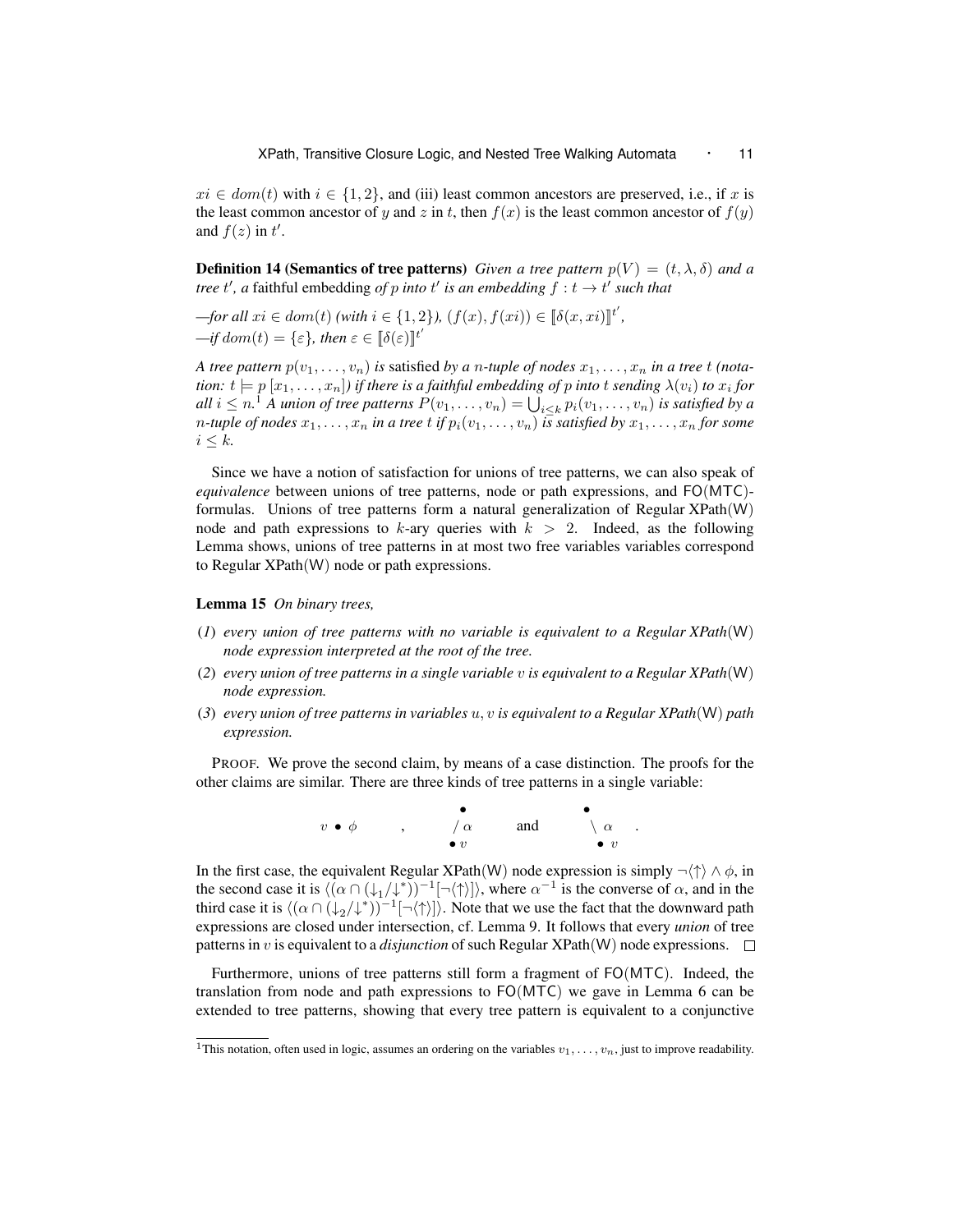$xi \in dom(t)$ with $i \in \{1, 2\}$, and (iii) least common ancestors are preserved, i.e., if $x$ is the least common ancestor of $y$ and $z$ in $t$, then $f(x)$ is the least common ancestor of $f(y)$ and $f(z)$ in $t'$.

**Definition 14 (Semantics of tree patterns)** *Given a tree pattern $p(V) = (t, \lambda, \delta)$ and a tree $t'$, a* faithful embedding *of $p$ into $t'$ is an embedding $f : t \to t'$ such that*

*—for all $xi \in dom(t)$ (with $i \in \{1, 2\}$), $(f(x), f(xi)) \in [\![\delta(x, xi)]\!]^{t'}$,*
*—if $dom(t) = \{\varepsilon\}$, then $\varepsilon \in [\![\delta(\varepsilon)]\!]^{t'}$*

*A tree pattern $p(v_1, \ldots, v_n)$ is* satisfied *by a $n$-tuple of nodes $x_1, \ldots, x_n$ in a tree $t$ (notation: $t \models p\,[x_1, \ldots, x_n]$) if there is a faithful embedding of $p$ into $t$ sending $\lambda(v_i)$ to $x_i$ for all $i \leq n$.*[1] *A union of tree patterns $P(v_1, \ldots, v_n) = \bigcup_{i \leq k} p_i(v_1, \ldots, v_n)$ is satisfied by a $n$-tuple of nodes $x_1, \ldots, x_n$ in a tree $t$ if $p_i(v_1, \ldots, v_n)$ is satisfied by $x_1, \ldots, x_n$ for some $i \leq k$.*

Since we have a notion of satisfaction for unions of tree patterns, we can also speak of *equivalence* between unions of tree patterns, node or path expressions, and FO(MTC)-formulas. Unions of tree patterns form a natural generalization of Regular XPath(W) node and path expressions to $k$-ary queries with $k > 2$. Indeed, as the following Lemma shows, unions of tree patterns in at most two free variables variables correspond to Regular XPath(W) node or path expressions.

**Lemma 15** *On binary trees,*

*(1) every union of tree patterns with no variable is equivalent to a Regular XPath(W) node expression interpreted at the root of the tree.*
*(2) every union of tree patterns in a single variable $v$ is equivalent to a Regular XPath(W) node expression.*
*(3) every union of tree patterns in variables $u, v$ is equivalent to a Regular XPath(W) path expression.*

PROOF. We prove the second claim, by means of a case distinction. The proofs for the other claims are similar. There are three kinds of tree patterns in a single variable:

$$v \bullet \phi \quad , \quad \begin{array}{c}\bullet \\ /\,\alpha \\ \bullet\, v\end{array} \quad \text{and} \quad \begin{array}{c}\bullet \\ \backslash\,\alpha \\ \bullet\, v\end{array} \quad .$$

In the first case, the equivalent Regular XPath(W) node expression is simply $\neg\langle\uparrow\rangle \wedge \phi$, in the second case it is $\langle(\alpha \cap (\downarrow_1/\downarrow^*))^{-1}[\neg\langle\uparrow\rangle]\rangle$, where $\alpha^{-1}$ is the converse of $\alpha$, and in the third case it is $\langle(\alpha \cap (\downarrow_2/\downarrow^*))^{-1}[\neg\langle\uparrow\rangle]\rangle$. Note that we use the fact that the downward path expressions are closed under intersection, cf. Lemma 9. It follows that every *union* of tree patterns in $v$ is equivalent to a *disjunction* of such Regular XPath(W) node expressions. $\square$

Furthermore, unions of tree patterns still form a fragment of FO(MTC). Indeed, the translation from node and path expressions to FO(MTC) we gave in Lemma 6 can be extended to tree patterns, showing that every tree pattern is equivalent to a conjunctive

[1] This notation, often used in logic, assumes an ordering on the variables $v_1, \ldots, v_n$, just to improve readability.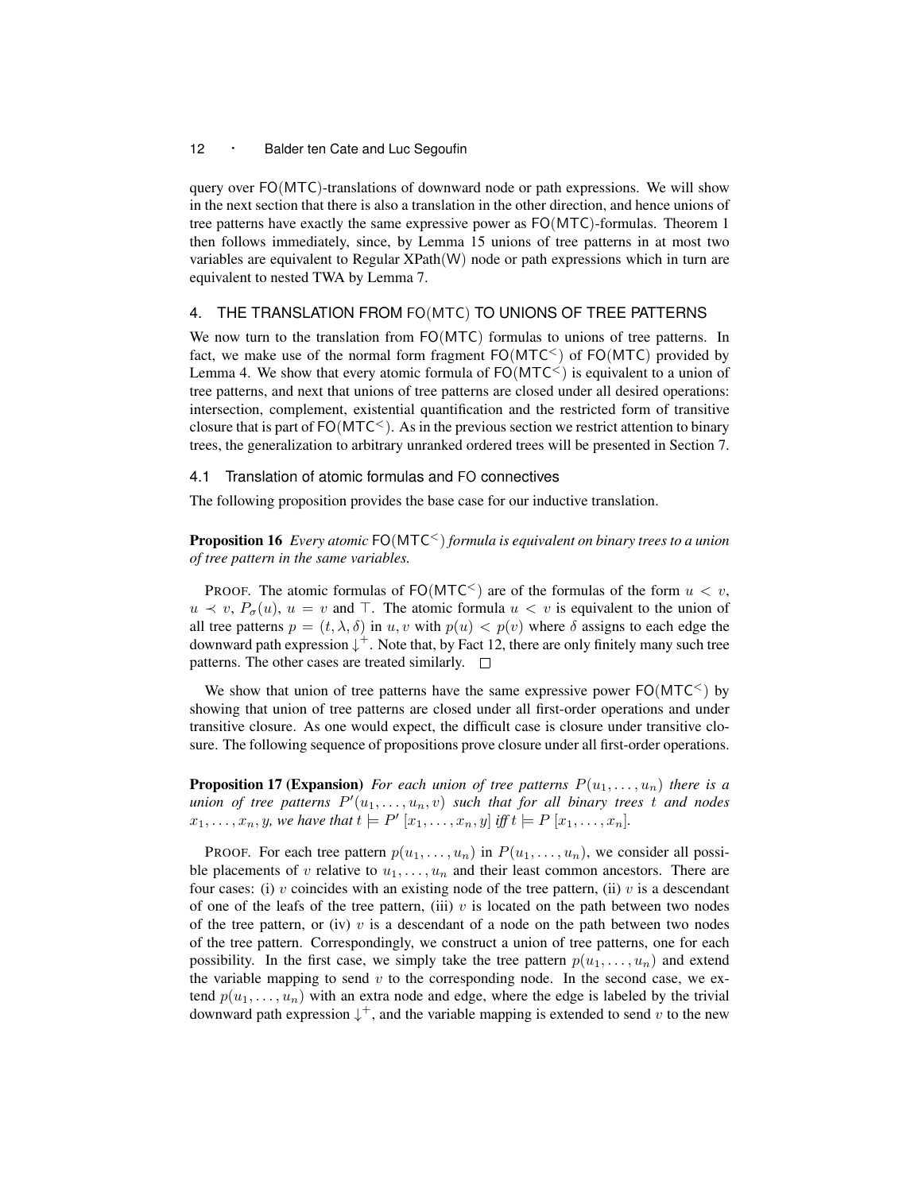query over FO(MTC)-translations of downward node or path expressions. We will show in the next section that there is also a translation in the other direction, and hence unions of tree patterns have exactly the same expressive power as FO(MTC)-formulas. Theorem 1 then follows immediately, since, by Lemma 15 unions of tree patterns in at most two variables are equivalent to Regular XPath(W) node or path expressions which in turn are equivalent to nested TWA by Lemma 7.

## 4. THE TRANSLATION FROM FO(MTC) TO UNIONS OF TREE PATTERNS

We now turn to the translation from FO(MTC) formulas to unions of tree patterns. In fact, we make use of the normal form fragment $\mathsf{FO(MTC^<)}$ of FO(MTC) provided by Lemma 4. We show that every atomic formula of $\mathsf{FO(MTC^<)}$ is equivalent to a union of tree patterns, and next that unions of tree patterns are closed under all desired operations: intersection, complement, existential quantification and the restricted form of transitive closure that is part of $\mathsf{FO(MTC^<)}$. As in the previous section we restrict attention to binary trees, the generalization to arbitrary unranked ordered trees will be presented in Section 7.

### 4.1 Translation of atomic formulas and FO connectives

The following proposition provides the base case for our inductive translation.

**Proposition 16** *Every atomic $\mathsf{FO(MTC^<)}$ formula is equivalent on binary trees to a union of tree pattern in the same variables.*

PROOF. The atomic formulas of $\mathsf{FO(MTC^<)}$ are of the formulas of the form $u < v$, $u \prec v$, $P_\sigma(u)$, $u = v$ and $\top$. The atomic formula $u < v$ is equivalent to the union of all tree patterns $p = (t, \lambda, \delta)$ in $u, v$ with $p(u) < p(v)$ where $\delta$ assigns to each edge the downward path expression $\downarrow^+$. Note that, by Fact 12, there are only finitely many such tree patterns. The other cases are treated similarly. $\square$

We show that union of tree patterns have the same expressive power $\mathsf{FO(MTC^<)}$ by showing that union of tree patterns are closed under all first-order operations and under transitive closure. As one would expect, the difficult case is closure under transitive closure. The following sequence of propositions prove closure under all first-order operations.

**Proposition 17 (Expansion)** *For each union of tree patterns $P(u_1, \ldots, u_n)$ there is a union of tree patterns $P'(u_1, \ldots, u_n, v)$ such that for all binary trees $t$ and nodes $x_1, \ldots, x_n, y$, we have that $t \models P'\,[x_1, \ldots, x_n, y]$ iff $t \models P\,[x_1, \ldots, x_n]$.*

PROOF. For each tree pattern $p(u_1, \ldots, u_n)$ in $P(u_1, \ldots, u_n)$, we consider all possible placements of $v$ relative to $u_1, \ldots, u_n$ and their least common ancestors. There are four cases: (i) $v$ coincides with an existing node of the tree pattern, (ii) $v$ is a descendant of one of the leafs of the tree pattern, (iii) $v$ is located on the path between two nodes of the tree pattern, or (iv) $v$ is a descendant of a node on the path between two nodes of the tree pattern. Correspondingly, we construct a union of tree patterns, one for each possibility. In the first case, we simply take the tree pattern $p(u_1, \ldots, u_n)$ and extend the variable mapping to send $v$ to the corresponding node. In the second case, we extend $p(u_1, \ldots, u_n)$ with an extra node and edge, where the edge is labeled by the trivial downward path expression $\downarrow^+$, and the variable mapping is extended to send $v$ to the new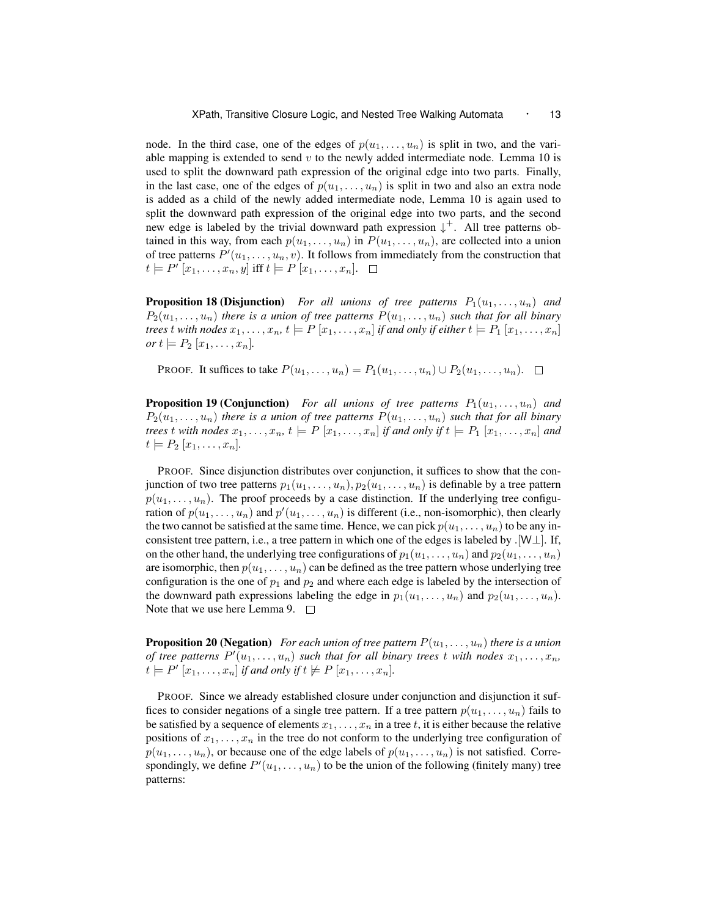node. In the third case, one of the edges of $p(u_1, \ldots, u_n)$ is split in two, and the variable mapping is extended to send $v$ to the newly added intermediate node. Lemma 10 is used to split the downward path expression of the original edge into two parts. Finally, in the last case, one of the edges of $p(u_1, \ldots, u_n)$ is split in two and also an extra node is added as a child of the newly added intermediate node, Lemma 10 is again used to split the downward path expression of the original edge into two parts, and the second new edge is labeled by the trivial downward path expression $\downarrow^+$. All tree patterns obtained in this way, from each $p(u_1, \ldots, u_n)$ in $P(u_1, \ldots, u_n)$, are collected into a union of tree patterns $P'(u_1, \ldots, u_n, v)$. It follows from immediately from the construction that $t \models P' [x_1, \ldots, x_n, y]$ iff $t \models P [x_1, \ldots, x_n]$. □

**Proposition 18 (Disjunction)** *For all unions of tree patterns $P_1(u_1, \ldots, u_n)$ and $P_2(u_1, \ldots, u_n)$ there is a union of tree patterns $P(u_1, \ldots, u_n)$ such that for all binary trees $t$ with nodes $x_1, \ldots, x_n$, $t \models P [x_1, \ldots, x_n]$ if and only if either $t \models P_1 [x_1, \ldots, x_n]$ or $t \models P_2 [x_1, \ldots, x_n]$.*

PROOF. It suffices to take $P(u_1, \ldots, u_n) = P_1(u_1, \ldots, u_n) \cup P_2(u_1, \ldots, u_n)$. □

**Proposition 19 (Conjunction)** *For all unions of tree patterns $P_1(u_1, \ldots, u_n)$ and $P_2(u_1, \ldots, u_n)$ there is a union of tree patterns $P(u_1, \ldots, u_n)$ such that for all binary trees $t$ with nodes $x_1, \ldots, x_n$, $t \models P [x_1, \ldots, x_n]$ if and only if $t \models P_1 [x_1, \ldots, x_n]$ and $t \models P_2 [x_1, \ldots, x_n]$.*

PROOF. Since disjunction distributes over conjunction, it suffices to show that the conjunction of two tree patterns $p_1(u_1, \ldots, u_n), p_2(u_1, \ldots, u_n)$ is definable by a tree pattern $p(u_1, \ldots, u_n)$. The proof proceeds by a case distinction. If the underlying tree configuration of $p(u_1, \ldots, u_n)$ and $p'(u_1, \ldots, u_n)$ is different (i.e., non-isomorphic), then clearly the two cannot be satisfied at the same time. Hence, we can pick $p(u_1, \ldots, u_n)$ to be any inconsistent tree pattern, i.e., a tree pattern in which one of the edges is labeled by $.[\mathsf{W}\bot]$. If, on the other hand, the underlying tree configurations of $p_1(u_1, \ldots, u_n)$ and $p_2(u_1, \ldots, u_n)$ are isomorphic, then $p(u_1, \ldots, u_n)$ can be defined as the tree pattern whose underlying tree configuration is the one of $p_1$ and $p_2$ and where each edge is labeled by the intersection of the downward path expressions labeling the edge in $p_1(u_1, \ldots, u_n)$ and $p_2(u_1, \ldots, u_n)$. Note that we use here Lemma 9. □

**Proposition 20 (Negation)** *For each union of tree pattern $P(u_1, \ldots, u_n)$ there is a union of tree patterns $P'(u_1, \ldots, u_n)$ such that for all binary trees $t$ with nodes $x_1, \ldots, x_n$, $t \models P' [x_1, \ldots, x_n]$ if and only if $t \not\models P [x_1, \ldots, x_n]$.*

PROOF. Since we already established closure under conjunction and disjunction it suffices to consider negations of a single tree pattern. If a tree pattern $p(u_1, \ldots, u_n)$ fails to be satisfied by a sequence of elements $x_1, \ldots, x_n$ in a tree $t$, it is either because the relative positions of $x_1, \ldots, x_n$ in the tree do not conform to the underlying tree configuration of $p(u_1, \ldots, u_n)$, or because one of the edge labels of $p(u_1, \ldots, u_n)$ is not satisfied. Correspondingly, we define $P'(u_1, \ldots, u_n)$ to be the union of the following (finitely many) tree patterns: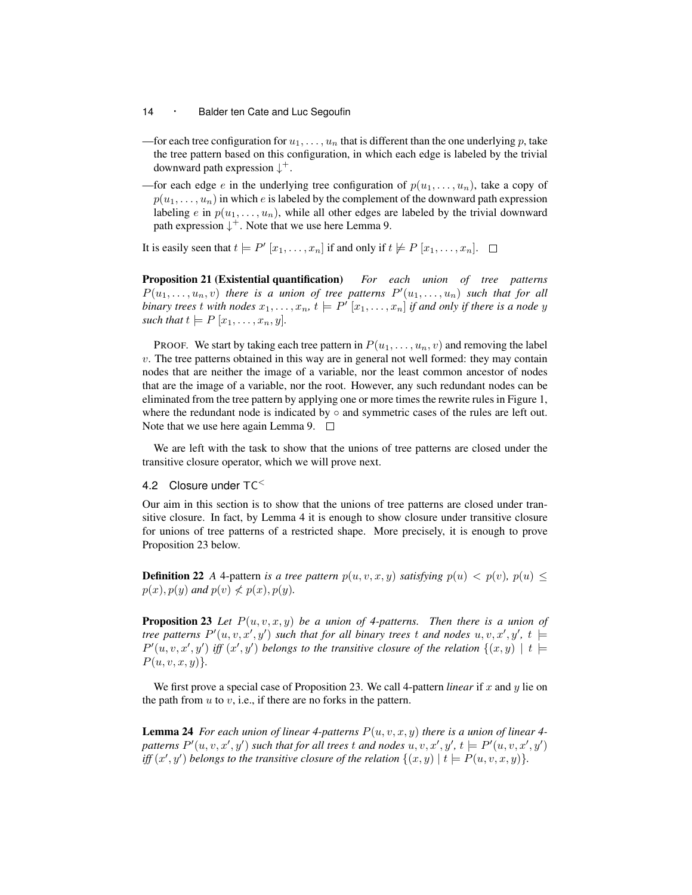—for each tree configuration for $u_1, \ldots, u_n$ that is different than the one underlying $p$, take the tree pattern based on this configuration, in which each edge is labeled by the trivial downward path expression $\downarrow^+$.

—for each edge $e$ in the underlying tree configuration of $p(u_1, \ldots, u_n)$, take a copy of $p(u_1, \ldots, u_n)$ in which $e$ is labeled by the complement of the downward path expression labeling $e$ in $p(u_1, \ldots, u_n)$, while all other edges are labeled by the trivial downward path expression $\downarrow^+$. Note that we use here Lemma 9.

It is easily seen that $t \models P' [x_1, \ldots, x_n]$ if and only if $t \not\models P [x_1, \ldots, x_n]$. □

**Proposition 21 (Existential quantification)** *For each union of tree patterns $P(u_1, \ldots, u_n, v)$ there is a union of tree patterns $P'(u_1, \ldots, u_n)$ such that for all binary trees $t$ with nodes $x_1, \ldots, x_n$, $t \models P' [x_1, \ldots, x_n]$ if and only if there is a node $y$ such that $t \models P [x_1, \ldots, x_n, y]$.*

PROOF. We start by taking each tree pattern in $P(u_1, \ldots, u_n, v)$ and removing the label $v$. The tree patterns obtained in this way are in general not well formed: they may contain nodes that are neither the image of a variable, nor the least common ancestor of nodes that are the image of a variable, nor the root. However, any such redundant nodes can be eliminated from the tree pattern by applying one or more times the rewrite rules in Figure 1, where the redundant node is indicated by $\circ$ and symmetric cases of the rules are left out. Note that we use here again Lemma 9. □

We are left with the task to show that the unions of tree patterns are closed under the transitive closure operator, which we will prove next.

### 4.2 Closure under $\mathsf{TC}^<$

Our aim in this section is to show that the unions of tree patterns are closed under transitive closure. In fact, by Lemma 4 it is enough to show closure under transitive closure for unions of tree patterns of a restricted shape. More precisely, it is enough to prove Proposition 23 below.

**Definition 22** *A* 4-pattern *is a tree pattern $p(u, v, x, y)$ satisfying $p(u) < p(v)$, $p(u) \leq p(x), p(y)$ and $p(v) \not< p(x), p(y)$.*

**Proposition 23** *Let $P(u, v, x, y)$ be a union of 4-patterns. Then there is a union of tree patterns $P'(u, v, x', y')$ such that for all binary trees $t$ and nodes $u, v, x', y'$, $t \models P'(u, v, x', y')$ iff $(x', y')$ belongs to the transitive closure of the relation $\{(x, y) \mid t \models P(u, v, x, y)\}$.*

We first prove a special case of Proposition 23. We call 4-pattern *linear* if $x$ and $y$ lie on the path from $u$ to $v$, i.e., if there are no forks in the pattern.

**Lemma 24** *For each union of linear 4-patterns $P(u, v, x, y)$ there is a union of linear 4-patterns $P'(u, v, x', y')$ such that for all trees $t$ and nodes $u, v, x', y'$, $t \models P'(u, v, x', y')$ iff $(x', y')$ belongs to the transitive closure of the relation $\{(x, y) \mid t \models P(u, v, x, y)\}$.*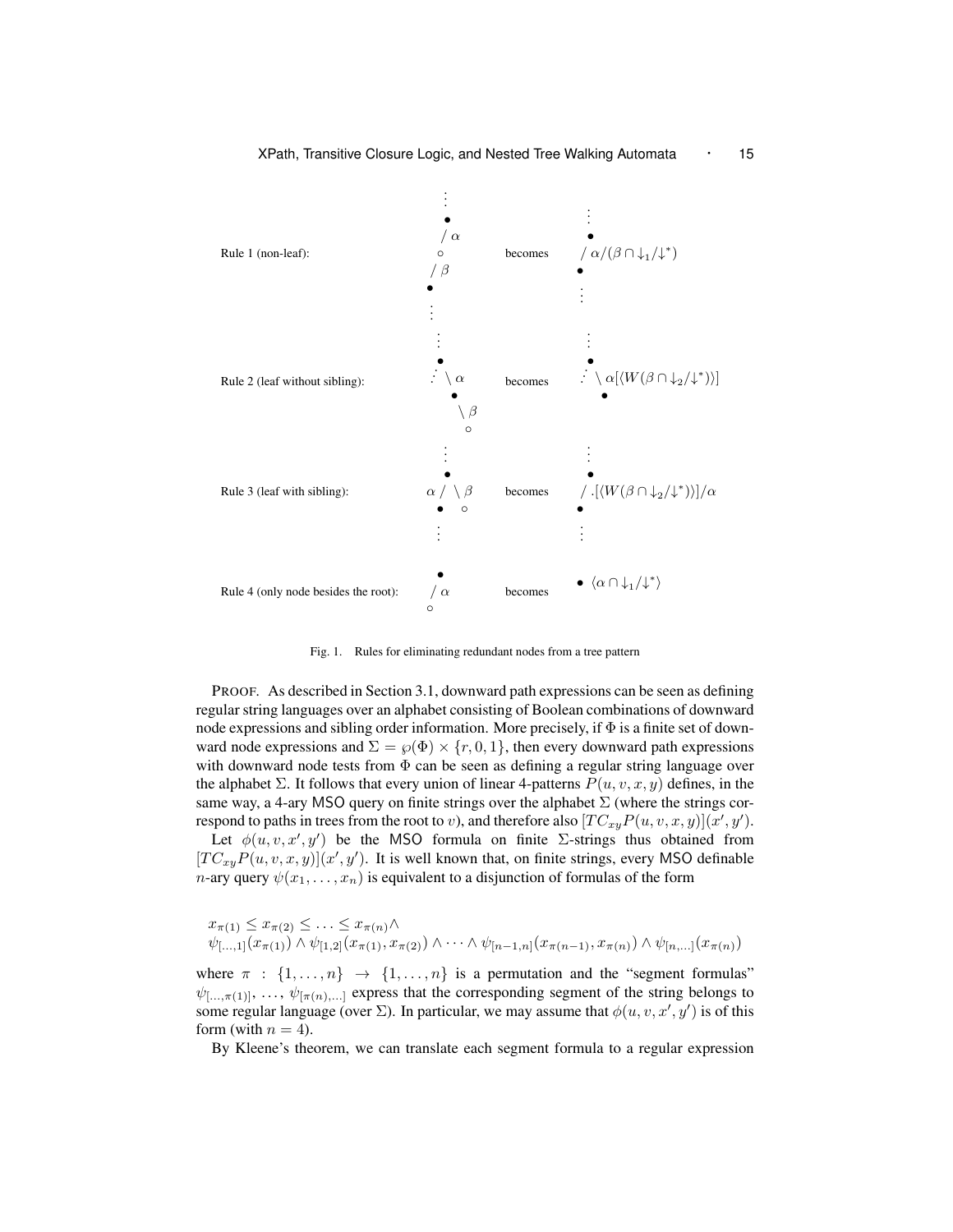Rule 1 (non-leaf): $\begin{array}{c}\vdots\\ \bullet\\ /\,\alpha\\ \circ\\ /\,\beta\\ \bullet\\ \vdots\end{array}$ becomes $\begin{array}{c}\vdots\\ \bullet\\ /\,\alpha/(\beta\cap\downarrow_1/\downarrow^*)\\ \bullet\\ \vdots\end{array}$

Rule 2 (leaf without sibling): $\begin{array}{c}\vdots\\ \bullet\\ \therefore\ \backslash\,\alpha\\ \bullet\\ \backslash\,\beta\\ \circ\end{array}$ becomes $\begin{array}{c}\vdots\\ \bullet\\ \therefore\ \backslash\,\alpha[\langle W(\beta\cap\downarrow_2/\downarrow^*)\rangle]\\ \bullet\end{array}$

Rule 3 (leaf with sibling): $\begin{array}{c}\vdots\\ \bullet\\ \alpha\,/\ \backslash\,\beta\\ \bullet\quad\circ\\ \vdots\end{array}$ becomes $\begin{array}{c}\vdots\\ \bullet\\ /\,.[\langle W(\beta\cap\downarrow_2/\downarrow^*)\rangle]/\alpha\\ \bullet\\ \vdots\end{array}$

Rule 4 (only node besides the root): $\begin{array}{c}\bullet\\ /\,\alpha\\ \circ\end{array}$ becomes $\bullet\ \langle\alpha\cap\downarrow_1/\downarrow^*\rangle$

Fig. 1. Rules for eliminating redundant nodes from a tree pattern

PROOF. As described in Section 3.1, downward path expressions can be seen as defining regular string languages over an alphabet consisting of Boolean combinations of downward node expressions and sibling order information. More precisely, if $\Phi$ is a finite set of downward node expressions and $\Sigma = \wp(\Phi) \times \{r, 0, 1\}$, then every downward path expressions with downward node tests from $\Phi$ can be seen as defining a regular string language over the alphabet $\Sigma$. It follows that every union of linear 4-patterns $P(u, v, x, y)$ defines, in the same way, a 4-ary MSO query on finite strings over the alphabet $\Sigma$ (where the strings correspond to paths in trees from the root to $v$), and therefore also $[TC_{xy}P(u, v, x, y)](x', y')$.

Let $\phi(u, v, x', y')$ be the MSO formula on finite $\Sigma$-strings thus obtained from $[TC_{xy}P(u, v, x, y)](x', y')$. It is well known that, on finite strings, every MSO definable $n$-ary query $\psi(x_1, \ldots, x_n)$ is equivalent to a disjunction of formulas of the form

$$x_{\pi(1)} \leq x_{\pi(2)} \leq \ldots \leq x_{\pi(n)} \wedge$$
$$\psi_{[\ldots,1]}(x_{\pi(1)}) \wedge \psi_{[1,2]}(x_{\pi(1)}, x_{\pi(2)}) \wedge \cdots \wedge \psi_{[n-1,n]}(x_{\pi(n-1)}, x_{\pi(n)}) \wedge \psi_{[n,\ldots]}(x_{\pi(n)})$$

where $\pi : \{1, \ldots, n\} \rightarrow \{1, \ldots, n\}$ is a permutation and the "segment formulas" $\psi_{[\ldots,\pi(1)]}, \ldots, \psi_{[\pi(n),\ldots]}$ express that the corresponding segment of the string belongs to some regular language (over $\Sigma$). In particular, we may assume that $\phi(u, v, x', y')$ is of this form (with $n = 4$).

By Kleene's theorem, we can translate each segment formula to a regular expression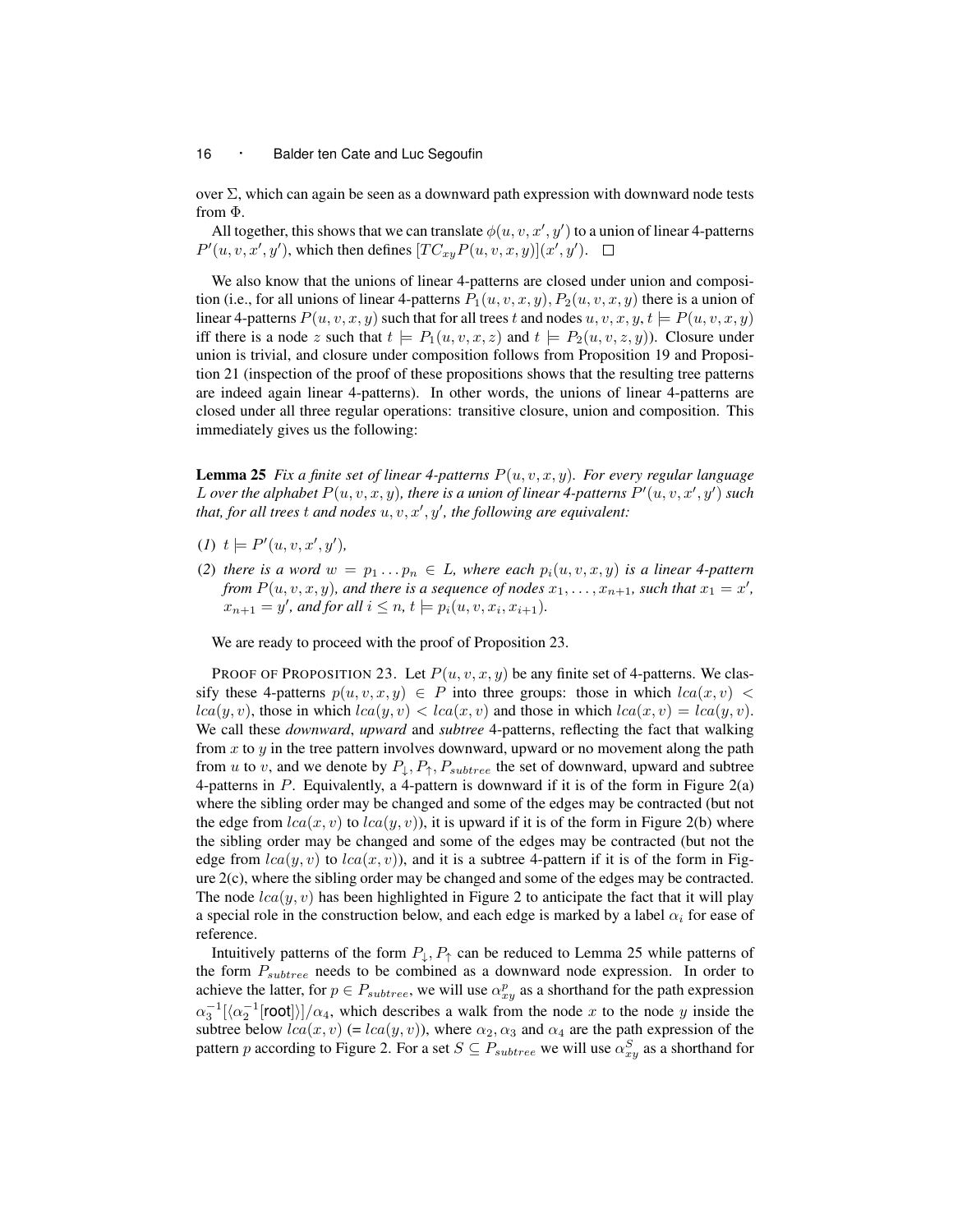over $\Sigma$, which can again be seen as a downward path expression with downward node tests from $\Phi$.

All together, this shows that we can translate $\phi(u, v, x', y')$ to a union of linear 4-patterns $P'(u, v, x', y')$, which then defines $[TC_{xy}P(u, v, x, y)](x', y')$. $\square$

We also know that the unions of linear 4-patterns are closed under union and composition (i.e., for all unions of linear 4-patterns $P_1(u, v, x, y), P_2(u, v, x, y)$ there is a union of linear 4-patterns $P(u, v, x, y)$ such that for all trees $t$ and nodes $u, v, x, y, t \models P(u, v, x, y)$ iff there is a node $z$ such that $t \models P_1(u, v, x, z)$ and $t \models P_2(u, v, z, y)$). Closure under union is trivial, and closure under composition follows from Proposition 19 and Proposition 21 (inspection of the proof of these propositions shows that the resulting tree patterns are indeed again linear 4-patterns). In other words, the unions of linear 4-patterns are closed under all three regular operations: transitive closure, union and composition. This immediately gives us the following:

**Lemma 25** *Fix a finite set of linear 4-patterns $P(u, v, x, y)$. For every regular language $L$ over the alphabet $P(u, v, x, y)$, there is a union of linear 4-patterns $P'(u, v, x', y')$ such that, for all trees $t$ and nodes $u, v, x', y'$, the following are equivalent:*

(1) $t \models P'(u, v, x', y')$,

(2) *there is a word $w = p_1 \dots p_n \in L$, where each $p_i(u, v, x, y)$ is a linear 4-pattern from $P(u, v, x, y)$, and there is a sequence of nodes $x_1, \dots, x_{n+1}$, such that $x_1 = x'$, $x_{n+1} = y'$, and for all $i \leq n$, $t \models p_i(u, v, x_i, x_{i+1})$.*

We are ready to proceed with the proof of Proposition 23.

PROOF OF PROPOSITION 23. Let $P(u, v, x, y)$ be any finite set of 4-patterns. We classify these 4-patterns $p(u, v, x, y) \in P$ into three groups: those in which $lca(x, v) < lca(y, v)$, those in which $lca(y, v) < lca(x, v)$ and those in which $lca(x, v) = lca(y, v)$. We call these *downward*, *upward* and *subtree* 4-patterns, reflecting the fact that walking from $x$ to $y$ in the tree pattern involves downward, upward or no movement along the path from $u$ to $v$, and we denote by $P_\downarrow, P_\uparrow, P_{subtree}$ the set of downward, upward and subtree 4-patterns in $P$. Equivalently, a 4-pattern is downward if it is of the form in Figure 2(a) where the sibling order may be changed and some of the edges may be contracted (but not the edge from $lca(x, v)$ to $lca(y, v)$), it is upward if it is of the form in Figure 2(b) where the sibling order may be changed and some of the edges may be contracted (but not the edge from $lca(y, v)$ to $lca(x, v)$), and it is a subtree 4-pattern if it is of the form in Figure 2(c), where the sibling order may be changed and some of the edges may be contracted. The node $lca(y, v)$ has been highlighted in Figure 2 to anticipate the fact that it will play a special role in the construction below, and each edge is marked by a label $\alpha_i$ for ease of reference.

Intuitively patterns of the form $P_\downarrow, P_\uparrow$ can be reduced to Lemma 25 while patterns of the form $P_{subtree}$ needs to be combined as a downward node expression. In order to achieve the latter, for $p \in P_{subtree}$, we will use $\alpha^p_{xy}$ as a shorthand for the path expression $\alpha_3^{-1}[\langle\alpha_2^{-1}[\mathsf{root}]\rangle]/\alpha_4$, which describes a walk from the node $x$ to the node $y$ inside the subtree below $lca(x, v)$ (= $lca(y, v)$), where $\alpha_2, \alpha_3$ and $\alpha_4$ are the path expression of the pattern $p$ according to Figure 2. For a set $S \subseteq P_{subtree}$ we will use $\alpha^S_{xy}$ as a shorthand for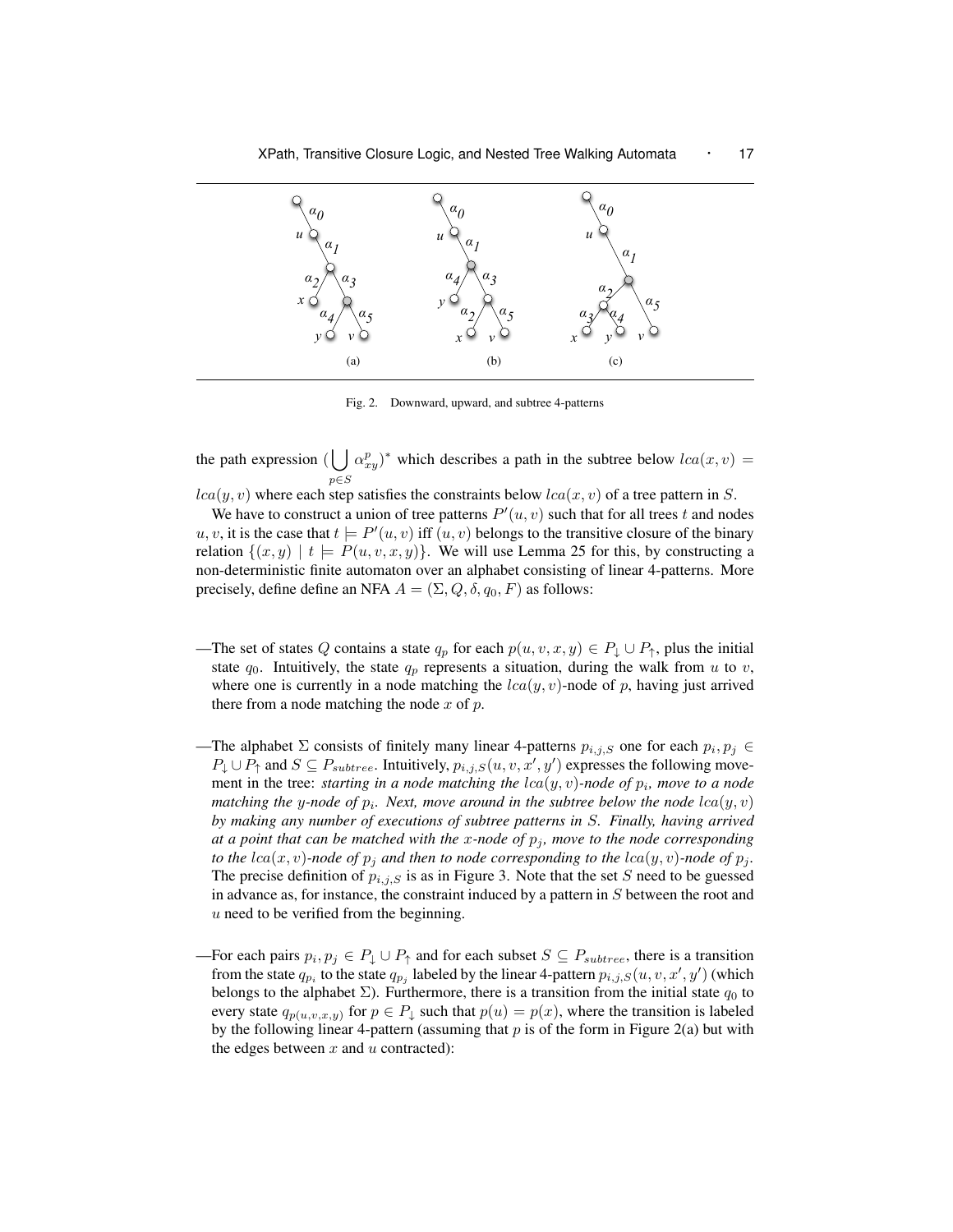Fig. 2. Downward, upward, and subtree 4-patterns

the path expression $(\bigcup_{p \in S} \alpha^p_{xy})^*$ which describes a path in the subtree below $lca(x, v) = lca(y, v)$ where each step satisfies the constraints below $lca(x, v)$ of a tree pattern in $S$.

We have to construct a union of tree patterns $P'(u, v)$ such that for all trees $t$ and nodes $u, v$, it is the case that $t \models P'(u, v)$ iff $(u, v)$ belongs to the transitive closure of the binary relation $\{(x, y) \mid t \models P(u, v, x, y)\}$. We will use Lemma 25 for this, by constructing a non-deterministic finite automaton over an alphabet consisting of linear 4-patterns. More precisely, define define an NFA $A = (\Sigma, Q, \delta, q_0, F)$ as follows:

—The set of states $Q$ contains a state $q_p$ for each $p(u, v, x, y) \in P_\downarrow \cup P_\uparrow$, plus the initial state $q_0$. Intuitively, the state $q_p$ represents a situation, during the walk from $u$ to $v$, where one is currently in a node matching the $lca(y, v)$-node of $p$, having just arrived there from a node matching the node $x$ of $p$.

—The alphabet $\Sigma$ consists of finitely many linear 4-patterns $p_{i,j,S}$ one for each $p_i, p_j \in P_\downarrow \cup P_\uparrow$ and $S \subseteq P_{subtree}$. Intuitively, $p_{i,j,S}(u, v, x', y')$ expresses the following movement in the tree: *starting in a node matching the $lca(y, v)$-node of $p_i$, move to a node matching the $y$-node of $p_i$. Next, move around in the subtree below the node $lca(y, v)$ by making any number of executions of subtree patterns in $S$. Finally, having arrived at a point that can be matched with the $x$-node of $p_j$, move to the node corresponding to the $lca(x, v)$-node of $p_j$ and then to node corresponding to the $lca(y, v)$-node of $p_j$.* The precise definition of $p_{i,j,S}$ is as in Figure 3. Note that the set $S$ need to be guessed in advance as, for instance, the constraint induced by a pattern in $S$ between the root and $u$ need to be verified from the beginning.

—For each pairs $p_i, p_j \in P_\downarrow \cup P_\uparrow$ and for each subset $S \subseteq P_{subtree}$, there is a transition from the state $q_{p_i}$ to the state $q_{p_j}$ labeled by the linear 4-pattern $p_{i,j,S}(u, v, x', y')$ (which belongs to the alphabet $\Sigma$). Furthermore, there is a transition from the initial state $q_0$ to every state $q_{p(u,v,x,y)}$ for $p \in P_\downarrow$ such that $p(u) = p(x)$, where the transition is labeled by the following linear 4-pattern (assuming that $p$ is of the form in Figure 2(a) but with the edges between $x$ and $u$ contracted):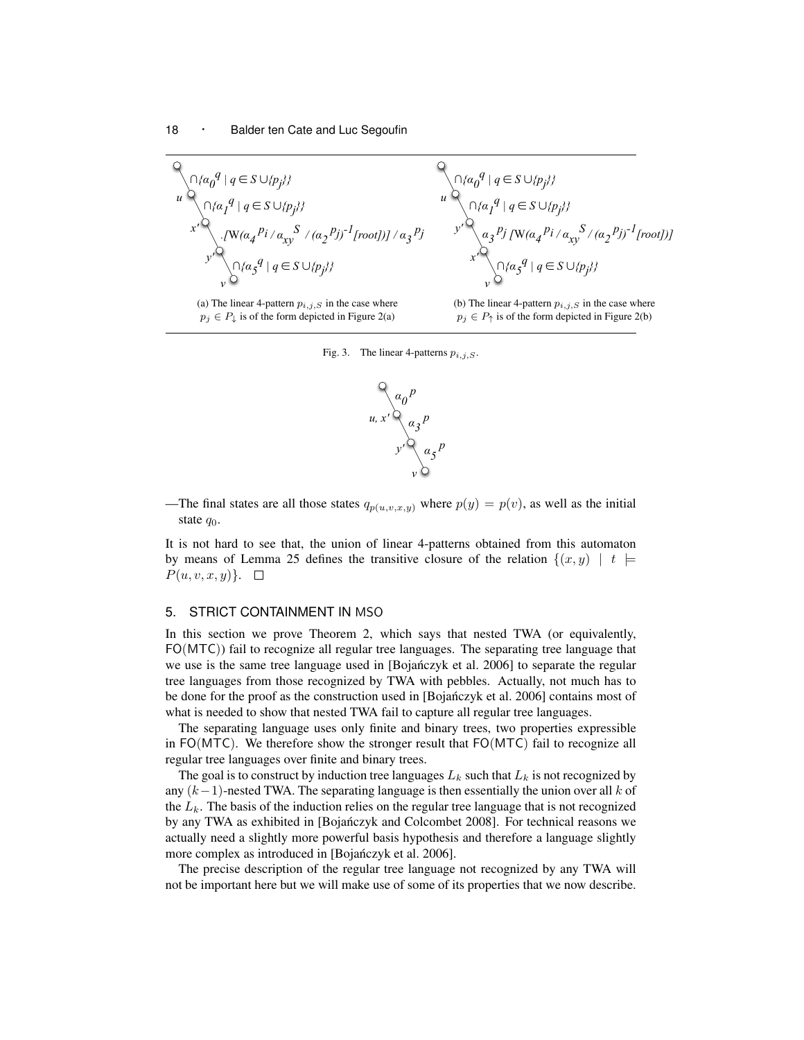(a) The linear 4-pattern $p_{i,j,S}$ in the case where $p_j \in P_\downarrow$ is of the form depicted in Figure 2(a)

(b) The linear 4-pattern $p_{i,j,S}$ in the case where $p_j \in P_\uparrow$ is of the form depicted in Figure 2(b)

Fig. 3. The linear 4-patterns $p_{i,j,S}$.

—The final states are all those states $q_{p(u,v,x,y)}$ where $p(y) = p(v)$, as well as the initial state $q_0$.

It is not hard to see that, the union of linear 4-patterns obtained from this automaton by means of Lemma 25 defines the transitive closure of the relation $\{(x, y) \mid t \models P(u, v, x, y)\}$. $\square$

## 5. STRICT CONTAINMENT IN MSO

In this section we prove Theorem 2, which says that nested TWA (or equivalently, FO(MTC)) fail to recognize all regular tree languages. The separating tree language that we use is the same tree language used in [Bojańczyk et al. 2006] to separate the regular tree languages from those recognized by TWA with pebbles. Actually, not much has to be done for the proof as the construction used in [Bojańczyk et al. 2006] contains most of what is needed to show that nested TWA fail to capture all regular tree languages.

The separating language uses only finite and binary trees, two properties expressible in FO(MTC). We therefore show the stronger result that FO(MTC) fail to recognize all regular tree languages over finite and binary trees.

The goal is to construct by induction tree languages $L_k$ such that $L_k$ is not recognized by any $(k-1)$-nested TWA. The separating language is then essentially the union over all $k$ of the $L_k$. The basis of the induction relies on the regular tree language that is not recognized by any TWA as exhibited in [Bojańczyk and Colcombet 2008]. For technical reasons we actually need a slightly more powerful basis hypothesis and therefore a language slightly more complex as introduced in [Bojańczyk et al. 2006].

The precise description of the regular tree language not recognized by any TWA will not be important here but we will make use of some of its properties that we now describe.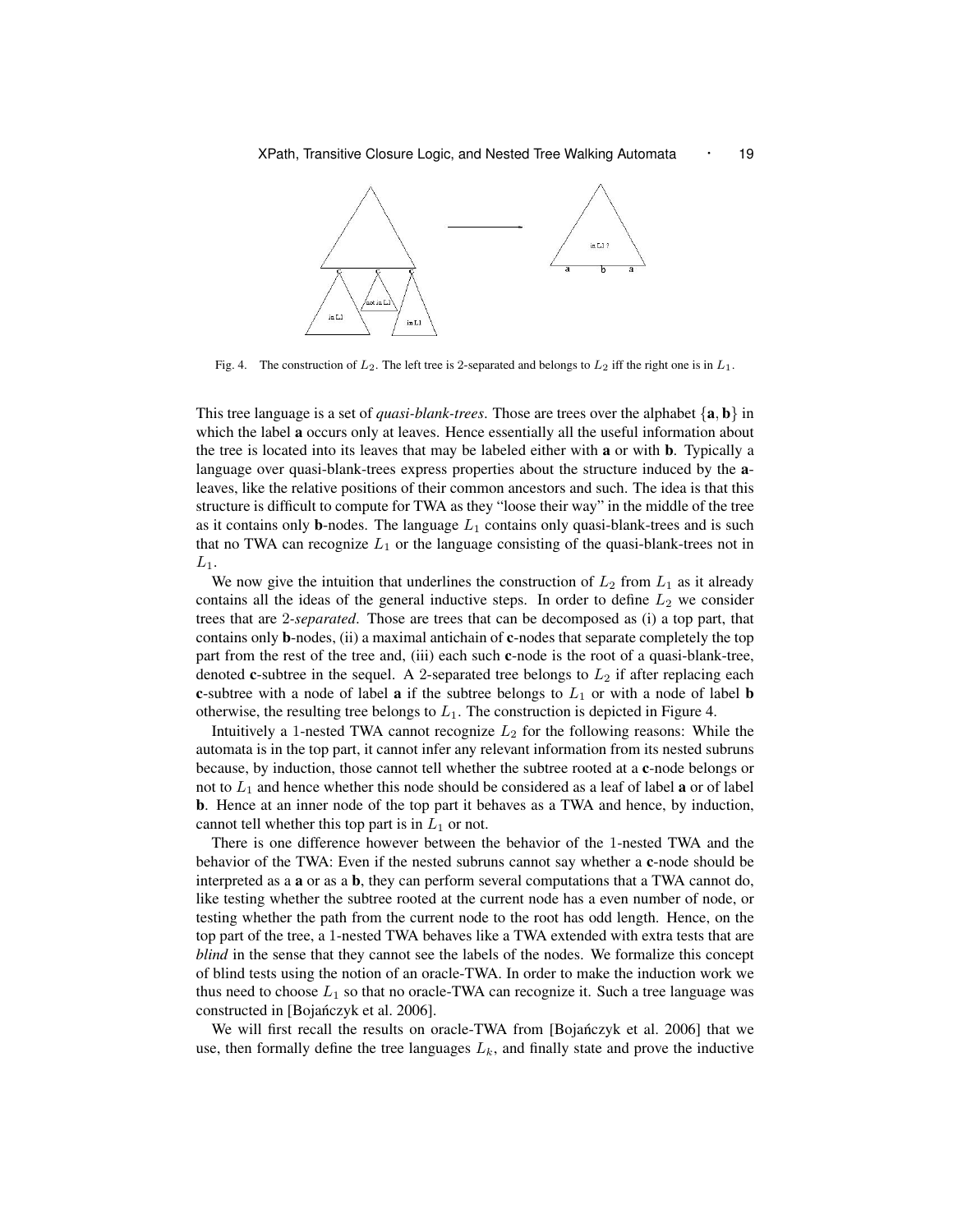Fig. 4. The construction of $L_2$. The left tree is 2-separated and belongs to $L_2$ iff the right one is in $L_1$.

This tree language is a set of *quasi-blank-trees*. Those are trees over the alphabet $\{\mathbf{a}, \mathbf{b}\}$ in which the label **a** occurs only at leaves. Hence essentially all the useful information about the tree is located into its leaves that may be labeled either with **a** or with **b**. Typically a language over quasi-blank-trees express properties about the structure induced by the **a**-leaves, like the relative positions of their common ancestors and such. The idea is that this structure is difficult to compute for TWA as they "loose their way" in the middle of the tree as it contains only **b**-nodes. The language $L_1$ contains only quasi-blank-trees and is such that no TWA can recognize $L_1$ or the language consisting of the quasi-blank-trees not in $L_1$.

We now give the intuition that underlines the construction of $L_2$ from $L_1$ as it already contains all the ideas of the general inductive steps. In order to define $L_2$ we consider trees that are 2-*separated*. Those are trees that can be decomposed as (i) a top part, that contains only **b**-nodes, (ii) a maximal antichain of **c**-nodes that separate completely the top part from the rest of the tree and, (iii) each such **c**-node is the root of a quasi-blank-tree, denoted **c**-subtree in the sequel. A 2-separated tree belongs to $L_2$ if after replacing each **c**-subtree with a node of label **a** if the subtree belongs to $L_1$ or with a node of label **b** otherwise, the resulting tree belongs to $L_1$. The construction is depicted in Figure 4.

Intuitively a 1-nested TWA cannot recognize $L_2$ for the following reasons: While the automata is in the top part, it cannot infer any relevant information from its nested subruns because, by induction, those cannot tell whether the subtree rooted at a **c**-node belongs or not to $L_1$ and hence whether this node should be considered as a leaf of label **a** or of label **b**. Hence at an inner node of the top part it behaves as a TWA and hence, by induction, cannot tell whether this top part is in $L_1$ or not.

There is one difference however between the behavior of the 1-nested TWA and the behavior of the TWA: Even if the nested subruns cannot say whether a **c**-node should be interpreted as a **a** or as a **b**, they can perform several computations that a TWA cannot do, like testing whether the subtree rooted at the current node has a even number of node, or testing whether the path from the current node to the root has odd length. Hence, on the top part of the tree, a 1-nested TWA behaves like a TWA extended with extra tests that are *blind* in the sense that they cannot see the labels of the nodes. We formalize this concept of blind tests using the notion of an oracle-TWA. In order to make the induction work we thus need to choose $L_1$ so that no oracle-TWA can recognize it. Such a tree language was constructed in [Bojańczyk et al. 2006].

We will first recall the results on oracle-TWA from [Bojańczyk et al. 2006] that we use, then formally define the tree languages $L_k$, and finally state and prove the inductive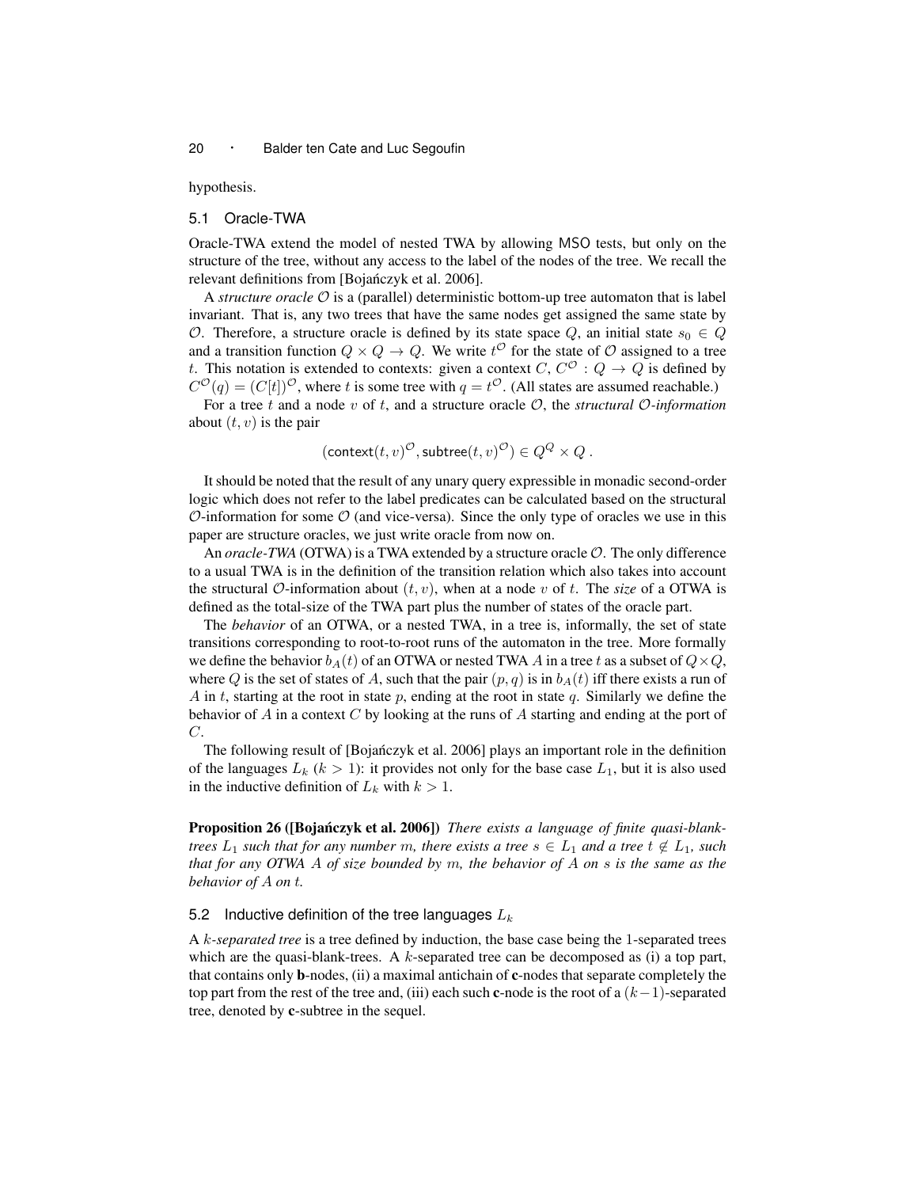hypothesis.

## 5.1 Oracle-TWA

Oracle-TWA extend the model of nested TWA by allowing MSO tests, but only on the structure of the tree, without any access to the label of the nodes of the tree. We recall the relevant definitions from [Bojańczyk et al. 2006].

A *structure oracle* $\mathcal{O}$ is a (parallel) deterministic bottom-up tree automaton that is label invariant. That is, any two trees that have the same nodes get assigned the same state by $\mathcal{O}$. Therefore, a structure oracle is defined by its state space $Q$, an initial state $s_0 \in Q$ and a transition function $Q \times Q \to Q$. We write $t^{\mathcal{O}}$ for the state of $\mathcal{O}$ assigned to a tree $t$. This notation is extended to contexts: given a context $C$, $C^{\mathcal{O}} : Q \to Q$ is defined by $C^{\mathcal{O}}(q) = (C[t])^{\mathcal{O}}$, where $t$ is some tree with $q = t^{\mathcal{O}}$. (All states are assumed reachable.)

For a tree $t$ and a node $v$ of $t$, and a structure oracle $\mathcal{O}$, the *structural $\mathcal{O}$-information* about $(t, v)$ is the pair

$$(\mathsf{context}(t, v)^{\mathcal{O}}, \mathsf{subtree}(t, v)^{\mathcal{O}}) \in Q^Q \times Q \, .$$

It should be noted that the result of any unary query expressible in monadic second-order logic which does not refer to the label predicates can be calculated based on the structural $\mathcal{O}$-information for some $\mathcal{O}$ (and vice-versa). Since the only type of oracles we use in this paper are structure oracles, we just write oracle from now on.

An *oracle-TWA* (OTWA) is a TWA extended by a structure oracle $\mathcal{O}$. The only difference to a usual TWA is in the definition of the transition relation which also takes into account the structural $\mathcal{O}$-information about $(t, v)$, when at a node $v$ of $t$. The *size* of a OTWA is defined as the total-size of the TWA part plus the number of states of the oracle part.

The *behavior* of an OTWA, or a nested TWA, in a tree is, informally, the set of state transitions corresponding to root-to-root runs of the automaton in the tree. More formally we define the behavior $b_A(t)$ of an OTWA or nested TWA $A$ in a tree $t$ as a subset of $Q \times Q$, where $Q$ is the set of states of $A$, such that the pair $(p, q)$ is in $b_A(t)$ iff there exists a run of $A$ in $t$, starting at the root in state $p$, ending at the root in state $q$. Similarly we define the behavior of $A$ in a context $C$ by looking at the runs of $A$ starting and ending at the port of $C$.

The following result of [Bojańczyk et al. 2006] plays an important role in the definition of the languages $L_k$ ($k > 1$): it provides not only for the base case $L_1$, but it is also used in the inductive definition of $L_k$ with $k > 1$.

**Proposition 26 ([Bojańczyk et al. 2006])** *There exists a language of finite quasi-blank-trees $L_1$ such that for any number $m$, there exists a tree $s \in L_1$ and a tree $t \notin L_1$, such that for any OTWA $A$ of size bounded by $m$, the behavior of $A$ on $s$ is the same as the behavior of $A$ on $t$.*

## 5.2 Inductive definition of the tree languages $L_k$

A *$k$-separated tree* is a tree defined by induction, the base case being the 1-separated trees which are the quasi-blank-trees. A $k$-separated tree can be decomposed as (i) a top part, that contains only **b**-nodes, (ii) a maximal antichain of **c**-nodes that separate completely the top part from the rest of the tree and, (iii) each such **c**-node is the root of a $(k-1)$-separated tree, denoted by **c**-subtree in the sequel.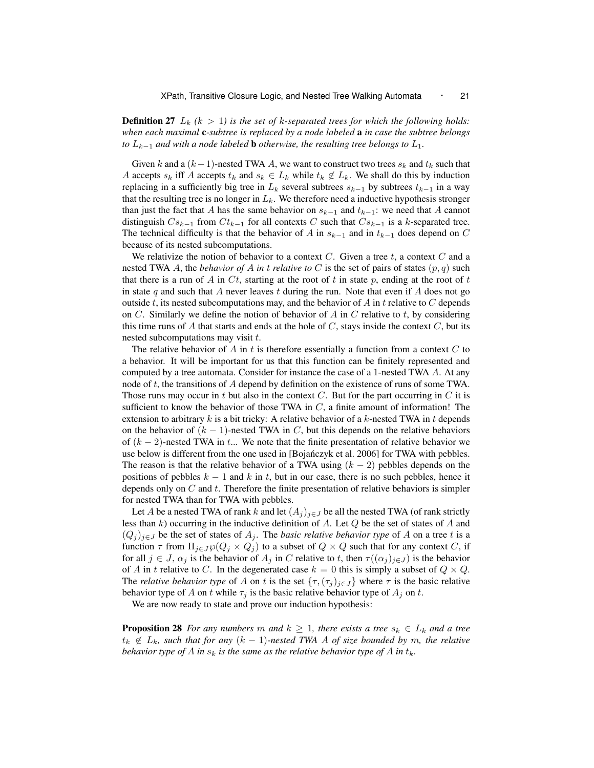**Definition 27** *$L_k$ ($k > 1$) is the set of $k$-separated trees for which the following holds: when each maximal* **c***-subtree is replaced by a node labeled* **a** *in case the subtree belongs to $L_{k-1}$ and with a node labeled* **b** *otherwise, the resulting tree belongs to $L_1$.*

Given $k$ and a $(k-1)$-nested TWA $A$, we want to construct two trees $s_k$ and $t_k$ such that $A$ accepts $s_k$ iff $A$ accepts $t_k$ and $s_k \in L_k$ while $t_k \notin L_k$. We shall do this by induction replacing in a sufficiently big tree in $L_k$ several subtrees $s_{k-1}$ by subtrees $t_{k-1}$ in a way that the resulting tree is no longer in $L_k$. We therefore need a inductive hypothesis stronger than just the fact that $A$ has the same behavior on $s_{k-1}$ and $t_{k-1}$: we need that $A$ cannot distinguish $Cs_{k-1}$ from $Ct_{k-1}$ for all contexts $C$ such that $Cs_{k-1}$ is a $k$-separated tree. The technical difficulty is that the behavior of $A$ in $s_{k-1}$ and in $t_{k-1}$ does depend on $C$ because of its nested subcomputations.

We relativize the notion of behavior to a context $C$. Given a tree $t$, a context $C$ and a nested TWA $A$, the *behavior of $A$ in $t$ relative to $C$* is the set of pairs of states $(p, q)$ such that there is a run of $A$ in $Ct$, starting at the root of $t$ in state $p$, ending at the root of $t$ in state $q$ and such that $A$ never leaves $t$ during the run. Note that even if $A$ does not go outside $t$, its nested subcomputations may, and the behavior of $A$ in $t$ relative to $C$ depends on $C$. Similarly we define the notion of behavior of $A$ in $C$ relative to $t$, by considering this time runs of $A$ that starts and ends at the hole of $C$, stays inside the context $C$, but its nested subcomputations may visit $t$.

The relative behavior of $A$ in $t$ is therefore essentially a function from a context $C$ to a behavior. It will be important for us that this function can be finitely represented and computed by a tree automata. Consider for instance the case of a 1-nested TWA $A$. At any node of $t$, the transitions of $A$ depend by definition on the existence of runs of some TWA. Those runs may occur in $t$ but also in the context $C$. But for the part occurring in $C$ it is sufficient to know the behavior of those TWA in $C$, a finite amount of information! The extension to arbitrary $k$ is a bit tricky: A relative behavior of a $k$-nested TWA in $t$ depends on the behavior of $(k-1)$-nested TWA in $C$, but this depends on the relative behaviors of $(k-2)$-nested TWA in $t$... We note that the finite presentation of relative behavior we use below is different from the one used in [Bojańczyk et al. 2006] for TWA with pebbles. The reason is that the relative behavior of a TWA using $(k-2)$ pebbles depends on the positions of pebbles $k-1$ and $k$ in $t$, but in our case, there is no such pebbles, hence it depends only on $C$ and $t$. Therefore the finite presentation of relative behaviors is simpler for nested TWA than for TWA with pebbles.

Let $A$ be a nested TWA of rank $k$ and let $(A_j)_{j \in J}$ be all the nested TWA (of rank strictly less than $k$) occurring in the inductive definition of $A$. Let $Q$ be the set of states of $A$ and $(Q_j)_{j \in J}$ be the set of states of $A_j$. The *basic relative behavior type* of $A$ on a tree $t$ is a function $\tau$ from $\Pi_{j \in J} \wp(Q_j \times Q_j)$ to a subset of $Q \times Q$ such that for any context $C$, if for all $j \in J$, $\alpha_j$ is the behavior of $A_j$ in $C$ relative to $t$, then $\tau((\alpha_j)_{j \in J})$ is the behavior of $A$ in $t$ relative to $C$. In the degenerated case $k = 0$ this is simply a subset of $Q \times Q$. The *relative behavior type* of $A$ on $t$ is the set $\{\tau, (\tau_j)_{j \in J}\}$ where $\tau$ is the basic relative behavior type of $A$ on $t$ while $\tau_j$ is the basic relative behavior type of $A_j$ on $t$.

We are now ready to state and prove our induction hypothesis:

**Proposition 28** *For any numbers $m$ and $k \geq 1$, there exists a tree $s_k \in L_k$ and a tree $t_k \notin L_k$, such that for any $(k-1)$-nested TWA $A$ of size bounded by $m$, the relative behavior type of $A$ in $s_k$ is the same as the relative behavior type of $A$ in $t_k$.*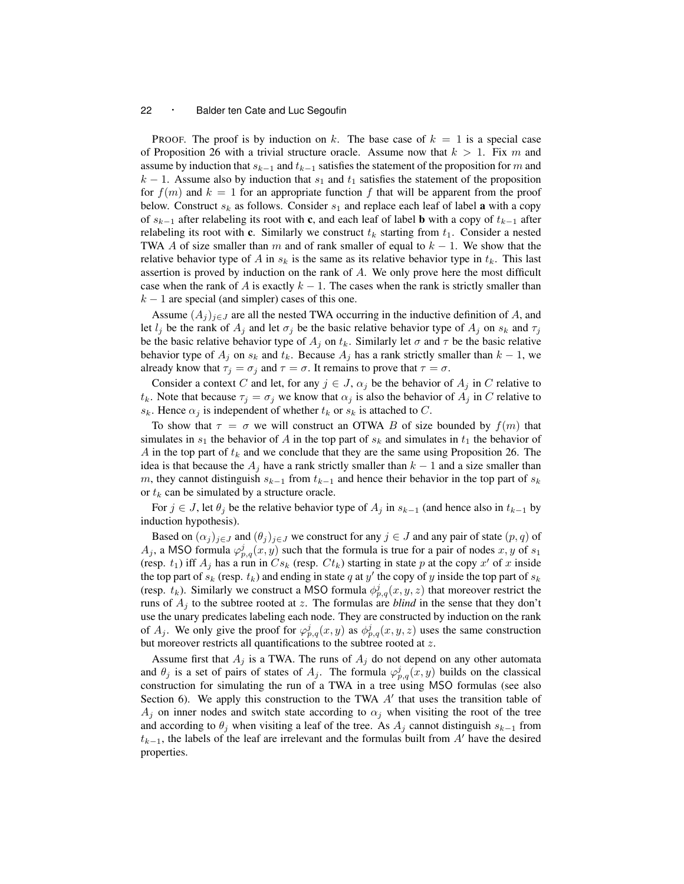PROOF. The proof is by induction on $k$. The base case of $k = 1$ is a special case of Proposition 26 with a trivial structure oracle. Assume now that $k > 1$. Fix $m$ and assume by induction that $s_{k-1}$ and $t_{k-1}$ satisfies the statement of the proposition for $m$ and $k-1$. Assume also by induction that $s_1$ and $t_1$ satisfies the statement of the proposition for $f(m)$ and $k = 1$ for an appropriate function $f$ that will be apparent from the proof below. Construct $s_k$ as follows. Consider $s_1$ and replace each leaf of label **a** with a copy of $s_{k-1}$ after relabeling its root with **c**, and each leaf of label **b** with a copy of $t_{k-1}$ after relabeling its root with **c**. Similarly we construct $t_k$ starting from $t_1$. Consider a nested TWA $A$ of size smaller than $m$ and of rank smaller of equal to $k-1$. We show that the relative behavior type of $A$ in $s_k$ is the same as its relative behavior type in $t_k$. This last assertion is proved by induction on the rank of $A$. We only prove here the most difficult case when the rank of $A$ is exactly $k-1$. The cases when the rank is strictly smaller than $k-1$ are special (and simpler) cases of this one.

Assume $(A_j)_{j \in J}$ are all the nested TWA occurring in the inductive definition of $A$, and let $l_j$ be the rank of $A_j$ and let $\sigma_j$ be the basic relative behavior type of $A_j$ on $s_k$ and $\tau_j$ be the basic relative behavior type of $A_j$ on $t_k$. Similarly let $\sigma$ and $\tau$ be the basic relative behavior type of $A_j$ on $s_k$ and $t_k$. Because $A_j$ has a rank strictly smaller than $k-1$, we already know that $\tau_j = \sigma_j$ and $\tau = \sigma$. It remains to prove that $\tau = \sigma$.

Consider a context $C$ and let, for any $j \in J$, $\alpha_j$ be the behavior of $A_j$ in $C$ relative to $t_k$. Note that because $\tau_j = \sigma_j$ we know that $\alpha_j$ is also the behavior of $A_j$ in $C$ relative to $s_k$. Hence $\alpha_j$ is independent of whether $t_k$ or $s_k$ is attached to $C$.

To show that $\tau = \sigma$ we will construct an OTWA $B$ of size bounded by $f(m)$ that simulates in $s_1$ the behavior of $A$ in the top part of $s_k$ and simulates in $t_1$ the behavior of $A$ in the top part of $t_k$ and we conclude that they are the same using Proposition 26. The idea is that because the $A_j$ have a rank strictly smaller than $k-1$ and a size smaller than $m$, they cannot distinguish $s_{k-1}$ from $t_{k-1}$ and hence their behavior in the top part of $s_k$ or $t_k$ can be simulated by a structure oracle.

For $j \in J$, let $\theta_j$ be the relative behavior type of $A_j$ in $s_{k-1}$ (and hence also in $t_{k-1}$ by induction hypothesis).

Based on $(\alpha_j)_{j \in J}$ and $(\theta_j)_{j \in J}$ we construct for any $j \in J$ and any pair of state $(p,q)$ of $A_j$, a MSO formula $\varphi^j_{p,q}(x,y)$ such that the formula is true for a pair of nodes $x, y$ of $s_1$ (resp. $t_1$) iff $A_j$ has a run in $Cs_k$ (resp. $Ct_k$) starting in state $p$ at the copy $x'$ of $x$ inside the top part of $s_k$ (resp. $t_k$) and ending in state $q$ at $y'$ the copy of $y$ inside the top part of $s_k$ (resp. $t_k$). Similarly we construct a MSO formula $\phi^j_{p,q}(x,y,z)$ that moreover restrict the runs of $A_j$ to the subtree rooted at $z$. The formulas are *blind* in the sense that they don't use the unary predicates labeling each node. They are constructed by induction on the rank of $A_j$. We only give the proof for $\varphi^j_{p,q}(x,y)$ as $\phi^j_{p,q}(x,y,z)$ uses the same construction but moreover restricts all quantifications to the subtree rooted at $z$.

Assume first that $A_j$ is a TWA. The runs of $A_j$ do not depend on any other automata and $\theta_j$ is a set of pairs of states of $A_j$. The formula $\varphi^j_{p,q}(x,y)$ builds on the classical construction for simulating the run of a TWA in a tree using MSO formulas (see also Section 6). We apply this construction to the TWA $A'$ that uses the transition table of $A_j$ on inner nodes and switch state according to $\alpha_j$ when visiting the root of the tree and according to $\theta_j$ when visiting a leaf of the tree. As $A_j$ cannot distinguish $s_{k-1}$ from $t_{k-1}$, the labels of the leaf are irrelevant and the formulas built from $A'$ have the desired properties.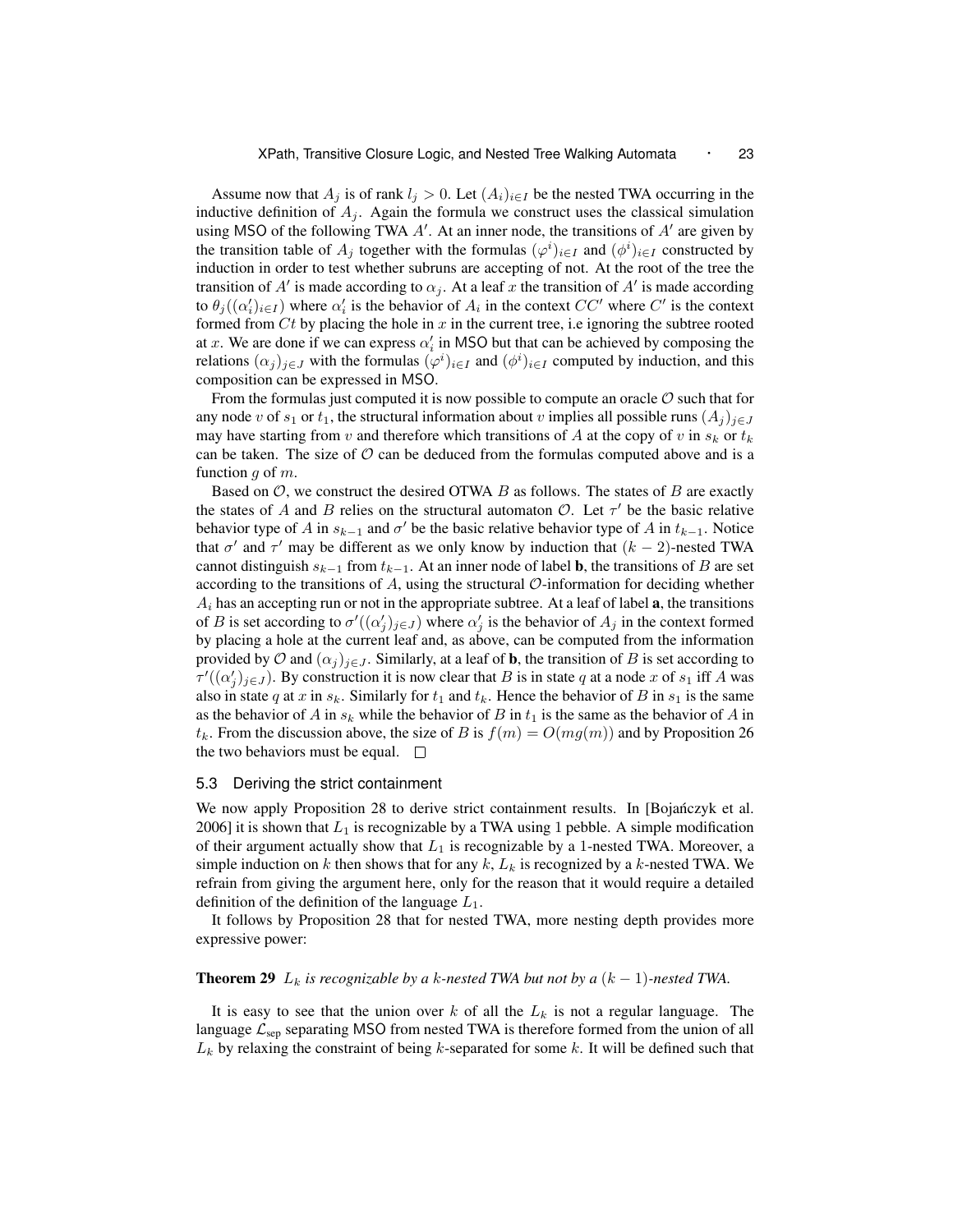Assume now that $A_j$ is of rank $l_j > 0$. Let $(A_i)_{i \in I}$ be the nested TWA occurring in the inductive definition of $A_j$. Again the formula we construct uses the classical simulation using MSO of the following TWA $A'$. At an inner node, the transitions of $A'$ are given by the transition table of $A_j$ together with the formulas $(\varphi^i)_{i \in I}$ and $(\phi^i)_{i \in I}$ constructed by induction in order to test whether subruns are accepting of not. At the root of the tree the transition of $A'$ is made according to $\alpha_j$. At a leaf $x$ the transition of $A'$ is made according to $\theta_j((\alpha'_i)_{i \in I})$ where $\alpha'_i$ is the behavior of $A_i$ in the context $CC'$ where $C'$ is the context formed from $Ct$ by placing the hole in $x$ in the current tree, i.e ignoring the subtree rooted at $x$. We are done if we can express $\alpha'_i$ in MSO but that can be achieved by composing the relations $(\alpha_j)_{j \in J}$ with the formulas $(\varphi^i)_{i \in I}$ and $(\phi^i)_{i \in I}$ computed by induction, and this composition can be expressed in MSO.

From the formulas just computed it is now possible to compute an oracle $\mathcal{O}$ such that for any node $v$ of $s_1$ or $t_1$, the structural information about $v$ implies all possible runs $(A_j)_{j \in J}$ may have starting from $v$ and therefore which transitions of $A$ at the copy of $v$ in $s_k$ or $t_k$ can be taken. The size of $\mathcal{O}$ can be deduced from the formulas computed above and is a function $g$ of $m$.

Based on $\mathcal{O}$, we construct the desired OTWA $B$ as follows. The states of $B$ are exactly the states of $A$ and $B$ relies on the structural automaton $\mathcal{O}$. Let $\tau'$ be the basic relative behavior type of $A$ in $s_{k-1}$ and $\sigma'$ be the basic relative behavior type of $A$ in $t_{k-1}$. Notice that $\sigma'$ and $\tau'$ may be different as we only know by induction that $(k-2)$-nested TWA cannot distinguish $s_{k-1}$ from $t_{k-1}$. At an inner node of label **b**, the transitions of $B$ are set according to the transitions of $A$, using the structural $\mathcal{O}$-information for deciding whether $A_i$ has an accepting run or not in the appropriate subtree. At a leaf of label **a**, the transitions of $B$ is set according to $\sigma'((\alpha'_j)_{j \in J})$ where $\alpha'_j$ is the behavior of $A_j$ in the context formed by placing a hole at the current leaf and, as above, can be computed from the information provided by $\mathcal{O}$ and $(\alpha_j)_{j \in J}$. Similarly, at a leaf of **b**, the transition of $B$ is set according to $\tau'((\alpha'_j)_{j \in J})$. By construction it is now clear that $B$ is in state $q$ at a node $x$ of $s_1$ iff $A$ was also in state $q$ at $x$ in $s_k$. Similarly for $t_1$ and $t_k$. Hence the behavior of $B$ in $s_1$ is the same as the behavior of $A$ in $s_k$ while the behavior of $B$ in $t_1$ is the same as the behavior of $A$ in $t_k$. From the discussion above, the size of $B$ is $f(m) = O(mg(m))$ and by Proposition 26 the two behaviors must be equal. □

### 5.3 Deriving the strict containment

We now apply Proposition 28 to derive strict containment results. In [Bojańczyk et al. 2006] it is shown that $L_1$ is recognizable by a TWA using 1 pebble. A simple modification of their argument actually show that $L_1$ is recognizable by a 1-nested TWA. Moreover, a simple induction on $k$ then shows that for any $k$, $L_k$ is recognized by a $k$-nested TWA. We refrain from giving the argument here, only for the reason that it would require a detailed definition of the definition of the language $L_1$.

It follows by Proposition 28 that for nested TWA, more nesting depth provides more expressive power:

**Theorem 29** *$L_k$ is recognizable by a $k$-nested TWA but not by a $(k-1)$-nested TWA.*

It is easy to see that the union over $k$ of all the $L_k$ is not a regular language. The language $\mathcal{L}_{\text{sep}}$ separating MSO from nested TWA is therefore formed from the union of all $L_k$ by relaxing the constraint of being $k$-separated for some $k$. It will be defined such that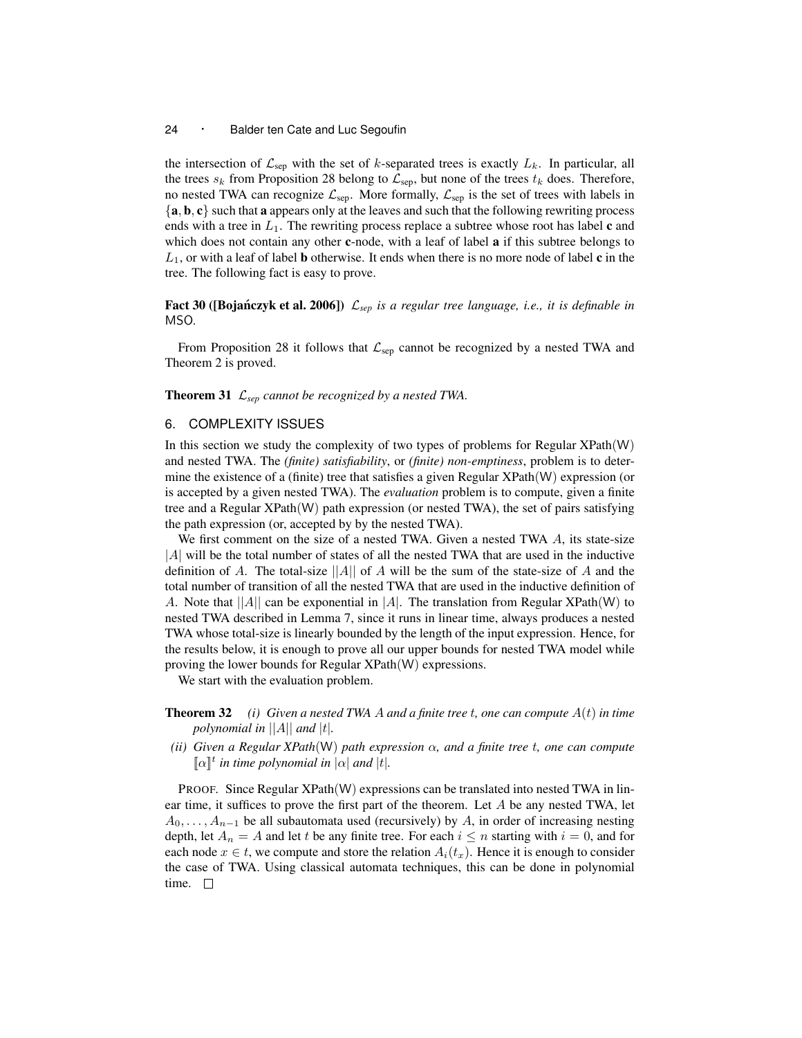the intersection of $\mathcal{L}_{\text{sep}}$ with the set of $k$-separated trees is exactly $L_k$. In particular, all the trees $s_k$ from Proposition 28 belong to $\mathcal{L}_{\text{sep}}$, but none of the trees $t_k$ does. Therefore, no nested TWA can recognize $\mathcal{L}_{\text{sep}}$. More formally, $\mathcal{L}_{\text{sep}}$ is the set of trees with labels in $\{\mathbf{a}, \mathbf{b}, \mathbf{c}\}$ such that **a** appears only at the leaves and such that the following rewriting process ends with a tree in $L_1$. The rewriting process replace a subtree whose root has label **c** and which does not contain any other **c**-node, with a leaf of label **a** if this subtree belongs to $L_1$, or with a leaf of label **b** otherwise. It ends when there is no more node of label **c** in the tree. The following fact is easy to prove.

**Fact 30 ([Bojańczyk et al. 2006])** *$\mathcal{L}_{sep}$ is a regular tree language, i.e., it is definable in* MSO*.*

From Proposition 28 it follows that $\mathcal{L}_{\text{sep}}$ cannot be recognized by a nested TWA and Theorem 2 is proved.

**Theorem 31** *$\mathcal{L}_{sep}$ cannot be recognized by a nested TWA.*

## 6. COMPLEXITY ISSUES

In this section we study the complexity of two types of problems for Regular XPath(W) and nested TWA. The *(finite) satisfiability*, or *(finite) non-emptiness*, problem is to determine the existence of a (finite) tree that satisfies a given Regular XPath(W) expression (or is accepted by a given nested TWA). The *evaluation* problem is to compute, given a finite tree and a Regular XPath(W) path expression (or nested TWA), the set of pairs satisfying the path expression (or, accepted by by the nested TWA).

We first comment on the size of a nested TWA. Given a nested TWA $A$, its state-size $|A|$ will be the total number of states of all the nested TWA that are used in the inductive definition of $A$. The total-size $||A||$ of $A$ will be the sum of the state-size of $A$ and the total number of transition of all the nested TWA that are used in the inductive definition of $A$. Note that $||A||$ can be exponential in $|A|$. The translation from Regular XPath(W) to nested TWA described in Lemma 7, since it runs in linear time, always produces a nested TWA whose total-size is linearly bounded by the length of the input expression. Hence, for the results below, it is enough to prove all our upper bounds for nested TWA model while proving the lower bounds for Regular XPath(W) expressions.

We start with the evaluation problem.

**Theorem 32** *(i) Given a nested TWA $A$ and a finite tree $t$, one can compute $A(t)$ in time polynomial in $||A||$ and $|t|$.*

*(ii) Given a Regular XPath(W) path expression $\alpha$, and a finite tree $t$, one can compute $[\![\alpha]\!]^t$ in time polynomial in $|\alpha|$ and $|t|$.*

PROOF. Since Regular XPath(W) expressions can be translated into nested TWA in linear time, it suffices to prove the first part of the theorem. Let $A$ be any nested TWA, let $A_0, \ldots, A_{n-1}$ be all subautomata used (recursively) by $A$, in order of increasing nesting depth, let $A_n = A$ and let $t$ be any finite tree. For each $i \leq n$ starting with $i = 0$, and for each node $x \in t$, we compute and store the relation $A_i(t_x)$. Hence it is enough to consider the case of TWA. Using classical automata techniques, this can be done in polynomial time. □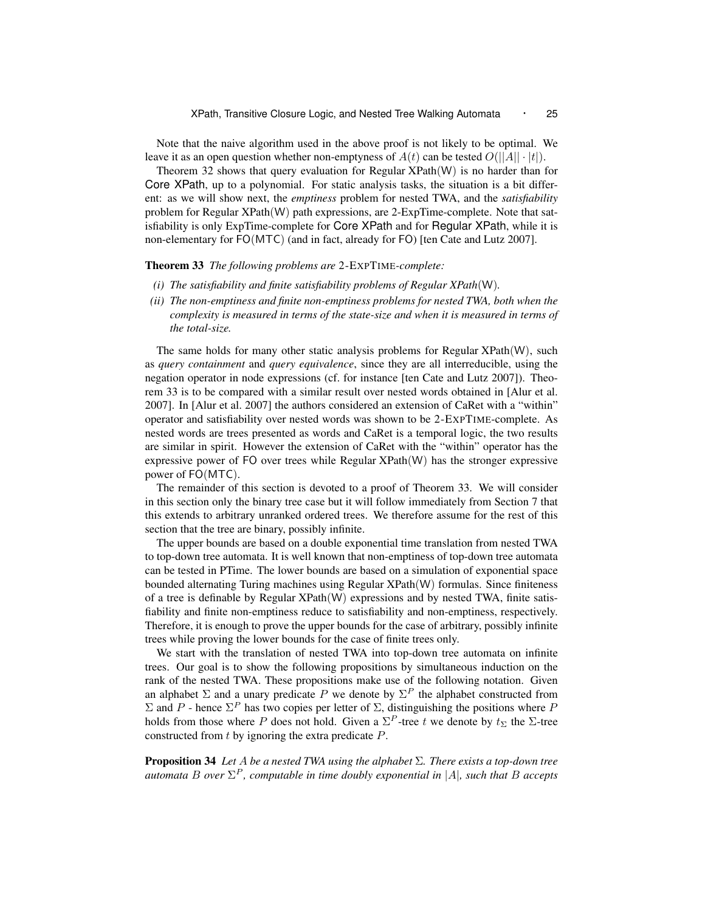Note that the naive algorithm used in the above proof is not likely to be optimal. We leave it as an open question whether non-emptyness of $A(t)$ can be tested $O(||A|| \cdot |t|)$.

Theorem 32 shows that query evaluation for Regular XPath(W) is no harder than for Core XPath, up to a polynomial. For static analysis tasks, the situation is a bit different: as we will show next, the *emptiness* problem for nested TWA, and the *satisfiability* problem for Regular XPath(W) path expressions, are 2-ExpTime-complete. Note that satisfiability is only ExpTime-complete for Core XPath and for Regular XPath, while it is non-elementary for FO(MTC) (and in fact, already for FO) [ten Cate and Lutz 2007].

**Theorem 33** *The following problems are* 2-ExpTime*-complete:*

- *(i) The satisfiability and finite satisfiability problems of Regular XPath*(W)*.*
- *(ii) The non-emptiness and finite non-emptiness problems for nested TWA, both when the complexity is measured in terms of the state-size and when it is measured in terms of the total-size.*

The same holds for many other static analysis problems for Regular XPath(W), such as *query containment* and *query equivalence*, since they are all interreducible, using the negation operator in node expressions (cf. for instance [ten Cate and Lutz 2007]). Theorem 33 is to be compared with a similar result over nested words obtained in [Alur et al. 2007]. In [Alur et al. 2007] the authors considered an extension of CaRet with a "within" operator and satisfiability over nested words was shown to be 2-ExpTime-complete. As nested words are trees presented as words and CaRet is a temporal logic, the two results are similar in spirit. However the extension of CaRet with the "within" operator has the expressive power of FO over trees while Regular XPath(W) has the stronger expressive power of FO(MTC).

The remainder of this section is devoted to a proof of Theorem 33. We will consider in this section only the binary tree case but it will follow immediately from Section 7 that this extends to arbitrary unranked ordered trees. We therefore assume for the rest of this section that the tree are binary, possibly infinite.

The upper bounds are based on a double exponential time translation from nested TWA to top-down tree automata. It is well known that non-emptiness of top-down tree automata can be tested in PTime. The lower bounds are based on a simulation of exponential space bounded alternating Turing machines using Regular XPath(W) formulas. Since finiteness of a tree is definable by Regular XPath(W) expressions and by nested TWA, finite satisfiability and finite non-emptiness reduce to satisfiability and non-emptiness, respectively. Therefore, it is enough to prove the upper bounds for the case of arbitrary, possibly infinite trees while proving the lower bounds for the case of finite trees only.

We start with the translation of nested TWA into top-down tree automata on infinite trees. Our goal is to show the following propositions by simultaneous induction on the rank of the nested TWA. These propositions make use of the following notation. Given an alphabet $\Sigma$ and a unary predicate $P$ we denote by $\Sigma^P$ the alphabet constructed from $\Sigma$ and $P$ - hence $\Sigma^P$ has two copies per letter of $\Sigma$, distinguishing the positions where $P$ holds from those where $P$ does not hold. Given a $\Sigma^P$-tree $t$ we denote by $t_\Sigma$ the $\Sigma$-tree constructed from $t$ by ignoring the extra predicate $P$.

**Proposition 34** *Let $A$ be a nested TWA using the alphabet $\Sigma$. There exists a top-down tree automata $B$ over $\Sigma^P$, computable in time doubly exponential in $|A|$, such that $B$ accepts*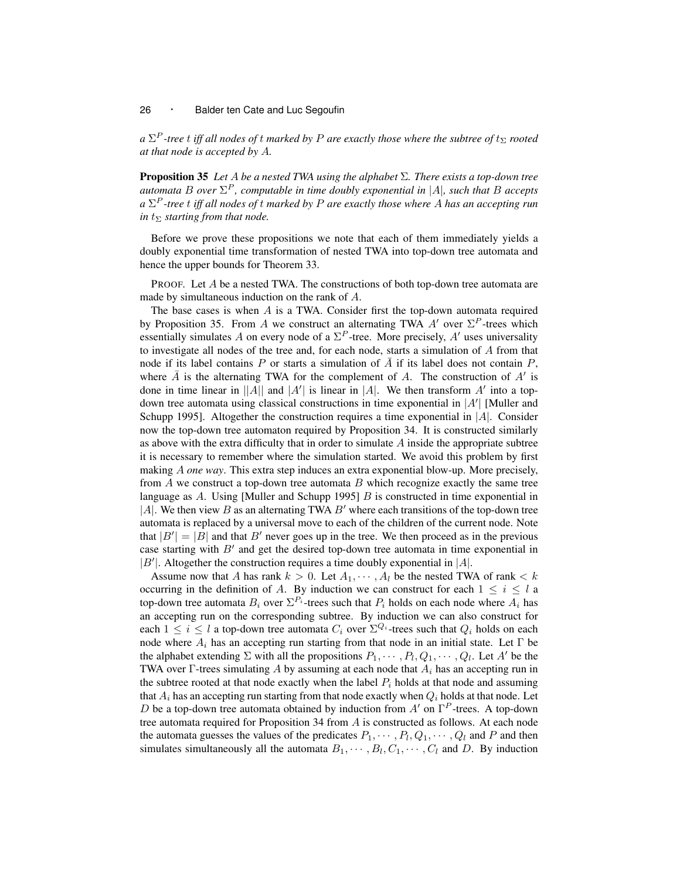*a $\Sigma^P$-tree $t$ iff all nodes of $t$ marked by $P$ are exactly those where the subtree of $t_\Sigma$ rooted at that node is accepted by $A$.*

**Proposition 35** *Let $A$ be a nested TWA using the alphabet $\Sigma$. There exists a top-down tree automata $B$ over $\Sigma^P$, computable in time doubly exponential in $|A|$, such that $B$ accepts a $\Sigma^P$-tree $t$ iff all nodes of $t$ marked by $P$ are exactly those where $A$ has an accepting run in $t_\Sigma$ starting from that node.*

Before we prove these propositions we note that each of them immediately yields a doubly exponential time transformation of nested TWA into top-down tree automata and hence the upper bounds for Theorem 33.

PROOF. Let $A$ be a nested TWA. The constructions of both top-down tree automata are made by simultaneous induction on the rank of $A$.

The base cases is when $A$ is a TWA. Consider first the top-down automata required by Proposition 35. From $A$ we construct an alternating TWA $A'$ over $\Sigma^P$-trees which essentially simulates $A$ on every node of a $\Sigma^P$-tree. More precisely, $A'$ uses universality to investigate all nodes of the tree and, for each node, starts a simulation of $A$ from that node if its label contains $P$ or starts a simulation of $\bar{A}$ if its label does not contain $P$, where $\bar{A}$ is the alternating TWA for the complement of $A$. The construction of $A'$ is done in time linear in $||A||$ and $|A'|$ is linear in $|A|$. We then transform $A'$ into a top-down tree automata using classical constructions in time exponential in $|A'|$ [Muller and Schupp 1995]. Altogether the construction requires a time exponential in $|A|$. Consider now the top-down tree automaton required by Proposition 34. It is constructed similarly as above with the extra difficulty that in order to simulate $A$ inside the appropriate subtree it is necessary to remember where the simulation started. We avoid this problem by first making $A$ *one way*. This extra step induces an extra exponential blow-up. More precisely, from $A$ we construct a top-down tree automata $B$ which recognize exactly the same tree language as $A$. Using [Muller and Schupp 1995] $B$ is constructed in time exponential in $|A|$. We then view $B$ as an alternating TWA $B'$ where each transitions of the top-down tree automata is replaced by a universal move to each of the children of the current node. Note that $|B'| = |B|$ and that $B'$ never goes up in the tree. We then proceed as in the previous case starting with $B'$ and get the desired top-down tree automata in time exponential in $|B'|$. Altogether the construction requires a time doubly exponential in $|A|$.

Assume now that $A$ has rank $k > 0$. Let $A_1, \cdots, A_l$ be the nested TWA of rank $< k$ occurring in the definition of $A$. By induction we can construct for each $1 \leq i \leq l$ a top-down tree automata $B_i$ over $\Sigma^{P_i}$-trees such that $P_i$ holds on each node where $A_i$ has an accepting run on the corresponding subtree. By induction we can also construct for each $1 \leq i \leq l$ a top-down tree automata $C_i$ over $\Sigma^{Q_i}$-trees such that $Q_i$ holds on each node where $A_i$ has an accepting run starting from that node in an initial state. Let $\Gamma$ be the alphabet extending $\Sigma$ with all the propositions $P_1, \cdots, P_l, Q_1, \cdots, Q_l$. Let $A'$ be the TWA over $\Gamma$-trees simulating $A$ by assuming at each node that $A_i$ has an accepting run in the subtree rooted at that node exactly when the label $P_i$ holds at that node and assuming that $A_i$ has an accepting run starting from that node exactly when $Q_i$ holds at that node. Let $D$ be a top-down tree automata obtained by induction from $A'$ on $\Gamma^P$-trees. A top-down tree automata required for Proposition 34 from $A$ is constructed as follows. At each node the automata guesses the values of the predicates $P_1, \cdots, P_l, Q_1, \cdots, Q_l$ and $P$ and then simulates simultaneously all the automata $B_1, \cdots, B_l, C_1, \cdots, C_l$ and $D$. By induction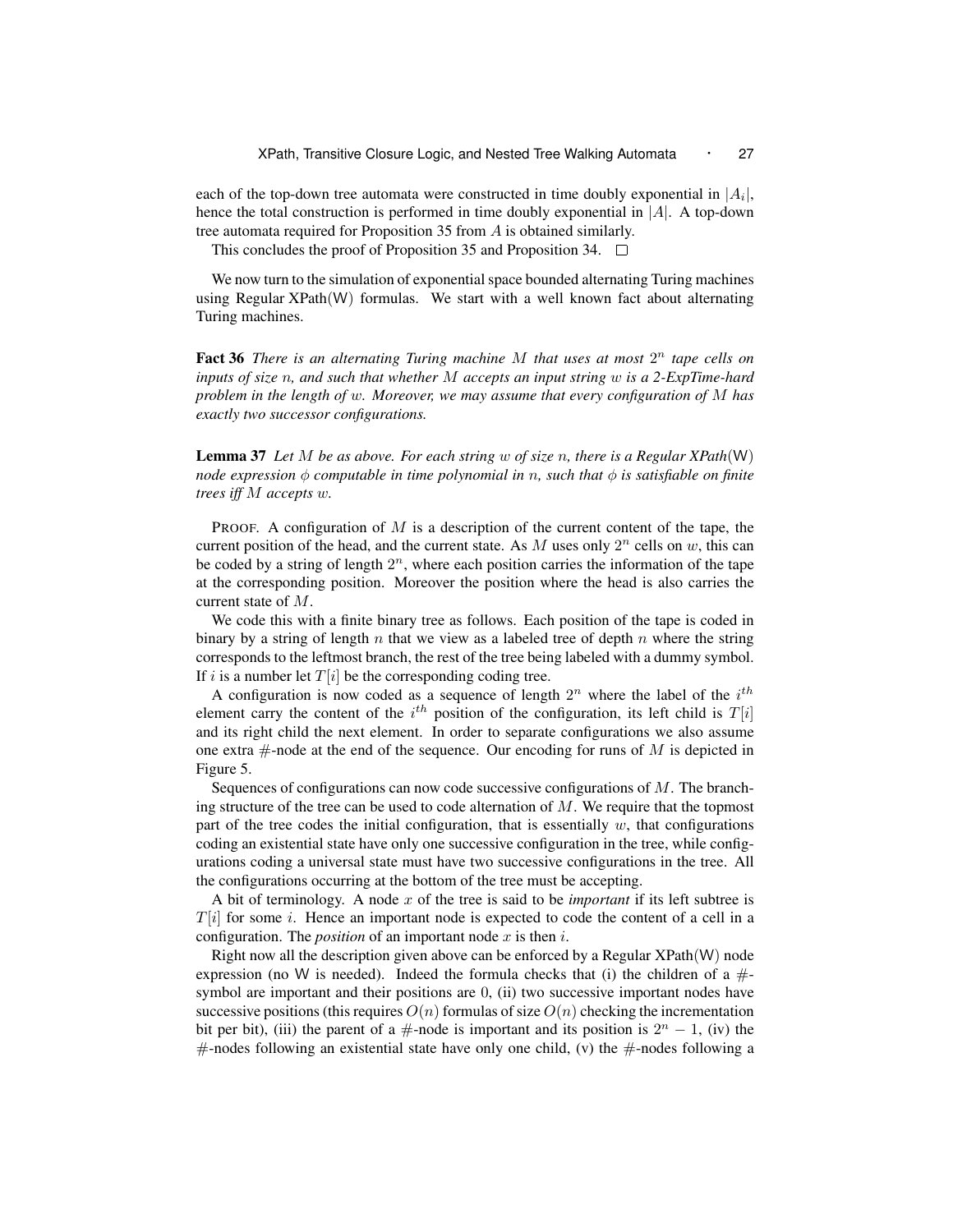each of the top-down tree automata were constructed in time doubly exponential in $|A_i|$, hence the total construction is performed in time doubly exponential in $|A|$. A top-down tree automata required for Proposition 35 from $A$ is obtained similarly.

This concludes the proof of Proposition 35 and Proposition 34. □

We now turn to the simulation of exponential space bounded alternating Turing machines using Regular XPath(W) formulas. We start with a well known fact about alternating Turing machines.

**Fact 36** *There is an alternating Turing machine $M$ that uses at most $2^n$ tape cells on inputs of size $n$, and such that whether $M$ accepts an input string $w$ is a 2-ExpTime-hard problem in the length of $w$. Moreover, we may assume that every configuration of $M$ has exactly two successor configurations.*

**Lemma 37** *Let $M$ be as above. For each string $w$ of size $n$, there is a Regular XPath(W) node expression $\phi$ computable in time polynomial in $n$, such that $\phi$ is satisfiable on finite trees iff $M$ accepts $w$.*

PROOF. A configuration of $M$ is a description of the current content of the tape, the current position of the head, and the current state. As $M$ uses only $2^n$ cells on $w$, this can be coded by a string of length $2^n$, where each position carries the information of the tape at the corresponding position. Moreover the position where the head is also carries the current state of $M$.

We code this with a finite binary tree as follows. Each position of the tape is coded in binary by a string of length $n$ that we view as a labeled tree of depth $n$ where the string corresponds to the leftmost branch, the rest of the tree being labeled with a dummy symbol. If $i$ is a number let $T[i]$ be the corresponding coding tree.

A configuration is now coded as a sequence of length $2^n$ where the label of the $i^{th}$ element carry the content of the $i^{th}$ position of the configuration, its left child is $T[i]$ and its right child the next element. In order to separate configurations we also assume one extra $\#$-node at the end of the sequence. Our encoding for runs of $M$ is depicted in Figure 5.

Sequences of configurations can now code successive configurations of $M$. The branching structure of the tree can be used to code alternation of $M$. We require that the topmost part of the tree codes the initial configuration, that is essentially $w$, that configurations coding an existential state have only one successive configuration in the tree, while configurations coding a universal state must have two successive configurations in the tree. All the configurations occurring at the bottom of the tree must be accepting.

A bit of terminology. A node $x$ of the tree is said to be *important* if its left subtree is $T[i]$ for some $i$. Hence an important node is expected to code the content of a cell in a configuration. The *position* of an important node $x$ is then $i$.

Right now all the description given above can be enforced by a Regular XPath(W) node expression (no W is needed). Indeed the formula checks that (i) the children of a $\#$-symbol are important and their positions are 0, (ii) two successive important nodes have successive positions (this requires $O(n)$ formulas of size $O(n)$ checking the incrementation bit per bit), (iii) the parent of a $\#$-node is important and its position is $2^n - 1$, (iv) the $\#$-nodes following an existential state have only one child, (v) the $\#$-nodes following a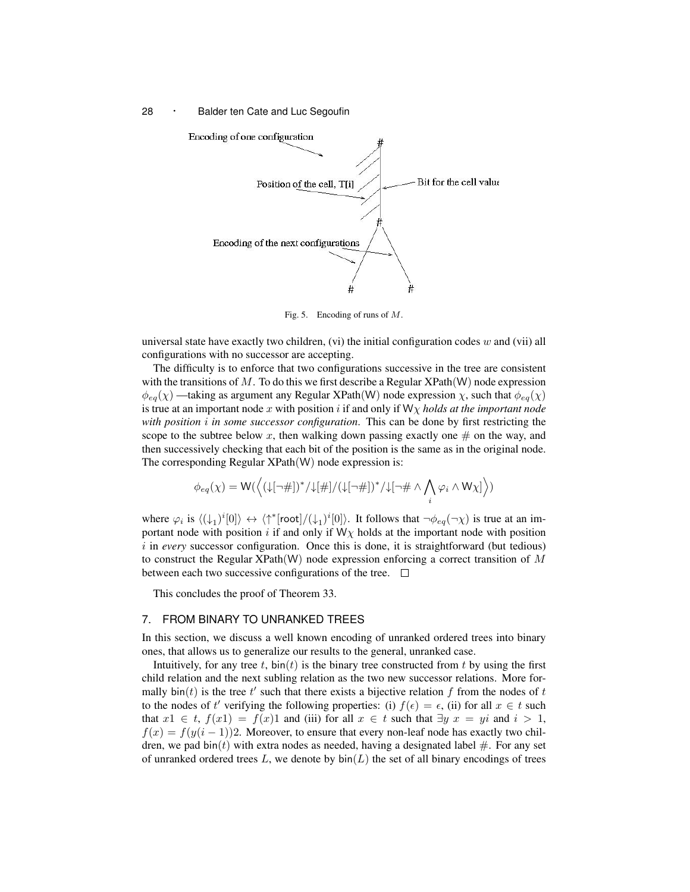Encoding of one configuration

Position of the cell, T[i]

Bit for the cell value

Encoding of the next configurations

Fig. 5. Encoding of runs of $M$.

universal state have exactly two children, (vi) the initial configuration codes $w$ and (vii) all configurations with no successor are accepting.

The difficulty is to enforce that two configurations successive in the tree are consistent with the transitions of $M$. To do this we first describe a Regular XPath(W) node expression $\phi_{eq}(\chi)$ —taking as argument any Regular XPath(W) node expression $\chi$, such that $\phi_{eq}(\chi)$ is true at an important node $x$ with position $i$ if and only if $\mathsf{W}\chi$ *holds at the important node with position $i$ in some successor configuration*. This can be done by first restricting the scope to the subtree below $x$, then walking down passing exactly one # on the way, and then successively checking that each bit of the position is the same as in the original node. The corresponding Regular XPath(W) node expression is:

$$\phi_{eq}(\chi) = \mathsf{W}(\Big\langle (\downarrow[\neg\#])^*/\downarrow[\#]/(\downarrow[\neg\#])^*/\downarrow[\neg\# \wedge \bigwedge_i \varphi_i \wedge \mathsf{W}\chi]\Big\rangle)$$

where $\varphi_i$ is $\langle(\downarrow_1)^i[0]\rangle \leftrightarrow \langle\uparrow^*[\mathsf{root}]/(\downarrow_1)^i[0]\rangle$. It follows that $\neg\phi_{eq}(\neg\chi)$ is true at an important node with position $i$ if and only if $\mathsf{W}\chi$ holds at the important node with position $i$ in *every* successor configuration. Once this is done, it is straightforward (but tedious) to construct the Regular XPath(W) node expression enforcing a correct transition of $M$ between each two successive configurations of the tree. $\square$

This concludes the proof of Theorem 33.

## 7. FROM BINARY TO UNRANKED TREES

In this section, we discuss a well known encoding of unranked ordered trees into binary ones, that allows us to generalize our results to the general, unranked case.

Intuitively, for any tree $t$, $\mathsf{bin}(t)$ is the binary tree constructed from $t$ by using the first child relation and the next subling relation as the two new successor relations. More formally $\mathsf{bin}(t)$ is the tree $t'$ such that there exists a bijective relation $f$ from the nodes of $t$ to the nodes of $t'$ verifying the following properties: (i) $f(\epsilon) = \epsilon$, (ii) for all $x \in t$ such that $x1 \in t$, $f(x1) = f(x)1$ and (iii) for all $x \in t$ such that $\exists y\ x = yi$ and $i > 1$, $f(x) = f(y(i-1))2$. Moreover, to ensure that every non-leaf node has exactly two children, we pad $\mathsf{bin}(t)$ with extra nodes as needed, having a designated label #. For any set of unranked ordered trees $L$, we denote by $\mathsf{bin}(L)$ the set of all binary encodings of trees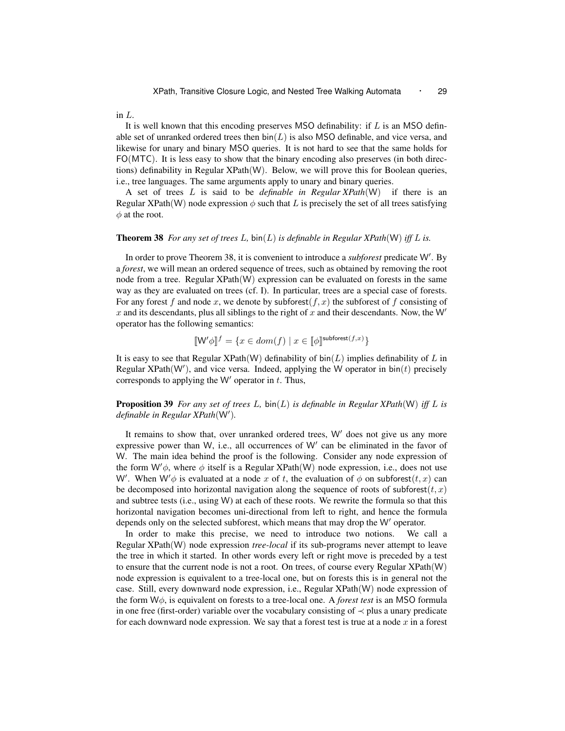in $L$.

It is well known that this encoding preserves MSO definability: if $L$ is an MSO definable set of unranked ordered trees then $\mathsf{bin}(L)$ is also MSO definable, and vice versa, and likewise for unary and binary MSO queries. It is not hard to see that the same holds for FO(MTC). It is less easy to show that the binary encoding also preserves (in both directions) definability in Regular XPath(W). Below, we will prove this for Boolean queries, i.e., tree languages. The same arguments apply to unary and binary queries.

A set of trees $L$ is said to be *definable in Regular XPath*(W) if there is an Regular XPath(W) node expression $\phi$ such that $L$ is precisely the set of all trees satisfying $\phi$ at the root.

**Theorem 38** *For any set of trees $L$, $\mathsf{bin}(L)$ is definable in Regular XPath*(W) *iff $L$ is.*

In order to prove Theorem 38, it is convenient to introduce a *subforest* predicate W′. By a *forest*, we will mean an ordered sequence of trees, such as obtained by removing the root node from a tree. Regular XPath(W) expression can be evaluated on forests in the same way as they are evaluated on trees (cf. I). In particular, trees are a special case of forests. For any forest $f$ and node $x$, we denote by $\mathsf{subforest}(f, x)$ the subforest of $f$ consisting of $x$ and its descendants, plus all siblings to the right of $x$ and their descendants. Now, the W′ operator has the following semantics:

$$[\![\mathsf{W}'\phi]\!]^f = \{x \in dom(f) \mid x \in [\![\phi]\!]^{\mathsf{subforest}(f,x)}\}$$

It is easy to see that Regular XPath(W) definability of $\mathsf{bin}(L)$ implies definability of $L$ in Regular XPath(W′), and vice versa. Indeed, applying the W operator in $\mathsf{bin}(t)$ precisely corresponds to applying the W′ operator in $t$. Thus,

**Proposition 39** *For any set of trees $L$, $\mathsf{bin}(L)$ is definable in Regular XPath*(W) *iff $L$ is definable in Regular XPath*(W′)*.*

It remains to show that, over unranked ordered trees, W′ does not give us any more expressive power than W, i.e., all occurrences of W′ can be eliminated in the favor of W. The main idea behind the proof is the following. Consider any node expression of the form $\mathsf{W}'\phi$, where $\phi$ itself is a Regular XPath(W) node expression, i.e., does not use W′. When $\mathsf{W}'\phi$ is evaluated at a node $x$ of $t$, the evaluation of $\phi$ on $\mathsf{subforest}(t, x)$ can be decomposed into horizontal navigation along the sequence of roots of $\mathsf{subforest}(t, x)$ and subtree tests (i.e., using W) at each of these roots. We rewrite the formula so that this horizontal navigation becomes uni-directional from left to right, and hence the formula depends only on the selected subforest, which means that may drop the W′ operator.

In order to make this precise, we need to introduce two notions. We call a Regular XPath(W) node expression *tree-local* if its sub-programs never attempt to leave the tree in which it started. In other words every left or right move is preceded by a test to ensure that the current node is not a root. On trees, of course every Regular XPath(W) node expression is equivalent to a tree-local one, but on forests this is in general not the case. Still, every downward node expression, i.e., Regular XPath(W) node expression of the form $\mathsf{W}\phi$, is equivalent on forests to a tree-local one. A *forest test* is an MSO formula in one free (first-order) variable over the vocabulary consisting of $\prec$ plus a unary predicate for each downward node expression. We say that a forest test is true at a node $x$ in a forest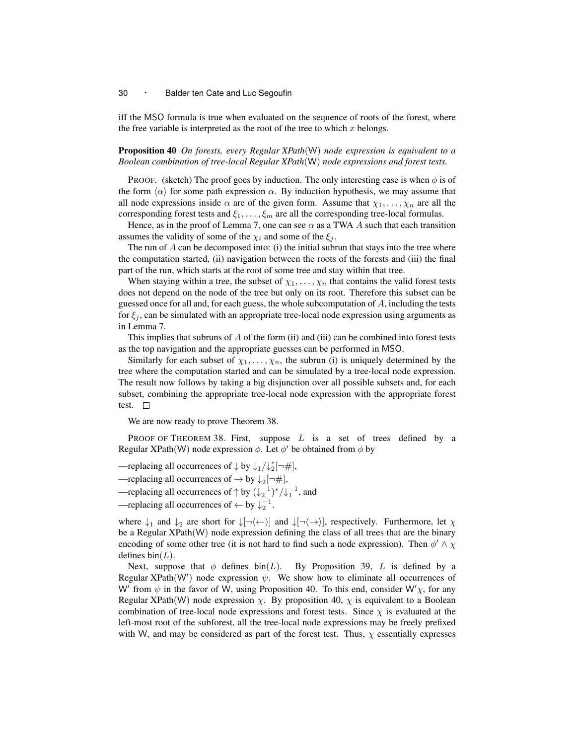iff the MSO formula is true when evaluated on the sequence of roots of the forest, where the free variable is interpreted as the root of the tree to which $x$ belongs.

**Proposition 40** *On forests, every Regular XPath*(W) *node expression is equivalent to a Boolean combination of tree-local Regular XPath*(W) *node expressions and forest tests.*

PROOF. (sketch) The proof goes by induction. The only interesting case is when $\phi$ is of the form $\langle\alpha\rangle$ for some path expression $\alpha$. By induction hypothesis, we may assume that all node expressions inside $\alpha$ are of the given form. Assume that $\chi_1, \ldots, \chi_n$ are all the corresponding forest tests and $\xi_1, \ldots, \xi_m$ are all the corresponding tree-local formulas.

Hence, as in the proof of Lemma 7, one can see $\alpha$ as a TWA $A$ such that each transition assumes the validity of some of the $\chi_i$ and some of the $\xi_j$.

The run of $A$ can be decomposed into: (i) the initial subrun that stays into the tree where the computation started, (ii) navigation between the roots of the forests and (iii) the final part of the run, which starts at the root of some tree and stay within that tree.

When staying within a tree, the subset of $\chi_1, \ldots, \chi_n$ that contains the valid forest tests does not depend on the node of the tree but only on its root. Therefore this subset can be guessed once for all and, for each guess, the whole subcomputation of $A$, including the tests for $\xi_j$, can be simulated with an appropriate tree-local node expression using arguments as in Lemma 7.

This implies that subruns of $A$ of the form (ii) and (iii) can be combined into forest tests as the top navigation and the appropriate guesses can be performed in MSO.

Similarly for each subset of $\chi_1, \ldots, \chi_n$, the subrun (i) is uniquely determined by the tree where the computation started and can be simulated by a tree-local node expression. The result now follows by taking a big disjunction over all possible subsets and, for each subset, combining the appropriate tree-local node expression with the appropriate forest test. $\square$

We are now ready to prove Theorem 38.

PROOF OF THEOREM 38. First, suppose $L$ is a set of trees defined by a Regular XPath(W) node expression $\phi$. Let $\phi'$ be obtained from $\phi$ by

—replacing all occurrences of $\downarrow$ by $\downarrow_1/\downarrow_2^*[\neg\#]$,

—replacing all occurrences of $\rightarrow$ by $\downarrow_2[\neg\#]$,

—replacing all occurrences of $\uparrow$ by $(\downarrow_2^{-1})^*/\downarrow_1^{-1}$, and

—replacing all occurrences of $\leftarrow$ by $\downarrow_2^{-1}$.

where $\downarrow_1$ and $\downarrow_2$ are short for $\downarrow[\neg\langle\leftarrow\rangle]$ and $\downarrow[\neg\langle\rightarrow\rangle]$, respectively. Furthermore, let $\chi$ be a Regular XPath(W) node expression defining the class of all trees that are the binary encoding of some other tree (it is not hard to find such a node expression). Then $\phi' \wedge \chi$ defines $\mathsf{bin}(L)$.

Next, suppose that $\phi$ defines $\mathsf{bin}(L)$. By Proposition 39, $L$ is defined by a Regular XPath(W$'$) node expression $\psi$. We show how to eliminate all occurrences of W$'$ from $\psi$ in the favor of W, using Proposition 40. To this end, consider W$'\chi$, for any Regular XPath(W) node expression $\chi$. By proposition 40, $\chi$ is equivalent to a Boolean combination of tree-local node expressions and forest tests. Since $\chi$ is evaluated at the left-most root of the subforest, all the tree-local node expressions may be freely prefixed with W, and may be considered as part of the forest test. Thus, $\chi$ essentially expresses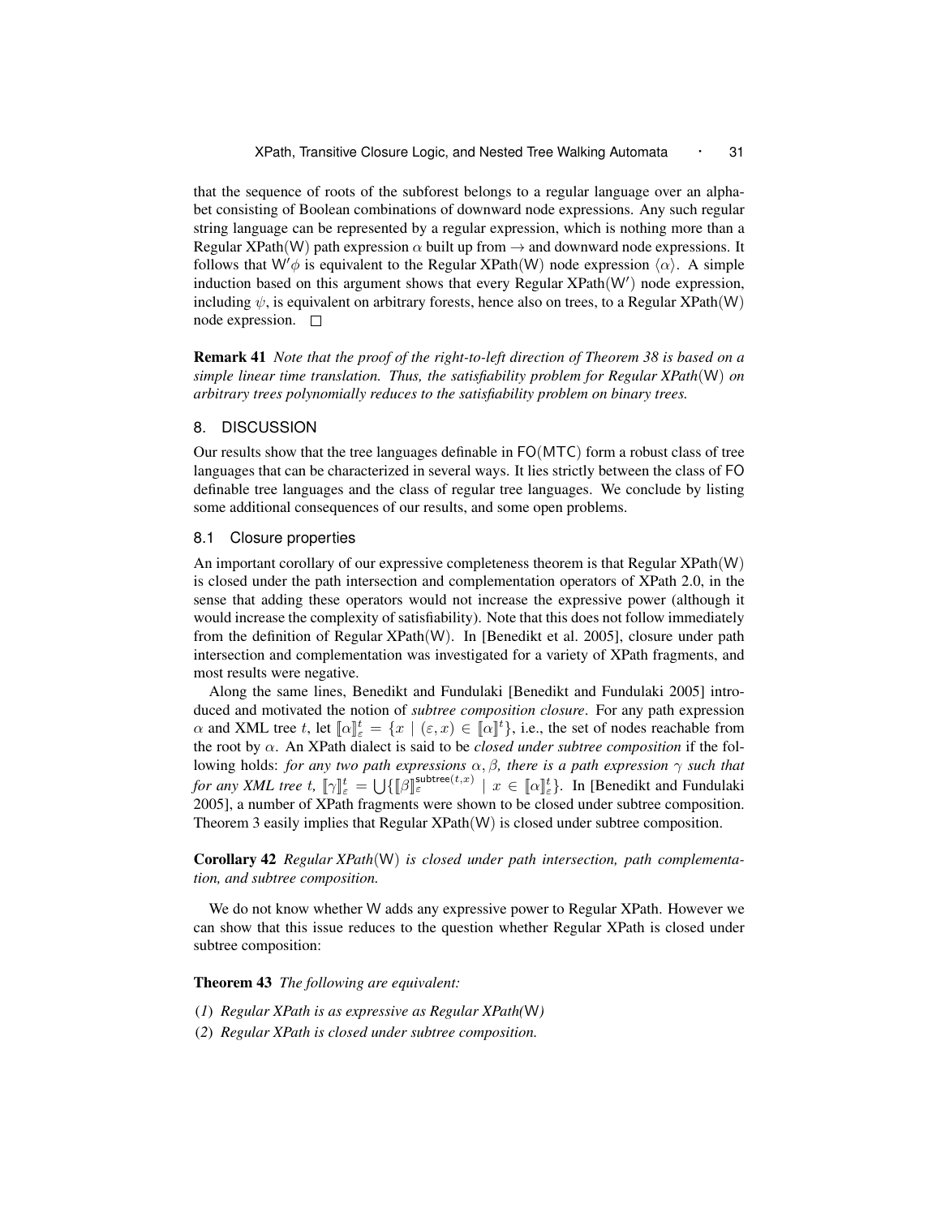that the sequence of roots of the subforest belongs to a regular language over an alphabet consisting of Boolean combinations of downward node expressions. Any such regular string language can be represented by a regular expression, which is nothing more than a Regular XPath(W) path expression $\alpha$ built up from $\rightarrow$ and downward node expressions. It follows that $\mathsf{W}'\phi$ is equivalent to the Regular XPath(W) node expression $\langle\alpha\rangle$. A simple induction based on this argument shows that every Regular XPath($\mathsf{W}'$) node expression, including $\psi$, is equivalent on arbitrary forests, hence also on trees, to a Regular XPath(W) node expression. □

**Remark 41** *Note that the proof of the right-to-left direction of Theorem 38 is based on a simple linear time translation. Thus, the satisfiability problem for Regular XPath*(W) *on arbitrary trees polynomially reduces to the satisfiability problem on binary trees.*

## 8. DISCUSSION

Our results show that the tree languages definable in FO(MTC) form a robust class of tree languages that can be characterized in several ways. It lies strictly between the class of FO definable tree languages and the class of regular tree languages. We conclude by listing some additional consequences of our results, and some open problems.

### 8.1 Closure properties

An important corollary of our expressive completeness theorem is that Regular XPath(W) is closed under the path intersection and complementation operators of XPath 2.0, in the sense that adding these operators would not increase the expressive power (although it would increase the complexity of satisfiability). Note that this does not follow immediately from the definition of Regular XPath(W). In [Benedikt et al. 2005], closure under path intersection and complementation was investigated for a variety of XPath fragments, and most results were negative.

Along the same lines, Benedikt and Fundulaki [Benedikt and Fundulaki 2005] introduced and motivated the notion of *subtree composition closure*. For any path expression $\alpha$ and XML tree $t$, let $[\![\alpha]\!]^t_\varepsilon = \{x \mid (\varepsilon, x) \in [\![\alpha]\!]^t\}$, i.e., the set of nodes reachable from the root by $\alpha$. An XPath dialect is said to be *closed under subtree composition* if the following holds: *for any two path expressions $\alpha, \beta$, there is a path expression $\gamma$ such that for any XML tree $t$, $[\![\gamma]\!]^t_\varepsilon = \bigcup\{[\![\beta]\!]^{\mathsf{subtree}(t,x)}_\varepsilon \mid x \in [\![\alpha]\!]^t_\varepsilon\}$.* In [Benedikt and Fundulaki 2005], a number of XPath fragments were shown to be closed under subtree composition. Theorem 3 easily implies that Regular XPath(W) is closed under subtree composition.

**Corollary 42** *Regular XPath*(W) *is closed under path intersection, path complementation, and subtree composition.*

We do not know whether W adds any expressive power to Regular XPath. However we can show that this issue reduces to the question whether Regular XPath is closed under subtree composition:

**Theorem 43** *The following are equivalent:*

(*1*) *Regular XPath is as expressive as Regular XPath(*W*)*

(*2*) *Regular XPath is closed under subtree composition.*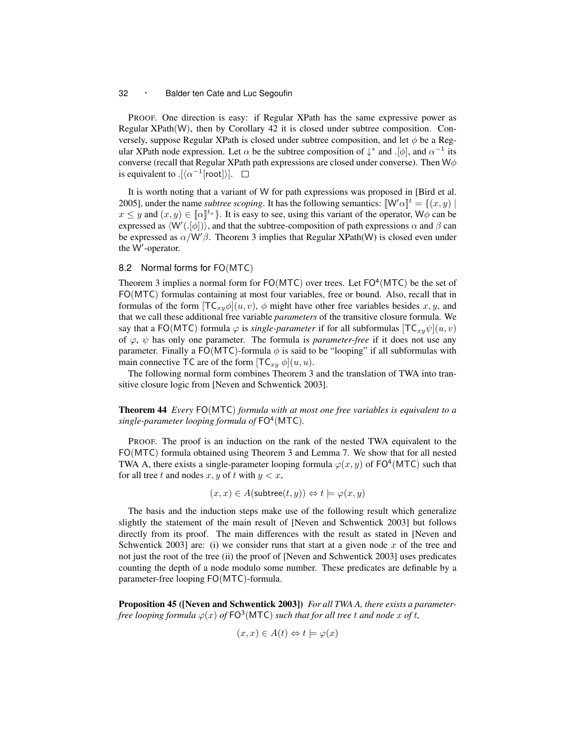PROOF. One direction is easy: if Regular XPath has the same expressive power as Regular XPath(W), then by Corollary 42 it is closed under subtree composition. Conversely, suppose Regular XPath is closed under subtree composition, and let $\phi$ be a Regular XPath node expression. Let $\alpha$ be the subtree composition of $\downarrow^*$ and $.[\phi]$, and $\alpha^{-1}$ its converse (recall that Regular XPath path expressions are closed under converse). Then $\mathsf{W}\phi$ is equivalent to $.[\langle\alpha^{-1}[\mathsf{root}]\rangle]$. $\square$

It is worth noting that a variant of W for path expressions was proposed in [Bird et al. 2005], under the name *subtree scoping*. It has the following semantics: $[\![\mathsf{W}'\alpha]\!]^t = \{(x,y) \mid x \leq y \text{ and } (x,y) \in [\![\alpha]\!]^{t_x}\}$. It is easy to see, using this variant of the operator, $\mathsf{W}\phi$ can be expressed as $\langle \mathsf{W}'(.[\phi])\rangle$, and that the subtree-composition of path expressions $\alpha$ and $\beta$ can be expressed as $\alpha/\mathsf{W}'\beta$. Theorem 3 implies that Regular XPath(W) is closed even under the $\mathsf{W}'$-operator.

### 8.2 Normal forms for FO(MTC)

Theorem 3 implies a normal form for FO(MTC) over trees. Let $\mathsf{FO}^4(\mathsf{MTC})$ be the set of FO(MTC) formulas containing at most four variables, free or bound. Also, recall that in formulas of the form $[\mathsf{TC}_{xy}\phi](u,v)$, $\phi$ might have other free variables besides $x, y$, and that we call these additional free variable *parameters* of the transitive closure formula. We say that a FO(MTC) formula $\varphi$ is *single-parameter* if for all subformulas $[\mathsf{TC}_{xy}\psi](u,v)$ of $\varphi$, $\psi$ has only one parameter. The formula is *parameter-free* if it does not use any parameter. Finally a FO(MTC)-formula $\phi$ is said to be "looping" if all subformulas with main connective TC are of the form $[\mathsf{TC}_{xy}\ \phi](u,u)$.

The following normal form combines Theorem 3 and the translation of TWA into transitive closure logic from [Neven and Schwentick 2003].

**Theorem 44** *Every* FO(MTC) *formula with at most one free variables is equivalent to a single-parameter looping formula of* $\mathsf{FO}^4(\mathsf{MTC})$.

PROOF. The proof is an induction on the rank of the nested TWA equivalent to the FO(MTC) formula obtained using Theorem 3 and Lemma 7. We show that for all nested TWA A, there exists a single-parameter looping formula $\varphi(x,y)$ of $\mathsf{FO}^4(\mathsf{MTC})$ such that for all tree $t$ and nodes $x, y$ of $t$ with $y < x$,

$$(x,x) \in A(\mathsf{subtree}(t,y)) \Leftrightarrow t \models \varphi(x,y)$$

The basis and the induction steps make use of the following result which generalize slightly the statement of the main result of [Neven and Schwentick 2003] but follows directly from its proof. The main differences with the result as stated in [Neven and Schwentick 2003] are: (i) we consider runs that start at a given node $x$ of the tree and not just the root of the tree (ii) the proof of [Neven and Schwentick 2003] uses predicates counting the depth of a node modulo some number. These predicates are definable by a parameter-free looping FO(MTC)-formula.

**Proposition 45 ([Neven and Schwentick 2003])** *For all TWA A, there exists a parameter-free looping formula $\varphi(x)$ of* $\mathsf{FO}^3(\mathsf{MTC})$ *such that for all tree $t$ and node $x$ of $t$,*

$$(x,x) \in A(t) \Leftrightarrow t \models \varphi(x)$$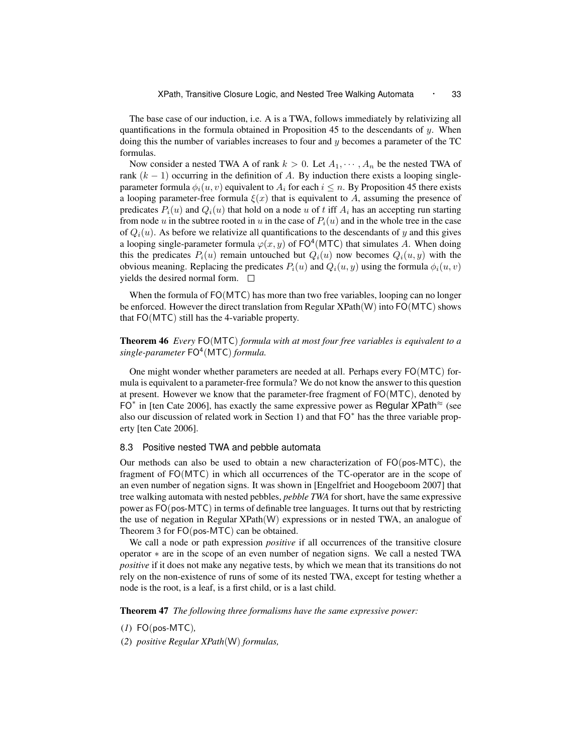The base case of our induction, i.e. A is a TWA, follows immediately by relativizing all quantifications in the formula obtained in Proposition 45 to the descendants of $y$. When doing this the number of variables increases to four and $y$ becomes a parameter of the TC formulas.

Now consider a nested TWA A of rank $k > 0$. Let $A_1, \cdots, A_n$ be the nested TWA of rank $(k-1)$ occurring in the definition of $A$. By induction there exists a looping single-parameter formula $\phi_i(u, v)$ equivalent to $A_i$ for each $i \leq n$. By Proposition 45 there exists a looping parameter-free formula $\xi(x)$ that is equivalent to $A$, assuming the presence of predicates $P_i(u)$ and $Q_i(u)$ that hold on a node $u$ of $t$ iff $A_i$ has an accepting run starting from node $u$ in the subtree rooted in $u$ in the case of $P_i(u)$ and in the whole tree in the case of $Q_i(u)$. As before we relativize all quantifications to the descendants of $y$ and this gives a looping single-parameter formula $\varphi(x, y)$ of $\mathsf{FO}^4(\mathsf{MTC})$ that simulates $A$. When doing this the predicates $P_i(u)$ remain untouched but $Q_i(u)$ now becomes $Q_i(u, y)$ with the obvious meaning. Replacing the predicates $P_i(u)$ and $Q_i(u, y)$ using the formula $\phi_i(u, v)$ yields the desired normal form. □

When the formula of FO(MTC) has more than two free variables, looping can no longer be enforced. However the direct translation from Regular XPath(W) into FO(MTC) shows that FO(MTC) still has the 4-variable property.

**Theorem 46** *Every* FO(MTC) *formula with at most four free variables is equivalent to a single-parameter* $\mathsf{FO}^4(\mathsf{MTC})$ *formula.*

One might wonder whether parameters are needed at all. Perhaps every FO(MTC) formula is equivalent to a parameter-free formula? We do not know the answer to this question at present. However we know that the parameter-free fragment of FO(MTC), denoted by $\mathsf{FO}^*$ in [ten Cate 2006], has exactly the same expressive power as Regular XPath$^{\approx}$ (see also our discussion of related work in Section 1) and that $\mathsf{FO}^*$ has the three variable property [ten Cate 2006].

### 8.3 Positive nested TWA and pebble automata

Our methods can also be used to obtain a new characterization of FO(pos-MTC), the fragment of FO(MTC) in which all occurrences of the TC-operator are in the scope of an even number of negation signs. It was shown in [Engelfriet and Hoogeboom 2007] that tree walking automata with nested pebbles, *pebble TWA* for short, have the same expressive power as FO(pos-MTC) in terms of definable tree languages. It turns out that by restricting the use of negation in Regular XPath(W) expressions or in nested TWA, an analogue of Theorem 3 for FO(pos-MTC) can be obtained.

We call a node or path expression *positive* if all occurrences of the transitive closure operator $*$ are in the scope of an even number of negation signs. We call a nested TWA *positive* if it does not make any negative tests, by which we mean that its transitions do not rely on the non-existence of runs of some of its nested TWA, except for testing whether a node is the root, is a leaf, is a first child, or is a last child.

**Theorem 47** *The following three formalisms have the same expressive power:*

(*1*) FO(pos-MTC)*,*

(*2*) *positive Regular XPath*(W) *formulas,*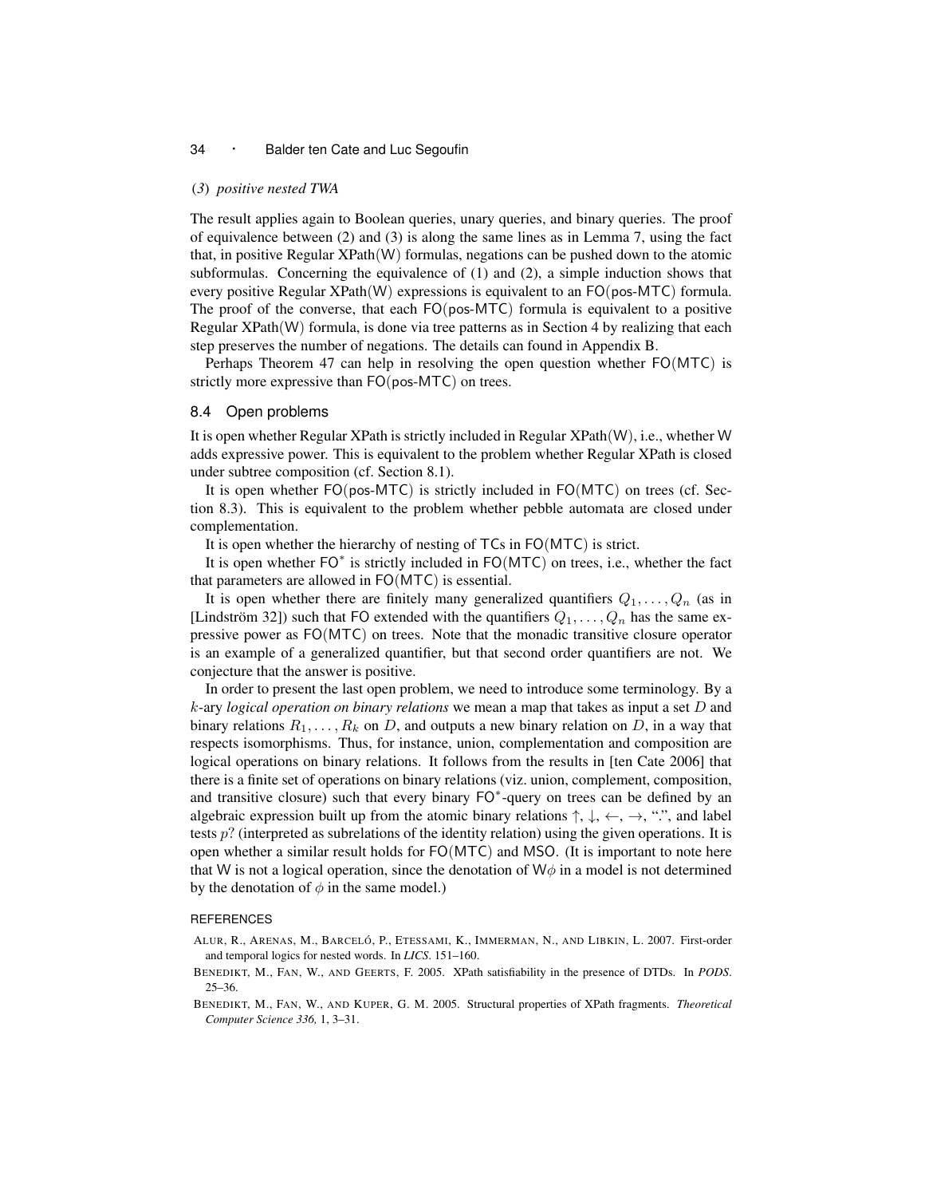(3) *positive nested TWA*

The result applies again to Boolean queries, unary queries, and binary queries. The proof of equivalence between (2) and (3) is along the same lines as in Lemma 7, using the fact that, in positive Regular XPath(W) formulas, negations can be pushed down to the atomic subformulas. Concerning the equivalence of (1) and (2), a simple induction shows that every positive Regular XPath(W) expressions is equivalent to an FO(pos-MTC) formula. The proof of the converse, that each FO(pos-MTC) formula is equivalent to a positive Regular XPath(W) formula, is done via tree patterns as in Section 4 by realizing that each step preserves the number of negations. The details can found in Appendix B.

Perhaps Theorem 47 can help in resolving the open question whether FO(MTC) is strictly more expressive than FO(pos-MTC) on trees.

## 8.4 Open problems

It is open whether Regular XPath is strictly included in Regular XPath(W), i.e., whether W adds expressive power. This is equivalent to the problem whether Regular XPath is closed under subtree composition (cf. Section 8.1).

It is open whether FO(pos-MTC) is strictly included in FO(MTC) on trees (cf. Section 8.3). This is equivalent to the problem whether pebble automata are closed under complementation.

It is open whether the hierarchy of nesting of TCs in FO(MTC) is strict.

It is open whether $\mathsf{FO}^*$ is strictly included in FO(MTC) on trees, i.e., whether the fact that parameters are allowed in FO(MTC) is essential.

It is open whether there are finitely many generalized quantifiers $Q_1, \ldots, Q_n$ (as in [Lindström 32]) such that FO extended with the quantifiers $Q_1, \ldots, Q_n$ has the same expressive power as FO(MTC) on trees. Note that the monadic transitive closure operator is an example of a generalized quantifier, but that second order quantifiers are not. We conjecture that the answer is positive.

In order to present the last open problem, we need to introduce some terminology. By a $k$-ary *logical operation on binary relations* we mean a map that takes as input a set $D$ and binary relations $R_1, \ldots, R_k$ on $D$, and outputs a new binary relation on $D$, in a way that respects isomorphisms. Thus, for instance, union, complementation and composition are logical operations on binary relations. It follows from the results in [ten Cate 2006] that there is a finite set of operations on binary relations (viz. union, complement, composition, and transitive closure) such that every binary $\mathsf{FO}^*$-query on trees can be defined by an algebraic expression built up from the atomic binary relations $\uparrow, \downarrow, \leftarrow, \rightarrow$, ".", and label tests $p?$ (interpreted as subrelations of the identity relation) using the given operations. It is open whether a similar result holds for FO(MTC) and MSO. (It is important to note here that W is not a logical operation, since the denotation of $\mathsf{W}\phi$ in a model is not determined by the denotation of $\phi$ in the same model.)

### REFERENCES

Alur, R., Arenas, M., Barceló, P., Etessami, K., Immerman, N., and Libkin, L. 2007. First-order and temporal logics for nested words. In *LICS*. 151–160.

Benedikt, M., Fan, W., and Geerts, F. 2005. XPath satisfiability in the presence of DTDs. In *PODS*. 25–36.

Benedikt, M., Fan, W., and Kuper, G. M. 2005. Structural properties of XPath fragments. *Theoretical Computer Science 336,* 1, 3–31.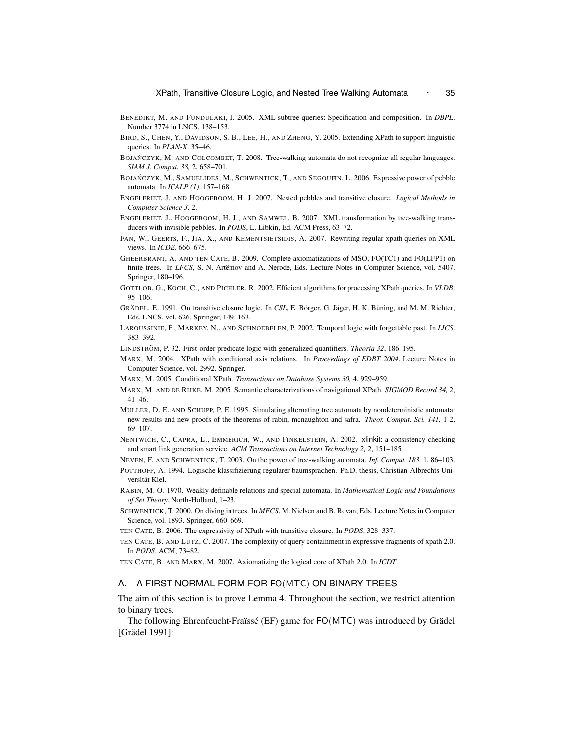BENEDIKT, M. AND FUNDULAKI, I. 2005. XML subtree queries: Specification and composition. In *DBPL*. Number 3774 in LNCS. 138–153.

BIRD, S., CHEN, Y., DAVIDSON, S. B., LEE, H., AND ZHENG, Y. 2005. Extending XPath to support linguistic queries. In *PLAN-X*. 35–46.

BOJAŃCZYK, M. AND COLCOMBET, T. 2008. Tree-walking automata do not recognize all regular languages. *SIAM J. Comput. 38,* 2, 658–701.

BOJAŃCZYK, M., SAMUELIDES, M., SCHWENTICK, T., AND SEGOUFIN, L. 2006. Expressive power of pebble automata. In *ICALP (1)*. 157–168.

ENGELFRIET, J. AND HOOGEBOOM, H. J. 2007. Nested pebbles and transitive closure. *Logical Methods in Computer Science 3,* 2.

ENGELFRIET, J., HOOGEBOOM, H. J., AND SAMWEL, B. 2007. XML transformation by tree-walking transducers with invisible pebbles. In *PODS*, L. Libkin, Ed. ACM Press, 63–72.

FAN, W., GEERTS, F., JIA, X., AND KEMENTSIETSIDIS, A. 2007. Rewriting regular xpath queries on XML views. In *ICDE*. 666–675.

GHEERBRANT, A. AND TEN CATE, B. 2009. Complete axiomatizations of MSO, FO(TC1) and FO(LFP1) on finite trees. In *LFCS*, S. N. Artëmov and A. Nerode, Eds. Lecture Notes in Computer Science, vol. 5407. Springer, 180–196.

GOTTLOB, G., KOCH, C., AND PICHLER, R. 2002. Efficient algorithms for processing XPath queries. In *VLDB*. 95–106.

GRÄDEL, E. 1991. On transitive closure logic. In *CSL*, E. Börger, G. Jäger, H. K. Büning, and M. M. Richter, Eds. LNCS, vol. 626. Springer, 149–163.

LAROUSSINIE, F., MARKEY, N., AND SCHNOEBELEN, P. 2002. Temporal logic with forgettable past. In *LICS*. 383–392.

LINDSTRÖM, P. 32. First-order predicate logic with generalized quantifiers. *Theoria 32*, 186–195.

MARX, M. 2004. XPath with conditional axis relations. In *Proceedings of EDBT 2004*. Lecture Notes in Computer Science, vol. 2992. Springer.

MARX, M. 2005. Conditional XPath. *Transactions on Database Systems 30,* 4, 929–959.

MARX, M. AND DE RIJKE, M. 2005. Semantic characterizations of navigational XPath. *SIGMOD Record 34,* 2, 41–46.

MULLER, D. E. AND SCHUPP, P. E. 1995. Simulating alternating tree automata by nondeterministic automata: new results and new proofs of the theorems of rabin, mcnaughton and safra. *Theor. Comput. Sci. 141,* 1-2, 69–107.

NENTWICH, C., CAPRA, L., EMMERICH, W., AND FINKELSTEIN, A. 2002. xlinkit: a consistency checking and smart link generation service. *ACM Transactions on Internet Technology 2,* 2, 151–185.

NEVEN, F. AND SCHWENTICK, T. 2003. On the power of tree-walking automata. *Inf. Comput. 183,* 1, 86–103.

POTTHOFF, A. 1994. Logische klassifizierung regularer baumsprachen. Ph.D. thesis, Christian-Albrechts Universität Kiel.

RABIN, M. O. 1970. Weakly definable relations and special automata. In *Mathematical Logic and Foundations of Set Theory*. North-Holland, 1–23.

SCHWENTICK, T. 2000. On diving in trees. In *MFCS*, M. Nielsen and B. Rovan, Eds. Lecture Notes in Computer Science, vol. 1893. Springer, 660–669.

TEN CATE, B. 2006. The expressivity of XPath with transitive closure. In *PODS*. 328–337.

TEN CATE, B. AND LUTZ, C. 2007. The complexity of query containment in expressive fragments of xpath 2.0. In *PODS*. ACM, 73–82.

TEN CATE, B. AND MARX, M. 2007. Axiomatizing the logical core of XPath 2.0. In *ICDT*.

## A. A FIRST NORMAL FORM FOR FO(MTC) ON BINARY TREES

The aim of this section is to prove Lemma 4. Throughout the section, we restrict attention to binary trees.

The following Ehrenfeucht-Fraïssé (EF) game for FO(MTC) was introduced by Grädel [Grädel 1991]: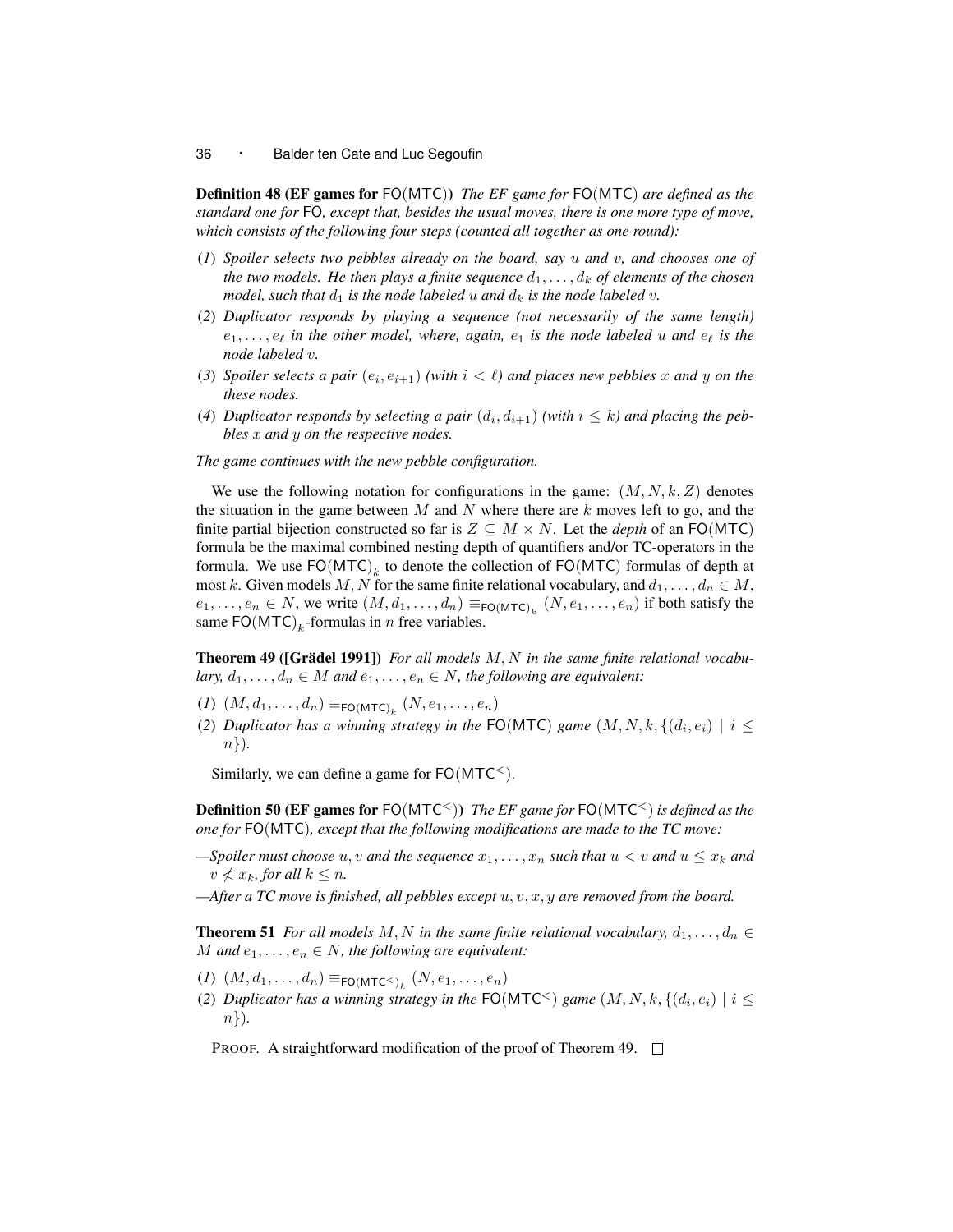**Definition 48 (EF games for FO(MTC))** *The EF game for* FO(MTC) *are defined as the standard one for* FO*, except that, besides the usual moves, there is one more type of move, which consists of the following four steps (counted all together as one round):*

(*1*) *Spoiler selects two pebbles already on the board, say $u$ and $v$, and chooses one of the two models. He then plays a finite sequence $d_1, \dots, d_k$ of elements of the chosen model, such that $d_1$ is the node labeled $u$ and $d_k$ is the node labeled $v$.*

(*2*) *Duplicator responds by playing a sequence (not necessarily of the same length) $e_1, \dots, e_\ell$ in the other model, where, again, $e_1$ is the node labeled $u$ and $e_\ell$ is the node labeled $v$.*

(*3*) *Spoiler selects a pair $(e_i, e_{i+1})$ (with $i < \ell$) and places new pebbles $x$ and $y$ on the these nodes.*

(*4*) *Duplicator responds by selecting a pair $(d_i, d_{i+1})$ (with $i \leq k$) and placing the pebbles $x$ and $y$ on the respective nodes.*

*The game continues with the new pebble configuration.*

We use the following notation for configurations in the game: $(M, N, k, Z)$ denotes the situation in the game between $M$ and $N$ where there are $k$ moves left to go, and the finite partial bijection constructed so far is $Z \subseteq M \times N$. Let the *depth* of an FO(MTC) formula be the maximal combined nesting depth of quantifiers and/or TC-operators in the formula. We use $\mathsf{FO(MTC)}_k$ to denote the collection of FO(MTC) formulas of depth at most $k$. Given models $M, N$ for the same finite relational vocabulary, and $d_1, \dots, d_n \in M$, $e_1, \dots, e_n \in N$, we write $(M, d_1, \dots, d_n) \equiv_{\mathsf{FO(MTC)}_k} (N, e_1, \dots, e_n)$ if both satisfy the same $\mathsf{FO(MTC)}_k$-formulas in $n$ free variables.

**Theorem 49 ([Grädel 1991])** *For all models $M, N$ in the same finite relational vocabulary, $d_1, \dots, d_n \in M$ and $e_1, \dots, e_n \in N$, the following are equivalent:*

(*1*) $(M, d_1, \dots, d_n) \equiv_{\mathsf{FO(MTC)}_k} (N, e_1, \dots, e_n)$

(*2*) *Duplicator has a winning strategy in the* FO(MTC) *game $(M, N, k, \{(d_i, e_i) \mid i \leq n\})$.*

Similarly, we can define a game for $\mathsf{FO(MTC^<)}$.

**Definition 50 (EF games for $\mathsf{FO(MTC^<)}$)** *The EF game for $\mathsf{FO(MTC^<)}$ is defined as the one for* FO(MTC)*, except that the following modifications are made to the TC move:*

—*Spoiler must choose $u, v$ and the sequence $x_1, \dots, x_n$ such that $u < v$ and $u \leq x_k$ and $v \not< x_k$, for all $k \leq n$.*

—*After a TC move is finished, all pebbles except $u, v, x, y$ are removed from the board.*

**Theorem 51** *For all models $M, N$ in the same finite relational vocabulary, $d_1, \dots, d_n \in M$ and $e_1, \dots, e_n \in N$, the following are equivalent:*

(*1*) $(M, d_1, \dots, d_n) \equiv_{\mathsf{FO(MTC^<)}_k} (N, e_1, \dots, e_n)$

(*2*) *Duplicator has a winning strategy in the $\mathsf{FO(MTC^<)}$ game $(M, N, k, \{(d_i, e_i) \mid i \leq n\})$.*

PROOF. A straightforward modification of the proof of Theorem 49. □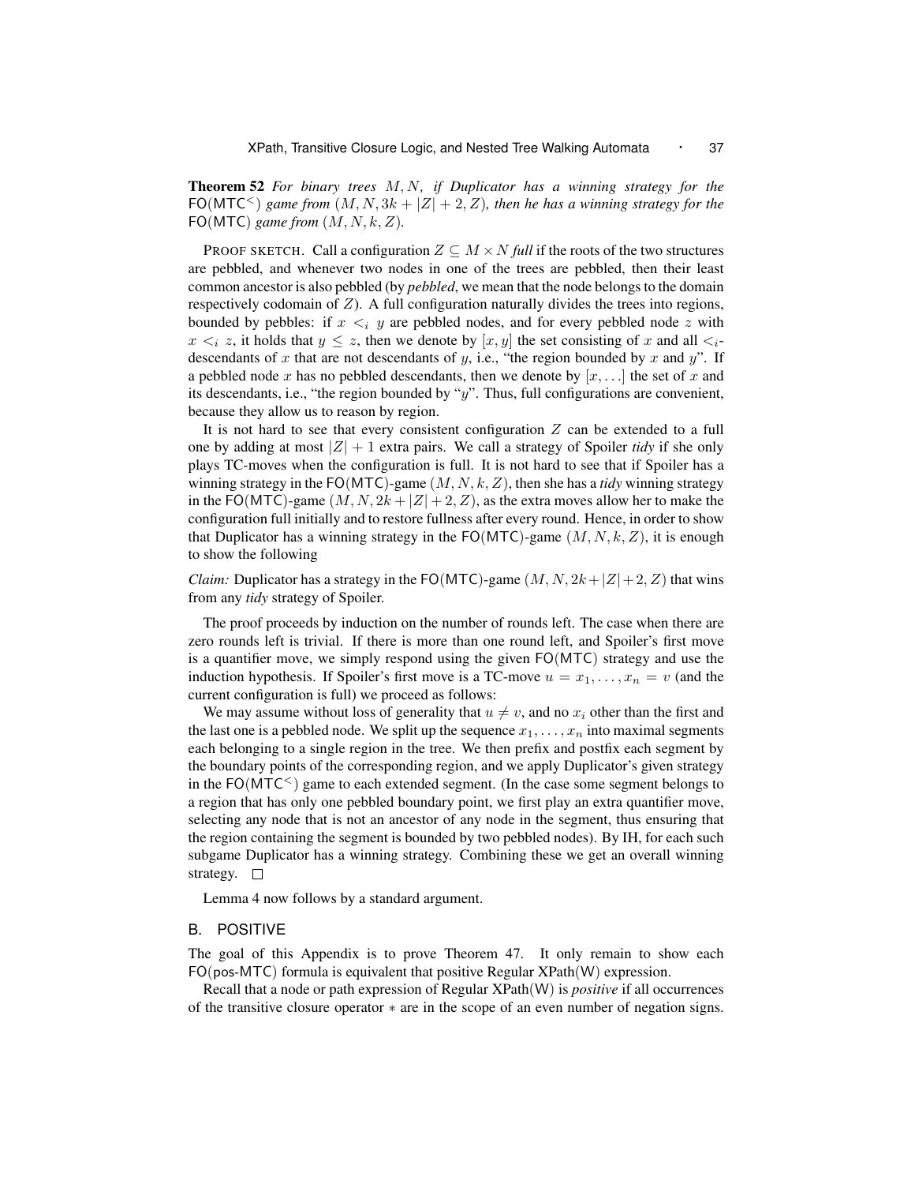**Theorem 52** *For binary trees $M, N$, if Duplicator has a winning strategy for the* $\mathsf{FO}(\mathsf{MTC}^{<})$ *game from* $(M, N, 3k + |Z| + 2, Z)$*, then he has a winning strategy for the* $\mathsf{FO}(\mathsf{MTC})$ *game from* $(M, N, k, Z)$.

PROOF SKETCH. Call a configuration $Z \subseteq M \times N$ *full* if the roots of the two structures are pebbled, and whenever two nodes in one of the trees are pebbled, then their least common ancestor is also pebbled (by *pebbled*, we mean that the node belongs to the domain respectively codomain of $Z$). A full configuration naturally divides the trees into regions, bounded by pebbles: if $x <_i y$ are pebbled nodes, and for every pebbled node $z$ with $x <_i z$, it holds that $y \leq z$, then we denote by $[x, y]$ the set consisting of $x$ and all $<_i$-descendants of $x$ that are not descendants of $y$, i.e., "the region bounded by $x$ and $y$". If a pebbled node $x$ has no pebbled descendants, then we denote by $[x, \ldots]$ the set of $x$ and its descendants, i.e., "the region bounded by "$y$". Thus, full configurations are convenient, because they allow us to reason by region.

It is not hard to see that every consistent configuration $Z$ can be extended to a full one by adding at most $|Z| + 1$ extra pairs. We call a strategy of Spoiler *tidy* if she only plays TC-moves when the configuration is full. It is not hard to see that if Spoiler has a winning strategy in the $\mathsf{FO}(\mathsf{MTC})$-game $(M, N, k, Z)$, then she has a *tidy* winning strategy in the $\mathsf{FO}(\mathsf{MTC})$-game $(M, N, 2k + |Z| + 2, Z)$, as the extra moves allow her to make the configuration full initially and to restore fullness after every round. Hence, in order to show that Duplicator has a winning strategy in the $\mathsf{FO}(\mathsf{MTC})$-game $(M, N, k, Z)$, it is enough to show the following

*Claim:* Duplicator has a strategy in the $\mathsf{FO}(\mathsf{MTC})$-game $(M, N, 2k + |Z| + 2, Z)$ that wins from any *tidy* strategy of Spoiler.

The proof proceeds by induction on the number of rounds left. The case when there are zero rounds left is trivial. If there is more than one round left, and Spoiler's first move is a quantifier move, we simply respond using the given $\mathsf{FO}(\mathsf{MTC})$ strategy and use the induction hypothesis. If Spoiler's first move is a TC-move $u = x_1, \ldots, x_n = v$ (and the current configuration is full) we proceed as follows:

We may assume without loss of generality that $u \neq v$, and no $x_i$ other than the first and the last one is a pebbled node. We split up the sequence $x_1, \ldots, x_n$ into maximal segments each belonging to a single region in the tree. We then prefix and postfix each segment by the boundary points of the corresponding region, and we apply Duplicator's given strategy in the $\mathsf{FO}(\mathsf{MTC}^{<})$ game to each extended segment. (In the case some segment belongs to a region that has only one pebbled boundary point, we first play an extra quantifier move, selecting any node that is not an ancestor of any node in the segment, thus ensuring that the region containing the segment is bounded by two pebbled nodes). By IH, for each such subgame Duplicator has a winning strategy. Combining these we get an overall winning strategy. $\square$

Lemma 4 now follows by a standard argument.

## B. POSITIVE

The goal of this Appendix is to prove Theorem 47. It only remain to show each $\mathsf{FO}(\mathsf{pos}\text{-}\mathsf{MTC})$ formula is equivalent that positive Regular XPath(W) expression.

Recall that a node or path expression of Regular XPath(W) is *positive* if all occurrences of the transitive closure operator $*$ are in the scope of an even number of negation signs.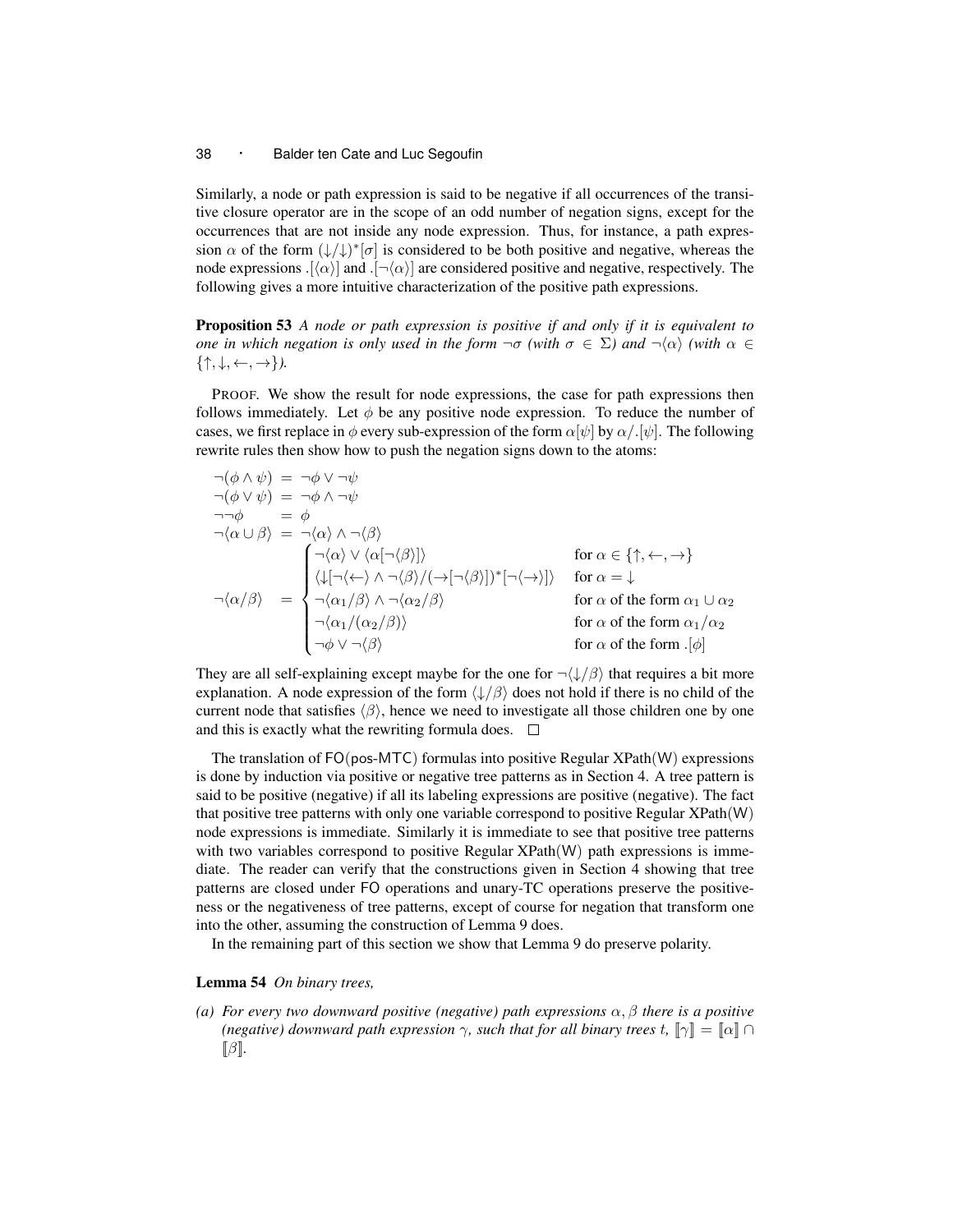Similarly, a node or path expression is said to be negative if all occurrences of the transitive closure operator are in the scope of an odd number of negation signs, except for the occurrences that are not inside any node expression. Thus, for instance, a path expression $\alpha$ of the form $(\downarrow/\downarrow)^*[\sigma]$ is considered to be both positive and negative, whereas the node expressions $.[\langle\alpha\rangle]$ and $.[\neg\langle\alpha\rangle]$ are considered positive and negative, respectively. The following gives a more intuitive characterization of the positive path expressions.

**Proposition 53** *A node or path expression is positive if and only if it is equivalent to one in which negation is only used in the form $\neg\sigma$ (with $\sigma \in \Sigma$) and $\neg\langle\alpha\rangle$ (with $\alpha \in \{\uparrow, \downarrow, \leftarrow, \rightarrow\}$).*

PROOF. We show the result for node expressions, the case for path expressions then follows immediately. Let $\phi$ be any positive node expression. To reduce the number of cases, we first replace in $\phi$ every sub-expression of the form $\alpha[\psi]$ by $\alpha/.[\psi]$. The following rewrite rules then show how to push the negation signs down to the atoms:

$$
\begin{array}{lcl}
\neg(\phi \wedge \psi) & = & \neg\phi \vee \neg\psi \\
\neg(\phi \vee \psi) & = & \neg\phi \wedge \neg\psi \\
\neg\neg\phi & = & \phi \\
\neg\langle\alpha \cup \beta\rangle & = & \neg\langle\alpha\rangle \wedge \neg\langle\beta\rangle \\
\neg\langle\alpha/\beta\rangle & = & \begin{cases}
\neg\langle\alpha\rangle \vee \langle\alpha[\neg\langle\beta\rangle]\rangle & \text{for } \alpha \in \{\uparrow, \leftarrow, \rightarrow\} \\
\langle\downarrow[\neg\langle\leftarrow\rangle \wedge \neg\langle\beta\rangle/(\rightarrow[\neg\langle\beta\rangle])^*[\neg\langle\rightarrow\rangle]\rangle & \text{for } \alpha = \downarrow \\
\neg\langle\alpha_1/\beta\rangle \wedge \neg\langle\alpha_2/\beta\rangle & \text{for } \alpha \text{ of the form } \alpha_1 \cup \alpha_2 \\
\neg\langle\alpha_1/(\alpha_2/\beta)\rangle & \text{for } \alpha \text{ of the form } \alpha_1/\alpha_2 \\
\neg\phi \vee \neg\langle\beta\rangle & \text{for } \alpha \text{ of the form } .[\phi]
\end{cases}
\end{array}
$$

They are all self-explaining except maybe for the one for $\neg\langle\downarrow/\beta\rangle$ that requires a bit more explanation. A node expression of the form $\langle\downarrow/\beta\rangle$ does not hold if there is no child of the current node that satisfies $\langle\beta\rangle$, hence we need to investigate all those children one by one and this is exactly what the rewriting formula does. $\square$

The translation of FO(pos-MTC) formulas into positive Regular XPath(W) expressions is done by induction via positive or negative tree patterns as in Section 4. A tree pattern is said to be positive (negative) if all its labeling expressions are positive (negative). The fact that positive tree patterns with only one variable correspond to positive Regular XPath(W) node expressions is immediate. Similarly it is immediate to see that positive tree patterns with two variables correspond to positive Regular XPath(W) path expressions is immediate. The reader can verify that the constructions given in Section 4 showing that tree patterns are closed under FO operations and unary-TC operations preserve the positiveness or the negativeness of tree patterns, except of course for negation that transform one into the other, assuming the construction of Lemma 9 does.

In the remaining part of this section we show that Lemma 9 do preserve polarity.

**Lemma 54** *On binary trees,*

*(a) For every two downward positive (negative) path expressions $\alpha, \beta$ there is a positive (negative) downward path expression $\gamma$, such that for all binary trees t, $[\![\gamma]\!] = [\![\alpha]\!] \cap [\![\beta]\!]$.*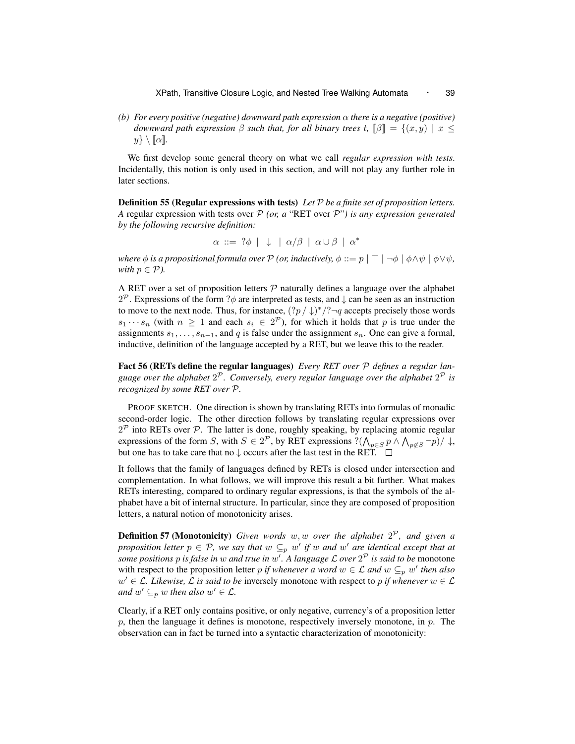*(b) For every positive (negative) downward path expression $\alpha$ there is a negative (positive) downward path expression $\beta$ such that, for all binary trees t, $[\![\beta]\!] = \{(x, y) \mid x \leq y\} \setminus [\![\alpha]\!]$.*

We first develop some general theory on what we call *regular expression with tests*. Incidentally, this notion is only used in this section, and will not play any further role in later sections.

**Definition 55 (Regular expressions with tests)** *Let $\mathcal{P}$ be a finite set of proposition letters. A* regular expression with tests over $\mathcal{P}$ *(or, a* "RET over $\mathcal{P}$"*) is any expression generated by the following recursive definition:*

$$\alpha ::= ?\phi \mid \downarrow \mid \alpha/\beta \mid \alpha \cup \beta \mid \alpha^*$$

*where $\phi$ is a propositional formula over $\mathcal{P}$ (or, inductively, $\phi ::= p \mid \top \mid \neg\phi \mid \phi \wedge \psi \mid \phi \vee \psi$, with $p \in \mathcal{P}$).*

A RET over a set of proposition letters $\mathcal{P}$ naturally defines a language over the alphabet $2^{\mathcal{P}}$. Expressions of the form $?\phi$ are interpreted as tests, and $\downarrow$ can be seen as an instruction to move to the next node. Thus, for instance, $(?p / \downarrow)^* / ?\neg q$ accepts precisely those words $s_1 \cdots s_n$ (with $n \geq 1$ and each $s_i \in 2^{\mathcal{P}}$), for which it holds that $p$ is true under the assignments $s_1, \ldots, s_{n-1}$, and $q$ is false under the assignment $s_n$. One can give a formal, inductive, definition of the language accepted by a RET, but we leave this to the reader.

**Fact 56 (RETs define the regular languages)** *Every RET over $\mathcal{P}$ defines a regular language over the alphabet $2^{\mathcal{P}}$. Conversely, every regular language over the alphabet $2^{\mathcal{P}}$ is recognized by some RET over $\mathcal{P}$.*

PROOF SKETCH. One direction is shown by translating RETs into formulas of monadic second-order logic. The other direction follows by translating regular expressions over $2^{\mathcal{P}}$ into RETs over $\mathcal{P}$. The latter is done, roughly speaking, by replacing atomic regular expressions of the form $S$, with $S \in 2^{\mathcal{P}}$, by RET expressions $?(\bigwedge_{p \in S} p \wedge \bigwedge_{p \notin S} \neg p) / \downarrow$, but one has to take care that no $\downarrow$ occurs after the last test in the RET. $\square$

It follows that the family of languages defined by RETs is closed under intersection and complementation. In what follows, we will improve this result a bit further. What makes RETs interesting, compared to ordinary regular expressions, is that the symbols of the alphabet have a bit of internal structure. In particular, since they are composed of proposition letters, a natural notion of monotonicity arises.

**Definition 57 (Monotonicity)** *Given words $w, w$ over the alphabet $2^{\mathcal{P}}$, and given a proposition letter $p \in \mathcal{P}$, we say that $w \subseteq_p w'$ if $w$ and $w'$ are identical except that at some positions $p$ is false in $w$ and true in $w'$. A language $\mathcal{L}$ over $2^{\mathcal{P}}$ is said to be* monotone with respect to the proposition letter $p$ *if whenever a word $w \in \mathcal{L}$ and $w \subseteq_p w'$ then also $w' \in \mathcal{L}$. Likewise, $\mathcal{L}$ is said to be* inversely monotone with respect to $p$ *if whenever $w \in \mathcal{L}$ and $w' \subseteq_p w$ then also $w' \in \mathcal{L}$.*

Clearly, if a RET only contains positive, or only negative, currency's of a proposition letter $p$, then the language it defines is monotone, respectively inversely monotone, in $p$. The observation can in fact be turned into a syntactic characterization of monotonicity: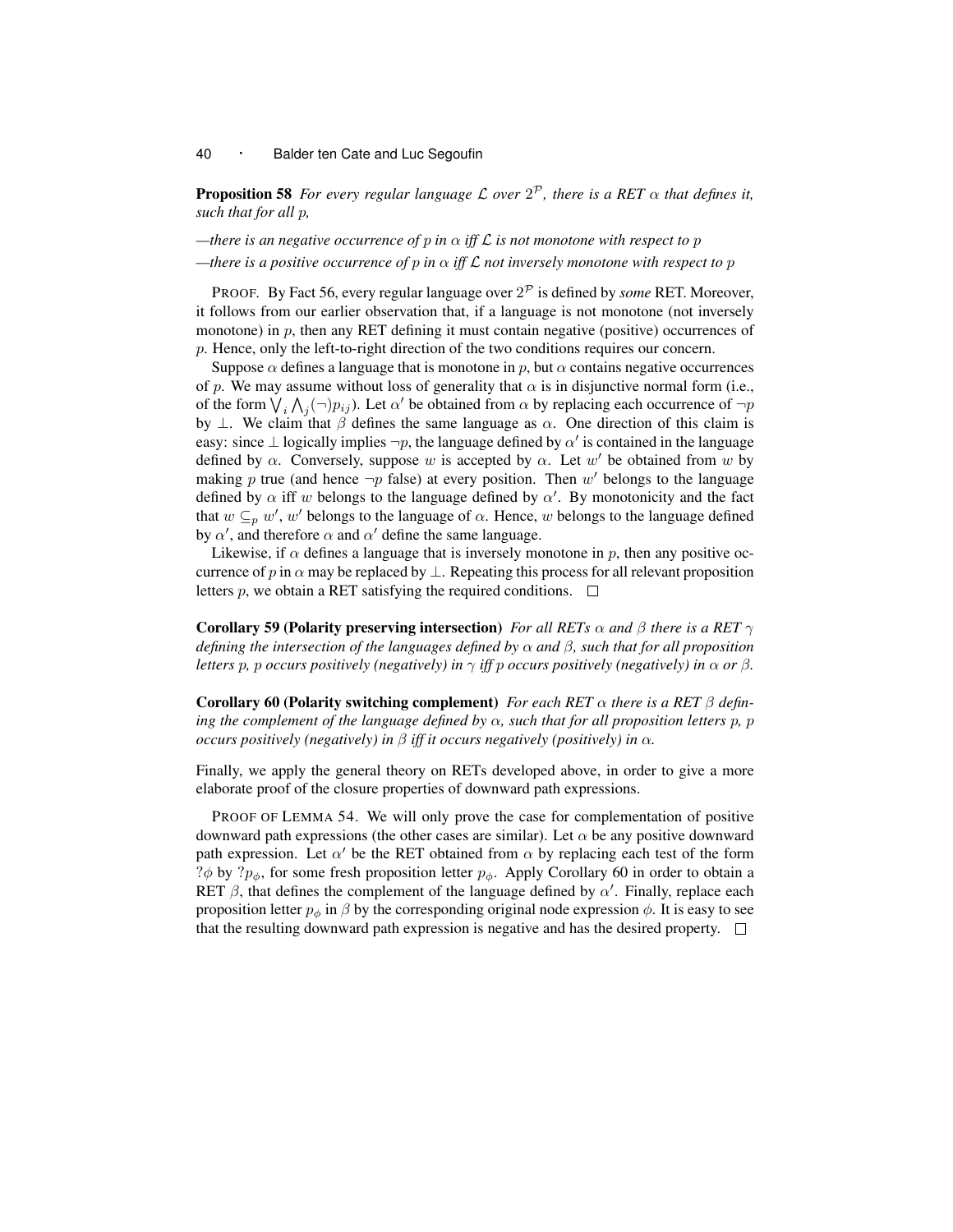**Proposition 58** *For every regular language $\mathcal{L}$ over $2^{\mathcal{P}}$, there is a RET $\alpha$ that defines it, such that for all $p$,*

*—there is an negative occurrence of $p$ in $\alpha$ iff $\mathcal{L}$ is not monotone with respect to $p$*

*—there is a positive occurrence of $p$ in $\alpha$ iff $\mathcal{L}$ not inversely monotone with respect to $p$*

PROOF. By Fact 56, every regular language over $2^{\mathcal{P}}$ is defined by *some* RET. Moreover, it follows from our earlier observation that, if a language is not monotone (not inversely monotone) in $p$, then any RET defining it must contain negative (positive) occurrences of $p$. Hence, only the left-to-right direction of the two conditions requires our concern.

Suppose $\alpha$ defines a language that is monotone in $p$, but $\alpha$ contains negative occurrences of $p$. We may assume without loss of generality that $\alpha$ is in disjunctive normal form (i.e., of the form $\bigvee_i \bigwedge_j (\neg) p_{ij}$). Let $\alpha'$ be obtained from $\alpha$ by replacing each occurrence of $\neg p$ by $\bot$. We claim that $\beta$ defines the same language as $\alpha$. One direction of this claim is easy: since $\bot$ logically implies $\neg p$, the language defined by $\alpha'$ is contained in the language defined by $\alpha$. Conversely, suppose $w$ is accepted by $\alpha$. Let $w'$ be obtained from $w$ by making $p$ true (and hence $\neg p$ false) at every position. Then $w'$ belongs to the language defined by $\alpha$ iff $w$ belongs to the language defined by $\alpha'$. By monotonicity and the fact that $w \subseteq_p w'$, $w'$ belongs to the language of $\alpha$. Hence, $w$ belongs to the language defined by $\alpha'$, and therefore $\alpha$ and $\alpha'$ define the same language.

Likewise, if $\alpha$ defines a language that is inversely monotone in $p$, then any positive occurrence of $p$ in $\alpha$ may be replaced by $\bot$. Repeating this process for all relevant proposition letters $p$, we obtain a RET satisfying the required conditions. $\square$

**Corollary 59 (Polarity preserving intersection)** *For all RETs $\alpha$ and $\beta$ there is a RET $\gamma$ defining the intersection of the languages defined by $\alpha$ and $\beta$, such that for all proposition letters $p$, $p$ occurs positively (negatively) in $\gamma$ iff $p$ occurs positively (negatively) in $\alpha$ or $\beta$.*

**Corollary 60 (Polarity switching complement)** *For each RET $\alpha$ there is a RET $\beta$ defining the complement of the language defined by $\alpha$, such that for all proposition letters $p$, $p$ occurs positively (negatively) in $\beta$ iff it occurs negatively (positively) in $\alpha$.*

Finally, we apply the general theory on RETs developed above, in order to give a more elaborate proof of the closure properties of downward path expressions.

PROOF OF LEMMA 54. We will only prove the case for complementation of positive downward path expressions (the other cases are similar). Let $\alpha$ be any positive downward path expression. Let $\alpha'$ be the RET obtained from $\alpha$ by replacing each test of the form $?\phi$ by $?p_\phi$, for some fresh proposition letter $p_\phi$. Apply Corollary 60 in order to obtain a RET $\beta$, that defines the complement of the language defined by $\alpha'$. Finally, replace each proposition letter $p_\phi$ in $\beta$ by the corresponding original node expression $\phi$. It is easy to see that the resulting downward path expression is negative and has the desired property. $\square$